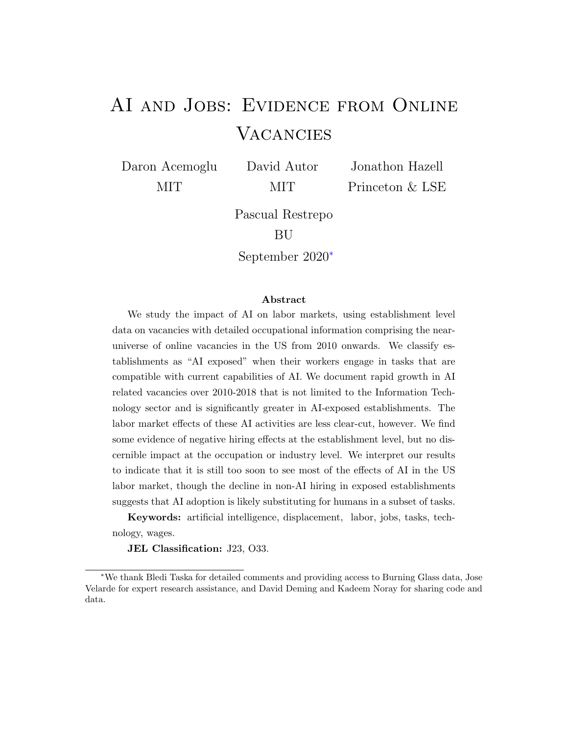# AI and Jobs: Evidence from Online Vacancies

Daron Acemoglu (MIT) | David Autor (MIT) | Jonathon Hazell (Princeton & LSE)

Pascual Restrepo (BU)

September 2020*

**Abstract**

We study the impact of AI on labor markets, using establishment level data on vacancies with detailed occupational information comprising the near-universe of online vacancies in the US from 2010 onwards. We classify establishments as "AI exposed" when their workers engage in tasks that are compatible with current capabilities of AI. We document rapid growth in AI related vacancies over 2010-2018 that is not limited to the Information Technology sector and is significantly greater in AI-exposed establishments. The labor market effects of these AI activities are less clear-cut, however. We find some evidence of negative hiring effects at the establishment level, but no discernible impact at the occupation or industry level. We interpret our results to indicate that it is still too soon to see most of the effects of AI in the US labor market, though the decline in non-AI hiring in exposed establishments suggests that AI adoption is likely substituting for humans in a subset of tasks.

**Keywords:** artificial intelligence, displacement, labor, jobs, tasks, technology, wages.

**JEL Classification:** J23, O33.

---

*We thank Bledi Taska for detailed comments and providing access to Burning Glass data, Jose Velarde for expert research assistance, and David Deming and Kadeem Noray for sharing code and data.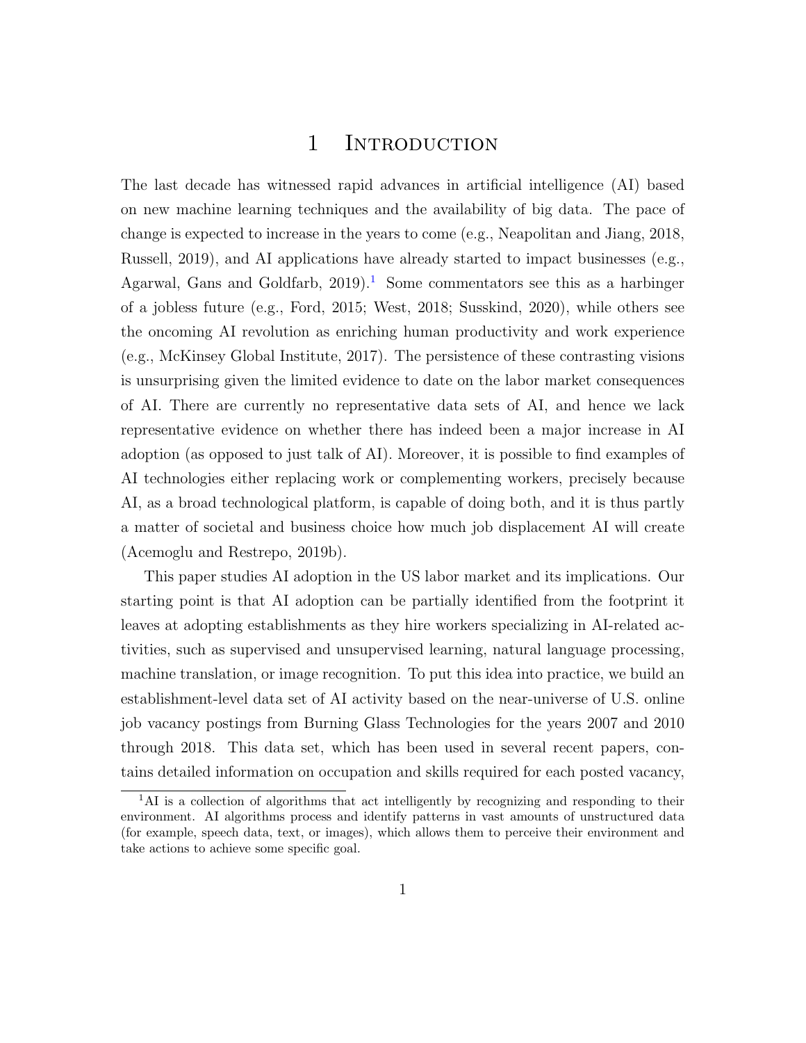# 1 Introduction

The last decade has witnessed rapid advances in artificial intelligence (AI) based on new machine learning techniques and the availability of big data. The pace of change is expected to increase in the years to come (e.g., Neapolitan and Jiang, 2018, Russell, 2019), and AI applications have already started to impact businesses (e.g., Agarwal, Gans and Goldfarb, 2019).[1] Some commentators see this as a harbinger of a jobless future (e.g., Ford, 2015; West, 2018; Susskind, 2020), while others see the oncoming AI revolution as enriching human productivity and work experience (e.g., McKinsey Global Institute, 2017). The persistence of these contrasting visions is unsurprising given the limited evidence to date on the labor market consequences of AI. There are currently no representative data sets of AI, and hence we lack representative evidence on whether there has indeed been a major increase in AI adoption (as opposed to just talk of AI). Moreover, it is possible to find examples of AI technologies either replacing work or complementing workers, precisely because AI, as a broad technological platform, is capable of doing both, and it is thus partly a matter of societal and business choice how much job displacement AI will create (Acemoglu and Restrepo, 2019b).

This paper studies AI adoption in the US labor market and its implications. Our starting point is that AI adoption can be partially identified from the footprint it leaves at adopting establishments as they hire workers specializing in AI-related activities, such as supervised and unsupervised learning, natural language processing, machine translation, or image recognition. To put this idea into practice, we build an establishment-level data set of AI activity based on the near-universe of U.S. online job vacancy postings from Burning Glass Technologies for the years 2007 and 2010 through 2018. This data set, which has been used in several recent papers, contains detailed information on occupation and skills required for each posted vacancy,

[1] AI is a collection of algorithms that act intelligently by recognizing and responding to their environment. AI algorithms process and identify patterns in vast amounts of unstructured data (for example, speech data, text, or images), which allows them to perceive their environment and take actions to achieve some specific goal.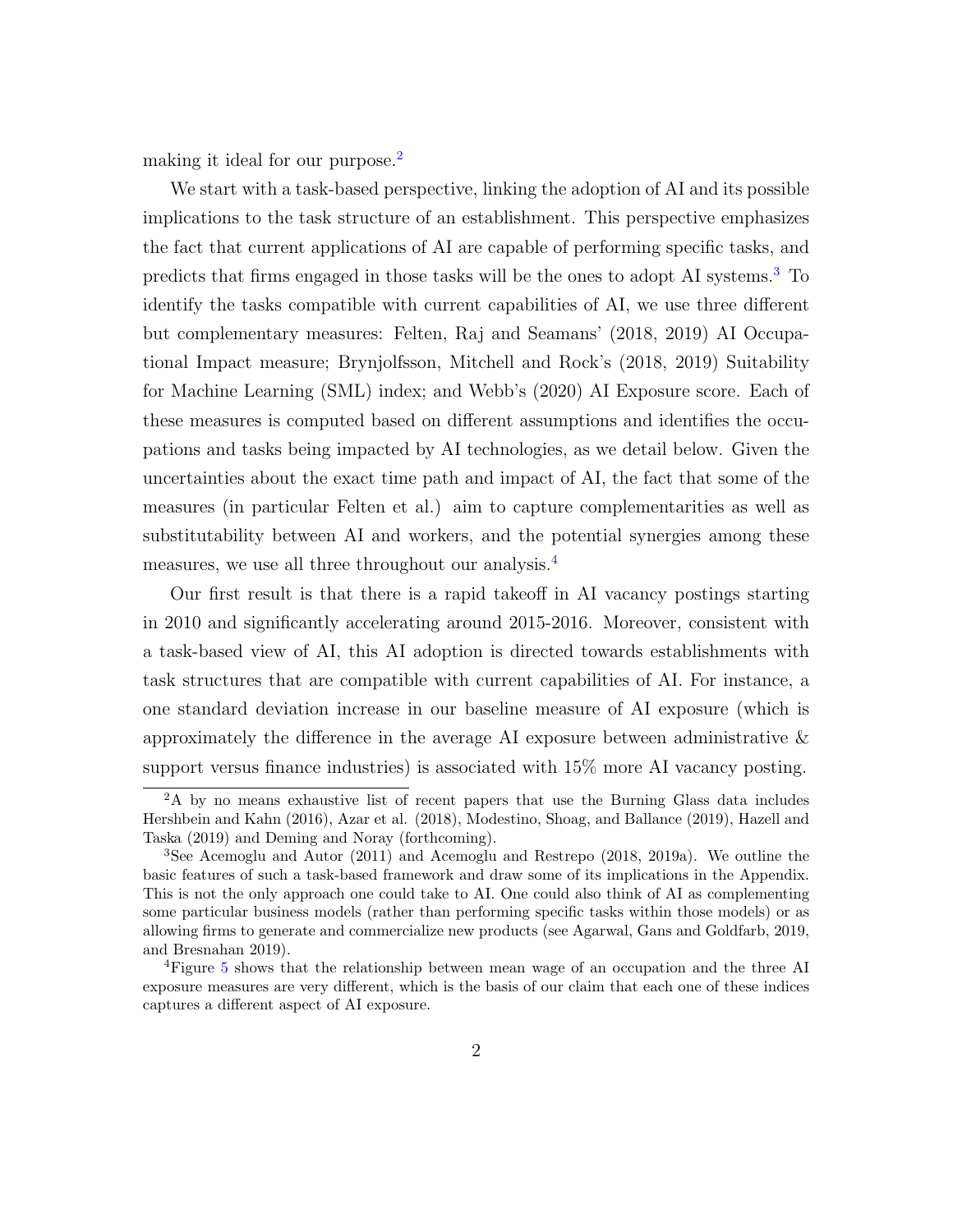making it ideal for our purpose.[2]

We start with a task-based perspective, linking the adoption of AI and its possible implications to the task structure of an establishment. This perspective emphasizes the fact that current applications of AI are capable of performing specific tasks, and predicts that firms engaged in those tasks will be the ones to adopt AI systems.[3] To identify the tasks compatible with current capabilities of AI, we use three different but complementary measures: Felten, Raj and Seamans' (2018, 2019) AI Occupational Impact measure; Brynjolfsson, Mitchell and Rock's (2018, 2019) Suitability for Machine Learning (SML) index; and Webb's (2020) AI Exposure score. Each of these measures is computed based on different assumptions and identifies the occupations and tasks being impacted by AI technologies, as we detail below. Given the uncertainties about the exact time path and impact of AI, the fact that some of the measures (in particular Felten et al.) aim to capture complementarities as well as substitutability between AI and workers, and the potential synergies among these measures, we use all three throughout our analysis.[4]

Our first result is that there is a rapid takeoff in AI vacancy postings starting in 2010 and significantly accelerating around 2015-2016. Moreover, consistent with a task-based view of AI, this AI adoption is directed towards establishments with task structures that are compatible with current capabilities of AI. For instance, a one standard deviation increase in our baseline measure of AI exposure (which is approximately the difference in the average AI exposure between administrative & support versus finance industries) is associated with 15% more AI vacancy posting.

[2] A by no means exhaustive list of recent papers that use the Burning Glass data includes Hershbein and Kahn (2016), Azar et al. (2018), Modestino, Shoag, and Ballance (2019), Hazell and Taska (2019) and Deming and Noray (forthcoming).

[3] See Acemoglu and Autor (2011) and Acemoglu and Restrepo (2018, 2019a). We outline the basic features of such a task-based framework and draw some of its implications in the Appendix. This is not the only approach one could take to AI. One could also think of AI as complementing some particular business models (rather than performing specific tasks within those models) or as allowing firms to generate and commercialize new products (see Agarwal, Gans and Goldfarb, 2019, and Bresnahan 2019).

[4] Figure 5 shows that the relationship between mean wage of an occupation and the three AI exposure measures are very different, which is the basis of our claim that each one of these indices captures a different aspect of AI exposure.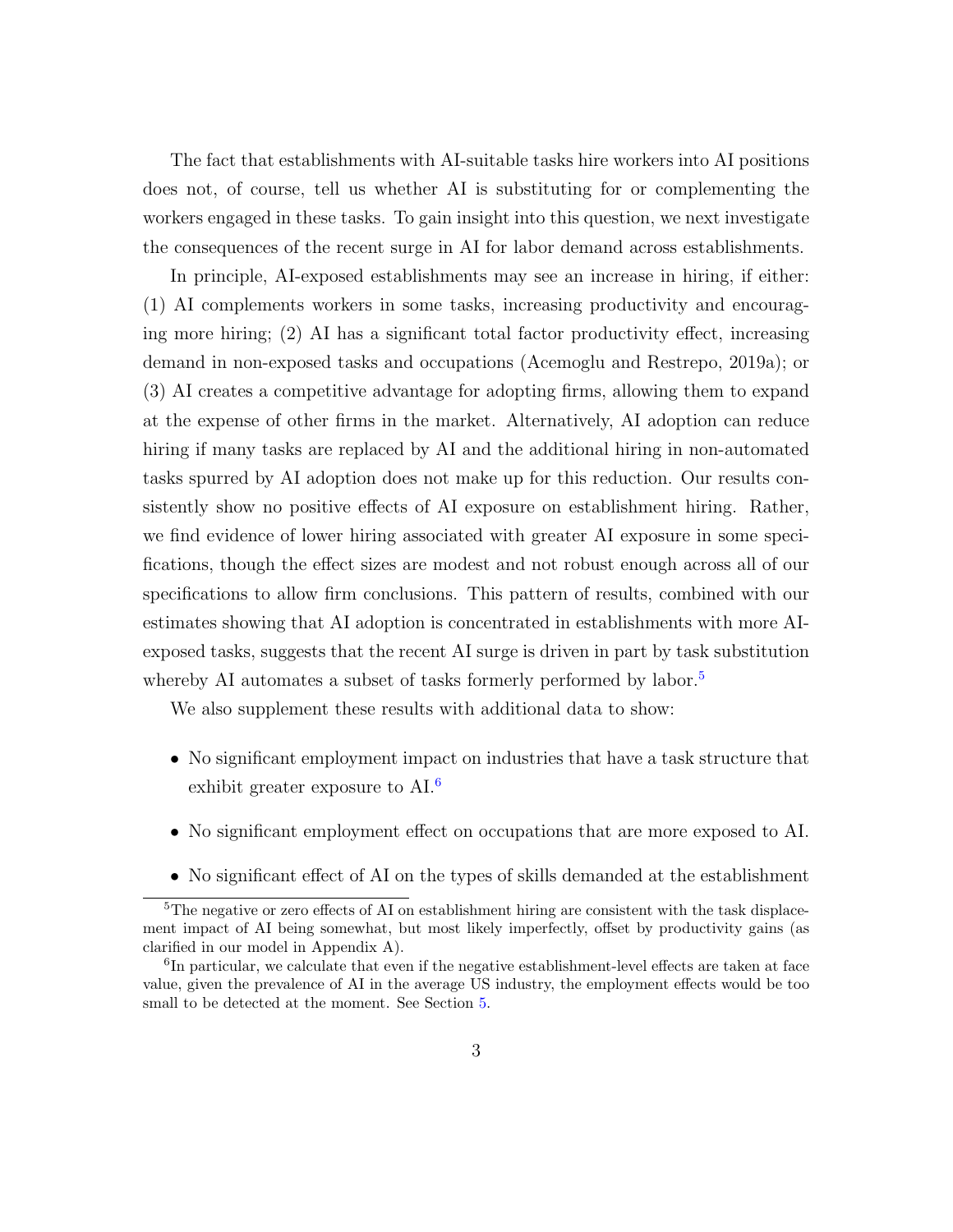The fact that establishments with AI-suitable tasks hire workers into AI positions does not, of course, tell us whether AI is substituting for or complementing the workers engaged in these tasks. To gain insight into this question, we next investigate the consequences of the recent surge in AI for labor demand across establishments.

In principle, AI-exposed establishments may see an increase in hiring, if either: (1) AI complements workers in some tasks, increasing productivity and encouraging more hiring; (2) AI has a significant total factor productivity effect, increasing demand in non-exposed tasks and occupations (Acemoglu and Restrepo, 2019a); or (3) AI creates a competitive advantage for adopting firms, allowing them to expand at the expense of other firms in the market. Alternatively, AI adoption can reduce hiring if many tasks are replaced by AI and the additional hiring in non-automated tasks spurred by AI adoption does not make up for this reduction. Our results consistently show no positive effects of AI exposure on establishment hiring. Rather, we find evidence of lower hiring associated with greater AI exposure in some specifications, though the effect sizes are modest and not robust enough across all of our specifications to allow firm conclusions. This pattern of results, combined with our estimates showing that AI adoption is concentrated in establishments with more AI-exposed tasks, suggests that the recent AI surge is driven in part by task substitution whereby AI automates a subset of tasks formerly performed by labor.[5]

We also supplement these results with additional data to show:

- No significant employment impact on industries that have a task structure that exhibit greater exposure to AI.[6]
- No significant employment effect on occupations that are more exposed to AI.
- No significant effect of AI on the types of skills demanded at the establishment

[5] The negative or zero effects of AI on establishment hiring are consistent with the task displacement impact of AI being somewhat, but most likely imperfectly, offset by productivity gains (as clarified in our model in Appendix A).

[6] In particular, we calculate that even if the negative establishment-level effects are taken at face value, given the prevalence of AI in the average US industry, the employment effects would be too small to be detected at the moment. See Section 5.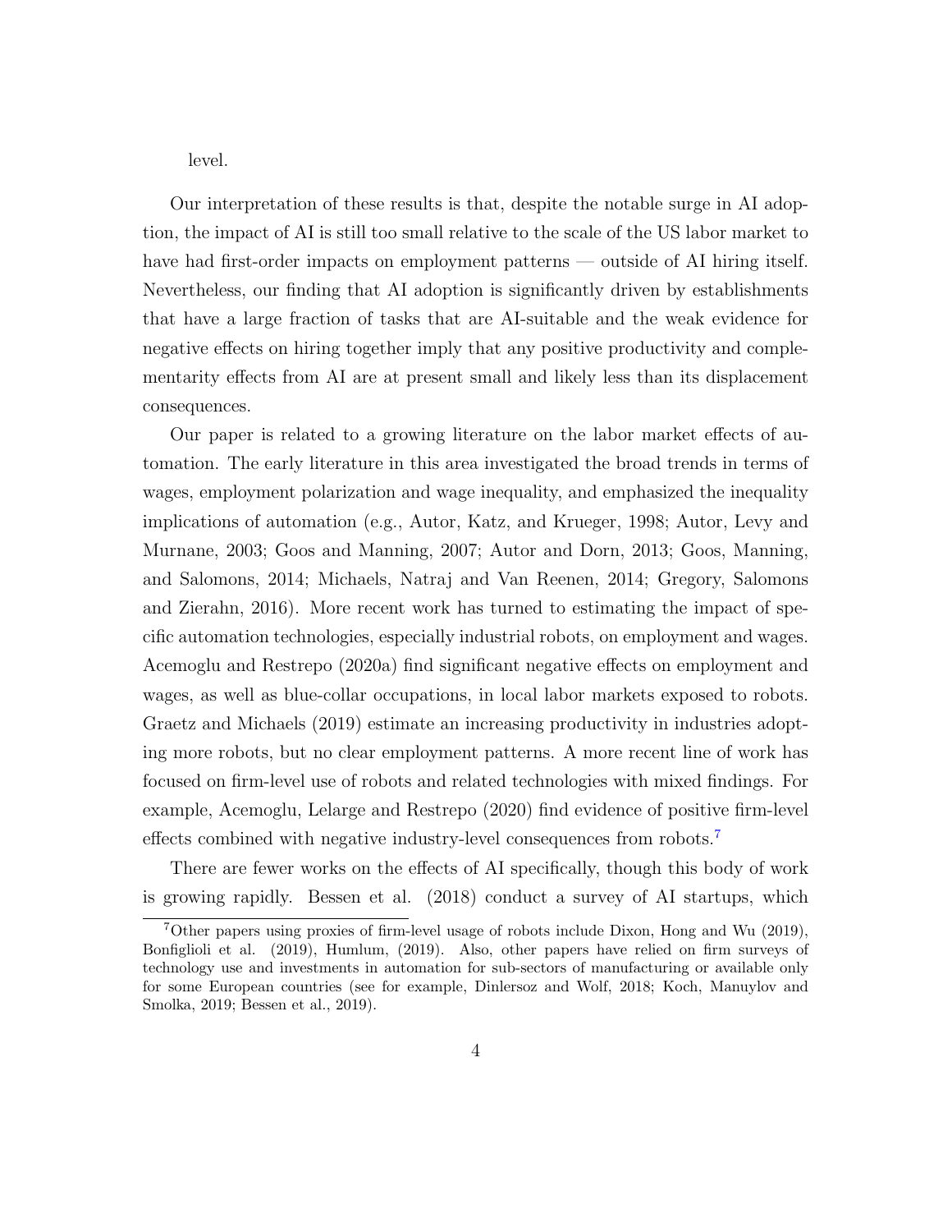level.

Our interpretation of these results is that, despite the notable surge in AI adoption, the impact of AI is still too small relative to the scale of the US labor market to have had first-order impacts on employment patterns — outside of AI hiring itself. Nevertheless, our finding that AI adoption is significantly driven by establishments that have a large fraction of tasks that are AI-suitable and the weak evidence for negative effects on hiring together imply that any positive productivity and complementarity effects from AI are at present small and likely less than its displacement consequences.

Our paper is related to a growing literature on the labor market effects of automation. The early literature in this area investigated the broad trends in terms of wages, employment polarization and wage inequality, and emphasized the inequality implications of automation (e.g., Autor, Katz, and Krueger, 1998; Autor, Levy and Murnane, 2003; Goos and Manning, 2007; Autor and Dorn, 2013; Goos, Manning, and Salomons, 2014; Michaels, Natraj and Van Reenen, 2014; Gregory, Salomons and Zierahn, 2016). More recent work has turned to estimating the impact of specific automation technologies, especially industrial robots, on employment and wages. Acemoglu and Restrepo (2020a) find significant negative effects on employment and wages, as well as blue-collar occupations, in local labor markets exposed to robots. Graetz and Michaels (2019) estimate an increasing productivity in industries adopting more robots, but no clear employment patterns. A more recent line of work has focused on firm-level use of robots and related technologies with mixed findings. For example, Acemoglu, Lelarge and Restrepo (2020) find evidence of positive firm-level effects combined with negative industry-level consequences from robots.[7]

There are fewer works on the effects of AI specifically, though this body of work is growing rapidly. Bessen et al. (2018) conduct a survey of AI startups, which

[7] Other papers using proxies of firm-level usage of robots include Dixon, Hong and Wu (2019), Bonfiglioli et al. (2019), Humlum, (2019). Also, other papers have relied on firm surveys of technology use and investments in automation for sub-sectors of manufacturing or available only for some European countries (see for example, Dinlersoz and Wolf, 2018; Koch, Manuylov and Smolka, 2019; Bessen et al., 2019).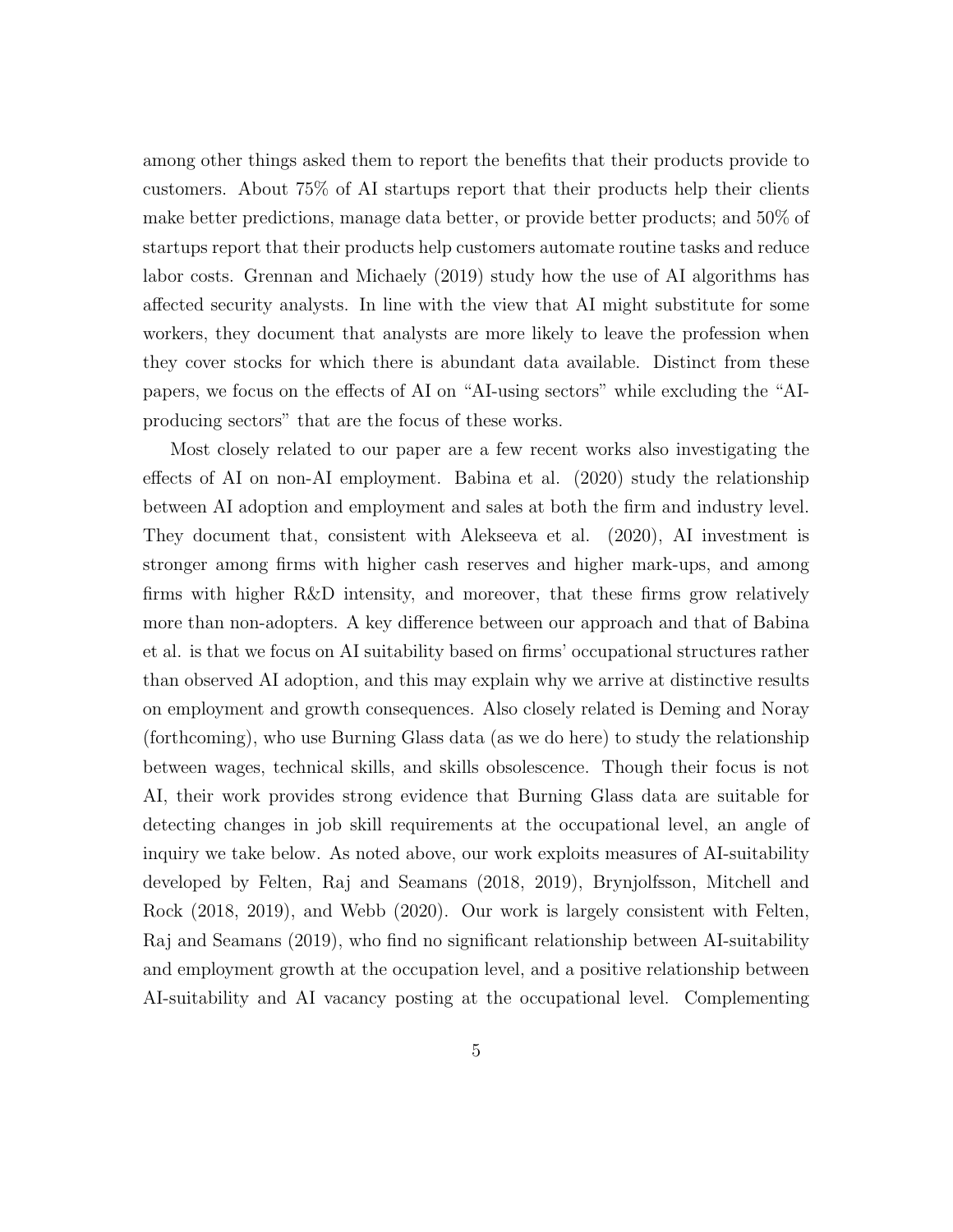among other things asked them to report the benefits that their products provide to customers. About 75% of AI startups report that their products help their clients make better predictions, manage data better, or provide better products; and 50% of startups report that their products help customers automate routine tasks and reduce labor costs. Grennan and Michaely (2019) study how the use of AI algorithms has affected security analysts. In line with the view that AI might substitute for some workers, they document that analysts are more likely to leave the profession when they cover stocks for which there is abundant data available. Distinct from these papers, we focus on the effects of AI on "AI-using sectors" while excluding the "AI-producing sectors" that are the focus of these works.

Most closely related to our paper are a few recent works also investigating the effects of AI on non-AI employment. Babina et al. (2020) study the relationship between AI adoption and employment and sales at both the firm and industry level. They document that, consistent with Alekseeva et al. (2020), AI investment is stronger among firms with higher cash reserves and higher mark-ups, and among firms with higher R&D intensity, and moreover, that these firms grow relatively more than non-adopters. A key difference between our approach and that of Babina et al. is that we focus on AI suitability based on firms' occupational structures rather than observed AI adoption, and this may explain why we arrive at distinctive results on employment and growth consequences. Also closely related is Deming and Noray (forthcoming), who use Burning Glass data (as we do here) to study the relationship between wages, technical skills, and skills obsolescence. Though their focus is not AI, their work provides strong evidence that Burning Glass data are suitable for detecting changes in job skill requirements at the occupational level, an angle of inquiry we take below. As noted above, our work exploits measures of AI-suitability developed by Felten, Raj and Seamans (2018, 2019), Brynjolfsson, Mitchell and Rock (2018, 2019), and Webb (2020). Our work is largely consistent with Felten, Raj and Seamans (2019), who find no significant relationship between AI-suitability and employment growth at the occupation level, and a positive relationship between AI-suitability and AI vacancy posting at the occupational level. Complementing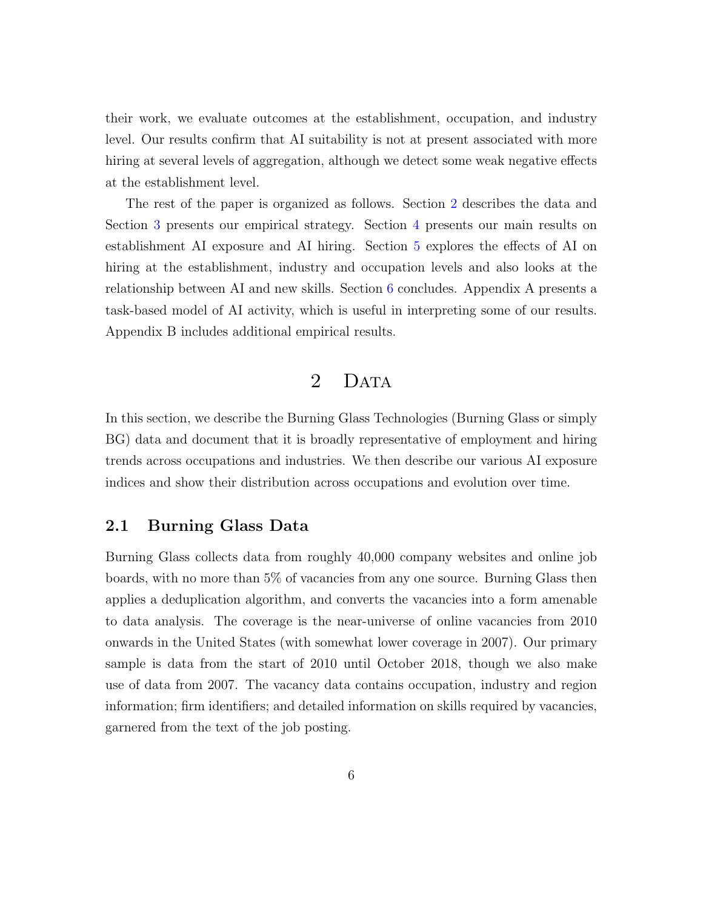their work, we evaluate outcomes at the establishment, occupation, and industry level. Our results confirm that AI suitability is not at present associated with more hiring at several levels of aggregation, although we detect some weak negative effects at the establishment level.

The rest of the paper is organized as follows. Section 2 describes the data and Section 3 presents our empirical strategy. Section 4 presents our main results on establishment AI exposure and AI hiring. Section 5 explores the effects of AI on hiring at the establishment, industry and occupation levels and also looks at the relationship between AI and new skills. Section 6 concludes. Appendix A presents a task-based model of AI activity, which is useful in interpreting some of our results. Appendix B includes additional empirical results.

# 2 Data

In this section, we describe the Burning Glass Technologies (Burning Glass or simply BG) data and document that it is broadly representative of employment and hiring trends across occupations and industries. We then describe our various AI exposure indices and show their distribution across occupations and evolution over time.

## 2.1 Burning Glass Data

Burning Glass collects data from roughly 40,000 company websites and online job boards, with no more than 5% of vacancies from any one source. Burning Glass then applies a deduplication algorithm, and converts the vacancies into a form amenable to data analysis. The coverage is the near-universe of online vacancies from 2010 onwards in the United States (with somewhat lower coverage in 2007). Our primary sample is data from the start of 2010 until October 2018, though we also make use of data from 2007. The vacancy data contains occupation, industry and region information; firm identifiers; and detailed information on skills required by vacancies, garnered from the text of the job posting.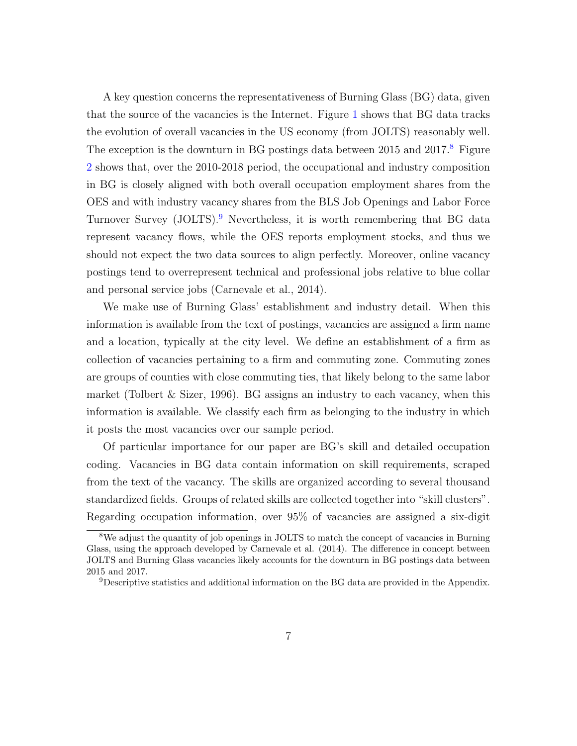A key question concerns the representativeness of Burning Glass (BG) data, given that the source of the vacancies is the Internet. Figure 1 shows that BG data tracks the evolution of overall vacancies in the US economy (from JOLTS) reasonably well. The exception is the downturn in BG postings data between 2015 and 2017.[8] Figure 2 shows that, over the 2010-2018 period, the occupational and industry composition in BG is closely aligned with both overall occupation employment shares from the OES and with industry vacancy shares from the BLS Job Openings and Labor Force Turnover Survey (JOLTS).[9] Nevertheless, it is worth remembering that BG data represent vacancy flows, while the OES reports employment stocks, and thus we should not expect the two data sources to align perfectly. Moreover, online vacancy postings tend to overrepresent technical and professional jobs relative to blue collar and personal service jobs (Carnevale et al., 2014).

We make use of Burning Glass' establishment and industry detail. When this information is available from the text of postings, vacancies are assigned a firm name and a location, typically at the city level. We define an establishment of a firm as collection of vacancies pertaining to a firm and commuting zone. Commuting zones are groups of counties with close commuting ties, that likely belong to the same labor market (Tolbert & Sizer, 1996). BG assigns an industry to each vacancy, when this information is available. We classify each firm as belonging to the industry in which it posts the most vacancies over our sample period.

Of particular importance for our paper are BG's skill and detailed occupation coding. Vacancies in BG data contain information on skill requirements, scraped from the text of the vacancy. The skills are organized according to several thousand standardized fields. Groups of related skills are collected together into "skill clusters". Regarding occupation information, over 95% of vacancies are assigned a six-digit

[8] We adjust the quantity of job openings in JOLTS to match the concept of vacancies in Burning Glass, using the approach developed by Carnevale et al. (2014). The difference in concept between JOLTS and Burning Glass vacancies likely accounts for the downturn in BG postings data between 2015 and 2017.

[9] Descriptive statistics and additional information on the BG data are provided in the Appendix.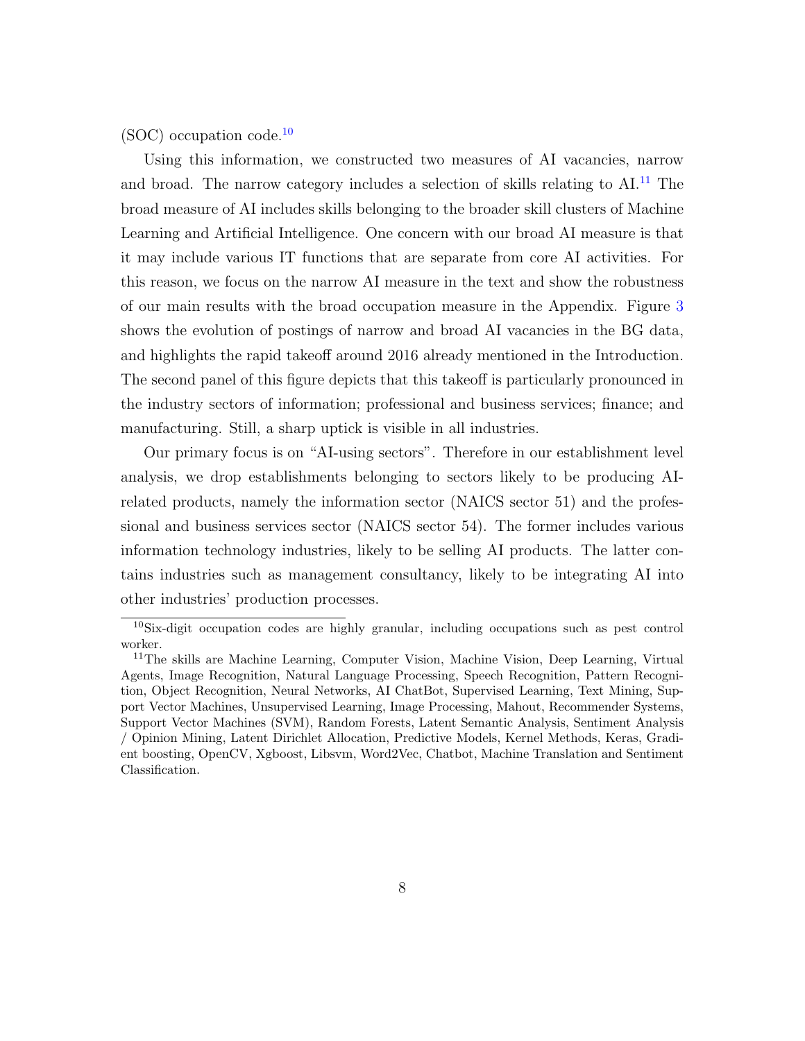(SOC) occupation code.[10]

Using this information, we constructed two measures of AI vacancies, narrow and broad. The narrow category includes a selection of skills relating to AI.[11] The broad measure of AI includes skills belonging to the broader skill clusters of Machine Learning and Artificial Intelligence. One concern with our broad AI measure is that it may include various IT functions that are separate from core AI activities. For this reason, we focus on the narrow AI measure in the text and show the robustness of our main results with the broad occupation measure in the Appendix. Figure 3 shows the evolution of postings of narrow and broad AI vacancies in the BG data, and highlights the rapid takeoff around 2016 already mentioned in the Introduction. The second panel of this figure depicts that this takeoff is particularly pronounced in the industry sectors of information; professional and business services; finance; and manufacturing. Still, a sharp uptick is visible in all industries.

Our primary focus is on "AI-using sectors". Therefore in our establishment level analysis, we drop establishments belonging to sectors likely to be producing AI-related products, namely the information sector (NAICS sector 51) and the professional and business services sector (NAICS sector 54). The former includes various information technology industries, likely to be selling AI products. The latter contains industries such as management consultancy, likely to be integrating AI into other industries' production processes.

[10] Six-digit occupation codes are highly granular, including occupations such as pest control worker.

[11] The skills are Machine Learning, Computer Vision, Machine Vision, Deep Learning, Virtual Agents, Image Recognition, Natural Language Processing, Speech Recognition, Pattern Recognition, Object Recognition, Neural Networks, AI ChatBot, Supervised Learning, Text Mining, Support Vector Machines, Unsupervised Learning, Image Processing, Mahout, Recommender Systems, Support Vector Machines (SVM), Random Forests, Latent Semantic Analysis, Sentiment Analysis / Opinion Mining, Latent Dirichlet Allocation, Predictive Models, Kernel Methods, Keras, Gradient boosting, OpenCV, Xgboost, Libsvm, Word2Vec, Chatbot, Machine Translation and Sentiment Classification.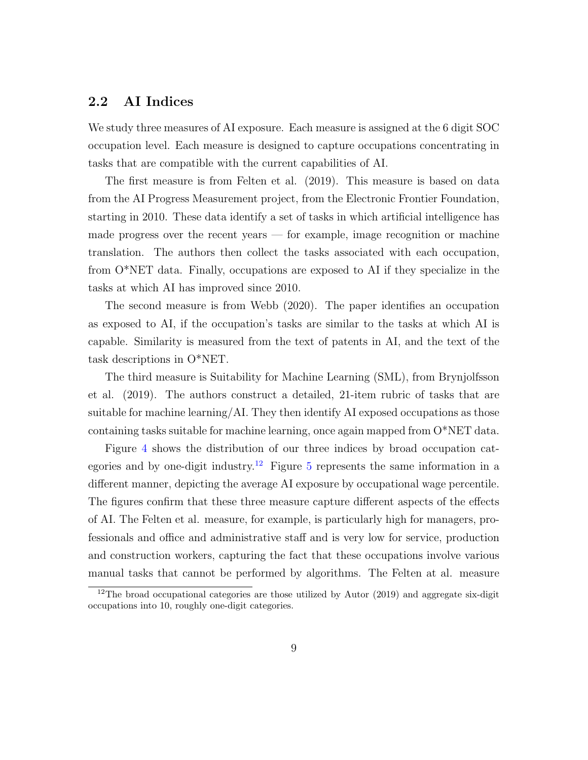## 2.2 AI Indices

We study three measures of AI exposure. Each measure is assigned at the 6 digit SOC occupation level. Each measure is designed to capture occupations concentrating in tasks that are compatible with the current capabilities of AI.

The first measure is from Felten et al. (2019). This measure is based on data from the AI Progress Measurement project, from the Electronic Frontier Foundation, starting in 2010. These data identify a set of tasks in which artificial intelligence has made progress over the recent years — for example, image recognition or machine translation. The authors then collect the tasks associated with each occupation, from O*NET data. Finally, occupations are exposed to AI if they specialize in the tasks at which AI has improved since 2010.

The second measure is from Webb (2020). The paper identifies an occupation as exposed to AI, if the occupation's tasks are similar to the tasks at which AI is capable. Similarity is measured from the text of patents in AI, and the text of the task descriptions in O*NET.

The third measure is Suitability for Machine Learning (SML), from Brynjolfsson et al. (2019). The authors construct a detailed, 21-item rubric of tasks that are suitable for machine learning/AI. They then identify AI exposed occupations as those containing tasks suitable for machine learning, once again mapped from O*NET data.

Figure 4 shows the distribution of our three indices by broad occupation categories and by one-digit industry.[12] Figure 5 represents the same information in a different manner, depicting the average AI exposure by occupational wage percentile. The figures confirm that these three measure capture different aspects of the effects of AI. The Felten et al. measure, for example, is particularly high for managers, professionals and office and administrative staff and is very low for service, production and construction workers, capturing the fact that these occupations involve various manual tasks that cannot be performed by algorithms. The Felten at al. measure

[12] The broad occupational categories are those utilized by Autor (2019) and aggregate six-digit occupations into 10, roughly one-digit categories.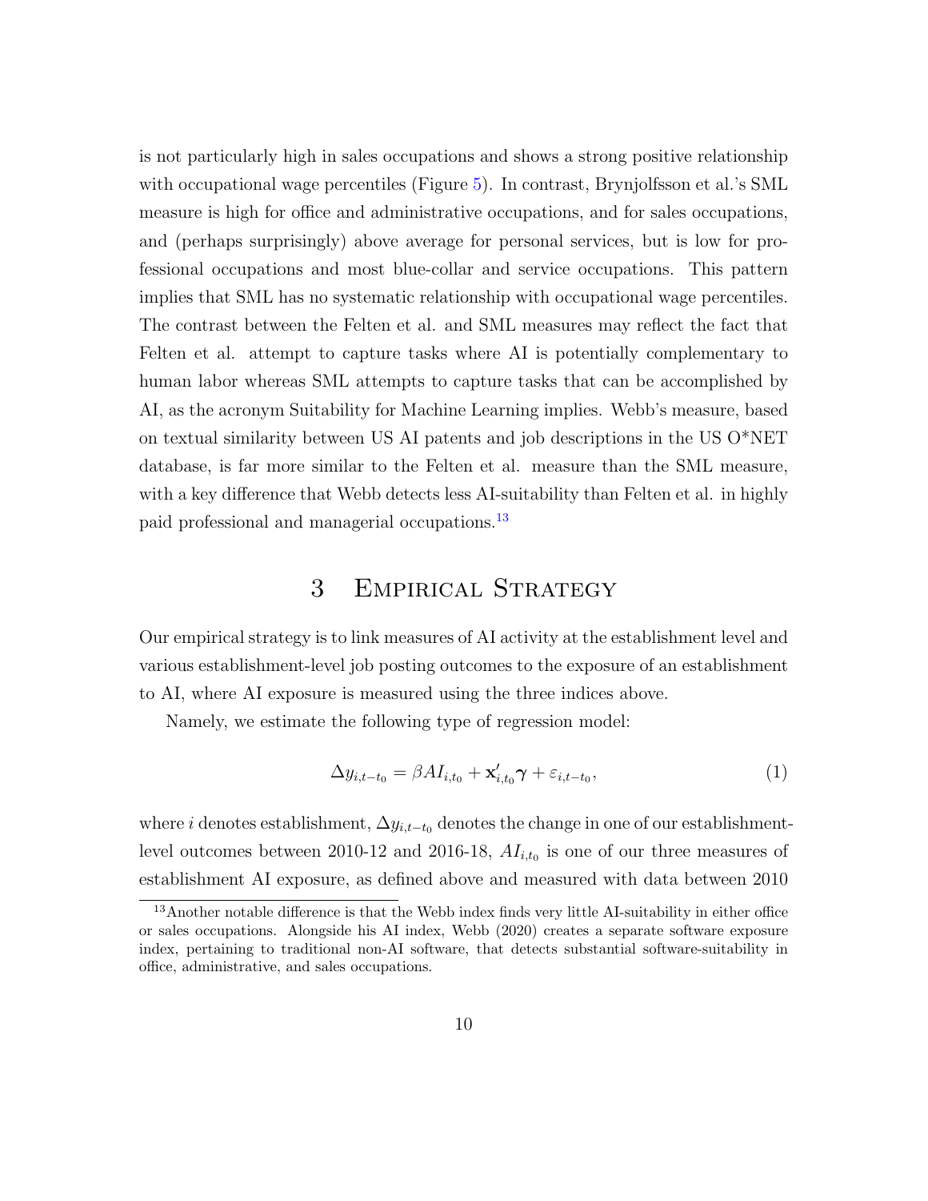is not particularly high in sales occupations and shows a strong positive relationship with occupational wage percentiles (Figure 5). In contrast, Brynjolfsson et al.'s SML measure is high for office and administrative occupations, and for sales occupations, and (perhaps surprisingly) above average for personal services, but is low for professional occupations and most blue-collar and service occupations. This pattern implies that SML has no systematic relationship with occupational wage percentiles. The contrast between the Felten et al. and SML measures may reflect the fact that Felten et al. attempt to capture tasks where AI is potentially complementary to human labor whereas SML attempts to capture tasks that can be accomplished by AI, as the acronym Suitability for Machine Learning implies. Webb's measure, based on textual similarity between US AI patents and job descriptions in the US O*NET database, is far more similar to the Felten et al. measure than the SML measure, with a key difference that Webb detects less AI-suitability than Felten et al. in highly paid professional and managerial occupations.[13]

# 3 Empirical Strategy

Our empirical strategy is to link measures of AI activity at the establishment level and various establishment-level job posting outcomes to the exposure of an establishment to AI, where AI exposure is measured using the three indices above.

Namely, we estimate the following type of regression model:

$$\Delta y_{i,t-t_0} = \beta AI_{i,t_0} + \mathbf{x}'_{i,t_0}\boldsymbol{\gamma} + \varepsilon_{i,t-t_0}, \tag{1}$$

where $i$ denotes establishment, $\Delta y_{i,t-t_0}$ denotes the change in one of our establishment-level outcomes between 2010-12 and 2016-18, $AI_{i,t_0}$ is one of our three measures of establishment AI exposure, as defined above and measured with data between 2010

[13] Another notable difference is that the Webb index finds very little AI-suitability in either office or sales occupations. Alongside his AI index, Webb (2020) creates a separate software exposure index, pertaining to traditional non-AI software, that detects substantial software-suitability in office, administrative, and sales occupations.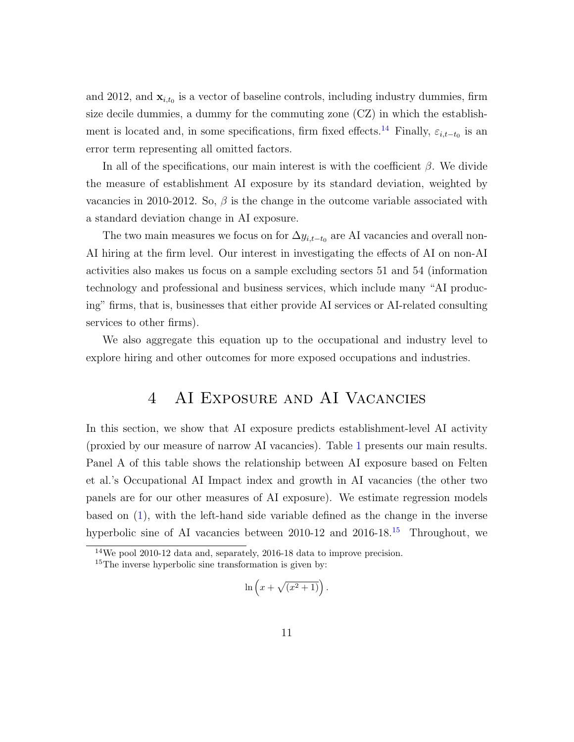and 2012, and $\mathbf{x}_{i,t_0}$ is a vector of baseline controls, including industry dummies, firm size decile dummies, a dummy for the commuting zone (CZ) in which the establishment is located and, in some specifications, firm fixed effects.[14] Finally, $\varepsilon_{i,t-t_0}$ is an error term representing all omitted factors.

In all of the specifications, our main interest is with the coefficient $\beta$. We divide the measure of establishment AI exposure by its standard deviation, weighted by vacancies in 2010-2012. So, $\beta$ is the change in the outcome variable associated with a standard deviation change in AI exposure.

The two main measures we focus on for $\Delta y_{i,t-t_0}$ are AI vacancies and overall non-AI hiring at the firm level. Our interest in investigating the effects of AI on non-AI activities also makes us focus on a sample excluding sectors 51 and 54 (information technology and professional and business services, which include many "AI producing" firms, that is, businesses that either provide AI services or AI-related consulting services to other firms).

We also aggregate this equation up to the occupational and industry level to explore hiring and other outcomes for more exposed occupations and industries.

# 4 AI Exposure and AI Vacancies

In this section, we show that AI exposure predicts establishment-level AI activity (proxied by our measure of narrow AI vacancies). Table 1 presents our main results. Panel A of this table shows the relationship between AI exposure based on Felten et al.'s Occupational AI Impact index and growth in AI vacancies (the other two panels are for our other measures of AI exposure). We estimate regression models based on (1), with the left-hand side variable defined as the change in the inverse hyperbolic sine of AI vacancies between 2010-12 and 2016-18.[15] Throughout, we

---

[14] We pool 2010-12 data and, separately, 2016-18 data to improve precision.

[15] The inverse hyperbolic sine transformation is given by:

$$\ln\left(x + \sqrt{(x^2 + 1)}\right).$$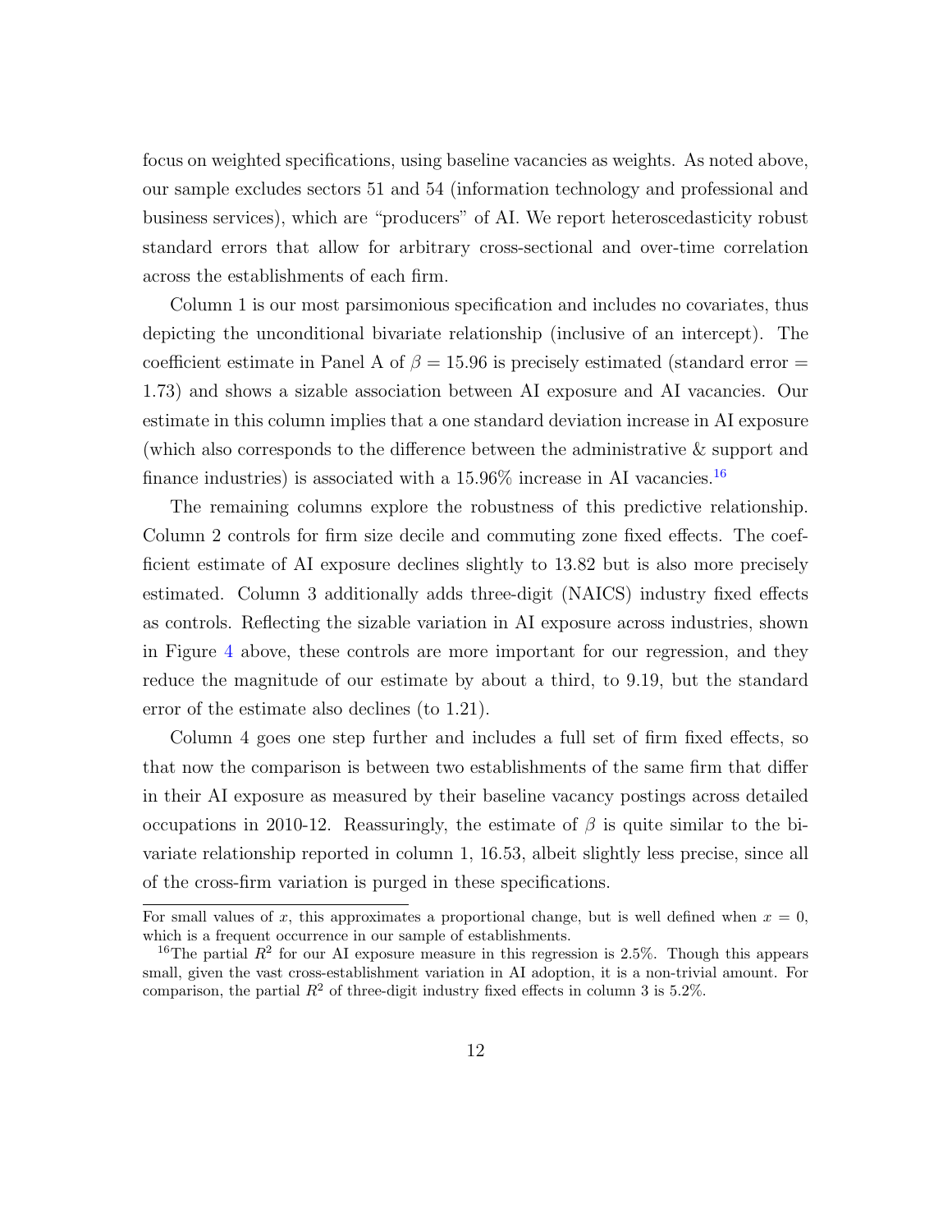focus on weighted specifications, using baseline vacancies as weights. As noted above, our sample excludes sectors 51 and 54 (information technology and professional and business services), which are "producers" of AI. We report heteroscedasticity robust standard errors that allow for arbitrary cross-sectional and over-time correlation across the establishments of each firm.

Column 1 is our most parsimonious specification and includes no covariates, thus depicting the unconditional bivariate relationship (inclusive of an intercept). The coefficient estimate in Panel A of $\beta = 15.96$ is precisely estimated (standard error = 1.73) and shows a sizable association between AI exposure and AI vacancies. Our estimate in this column implies that a one standard deviation increase in AI exposure (which also corresponds to the difference between the administrative & support and finance industries) is associated with a 15.96% increase in AI vacancies.[16]

The remaining columns explore the robustness of this predictive relationship. Column 2 controls for firm size decile and commuting zone fixed effects. The coefficient estimate of AI exposure declines slightly to 13.82 but is also more precisely estimated. Column 3 additionally adds three-digit (NAICS) industry fixed effects as controls. Reflecting the sizable variation in AI exposure across industries, shown in Figure 4 above, these controls are more important for our regression, and they reduce the magnitude of our estimate by about a third, to 9.19, but the standard error of the estimate also declines (to 1.21).

Column 4 goes one step further and includes a full set of firm fixed effects, so that now the comparison is between two establishments of the same firm that differ in their AI exposure as measured by their baseline vacancy postings across detailed occupations in 2010-12. Reassuringly, the estimate of $\beta$ is quite similar to the bivariate relationship reported in column 1, 16.53, albeit slightly less precise, since all of the cross-firm variation is purged in these specifications.

For small values of $x$, this approximates a proportional change, but is well defined when $x = 0$, which is a frequent occurrence in our sample of establishments.

[16] The partial $R^2$ for our AI exposure measure in this regression is 2.5%. Though this appears small, given the vast cross-establishment variation in AI adoption, it is a non-trivial amount. For comparison, the partial $R^2$ of three-digit industry fixed effects in column 3 is 5.2%.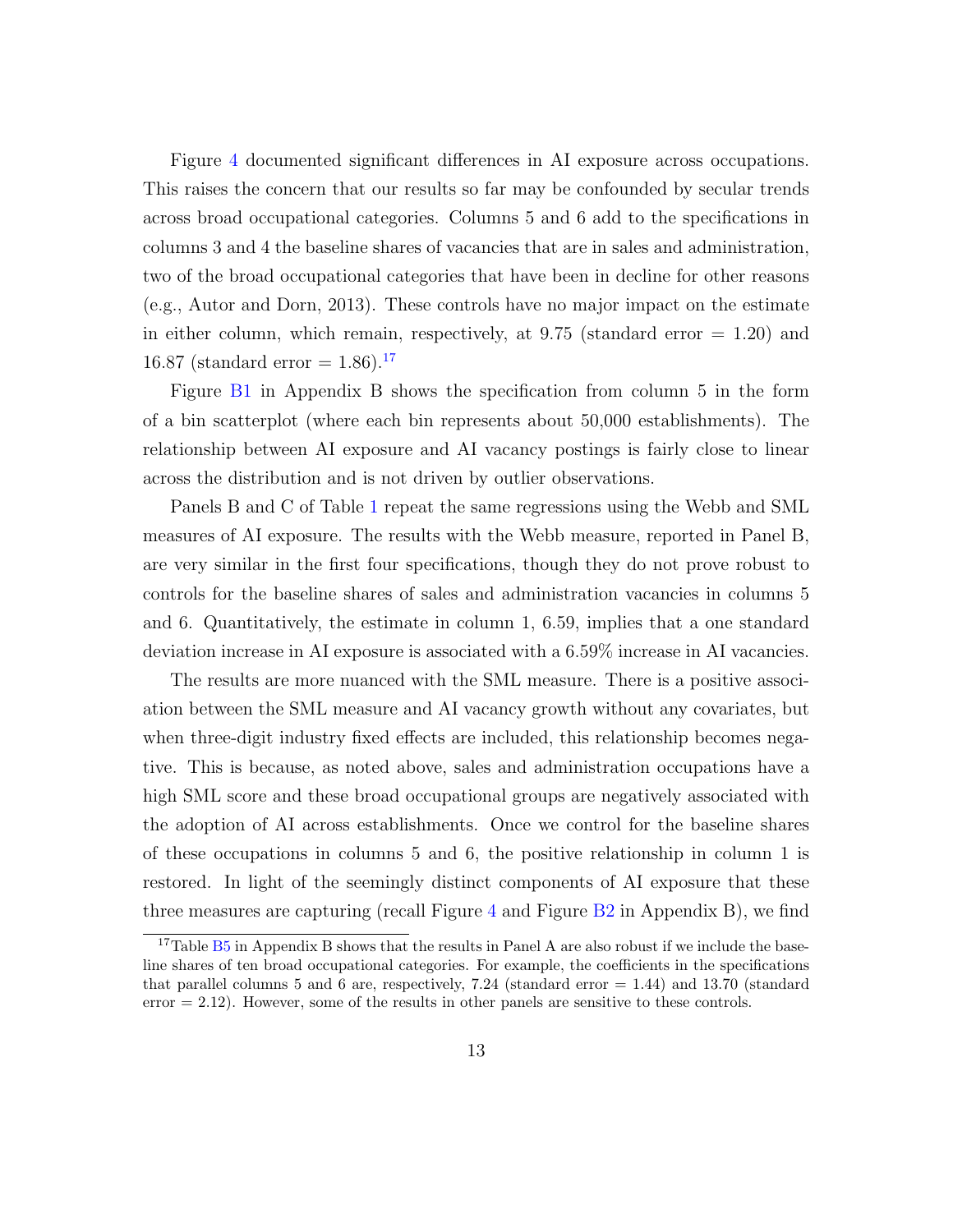Figure 4 documented significant differences in AI exposure across occupations. This raises the concern that our results so far may be confounded by secular trends across broad occupational categories. Columns 5 and 6 add to the specifications in columns 3 and 4 the baseline shares of vacancies that are in sales and administration, two of the broad occupational categories that have been in decline for other reasons (e.g., Autor and Dorn, 2013). These controls have no major impact on the estimate in either column, which remain, respectively, at 9.75 (standard error = 1.20) and 16.87 (standard error = 1.86).[17]

Figure B1 in Appendix B shows the specification from column 5 in the form of a bin scatterplot (where each bin represents about 50,000 establishments). The relationship between AI exposure and AI vacancy postings is fairly close to linear across the distribution and is not driven by outlier observations.

Panels B and C of Table 1 repeat the same regressions using the Webb and SML measures of AI exposure. The results with the Webb measure, reported in Panel B, are very similar in the first four specifications, though they do not prove robust to controls for the baseline shares of sales and administration vacancies in columns 5 and 6. Quantitatively, the estimate in column 1, 6.59, implies that a one standard deviation increase in AI exposure is associated with a 6.59% increase in AI vacancies.

The results are more nuanced with the SML measure. There is a positive association between the SML measure and AI vacancy growth without any covariates, but when three-digit industry fixed effects are included, this relationship becomes negative. This is because, as noted above, sales and administration occupations have a high SML score and these broad occupational groups are negatively associated with the adoption of AI across establishments. Once we control for the baseline shares of these occupations in columns 5 and 6, the positive relationship in column 1 is restored. In light of the seemingly distinct components of AI exposure that these three measures are capturing (recall Figure 4 and Figure B2 in Appendix B), we find

[17] Table B5 in Appendix B shows that the results in Panel A are also robust if we include the baseline shares of ten broad occupational categories. For example, the coefficients in the specifications that parallel columns 5 and 6 are, respectively, 7.24 (standard error = 1.44) and 13.70 (standard error = 2.12). However, some of the results in other panels are sensitive to these controls.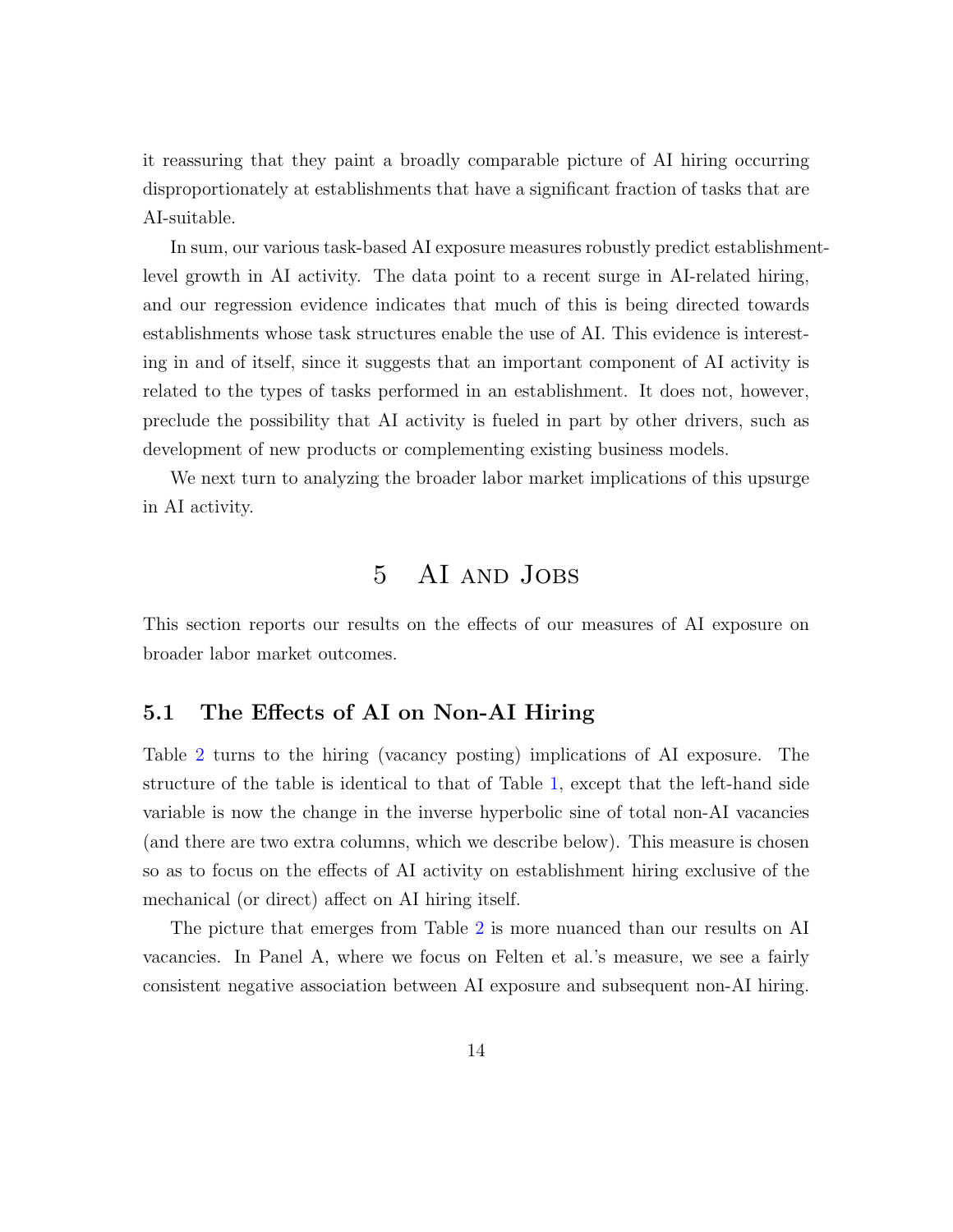it reassuring that they paint a broadly comparable picture of AI hiring occurring disproportionately at establishments that have a significant fraction of tasks that are AI-suitable.

In sum, our various task-based AI exposure measures robustly predict establishment-level growth in AI activity. The data point to a recent surge in AI-related hiring, and our regression evidence indicates that much of this is being directed towards establishments whose task structures enable the use of AI. This evidence is interesting in and of itself, since it suggests that an important component of AI activity is related to the types of tasks performed in an establishment. It does not, however, preclude the possibility that AI activity is fueled in part by other drivers, such as development of new products or complementing existing business models.

We next turn to analyzing the broader labor market implications of this upsurge in AI activity.

# 5 AI and Jobs

This section reports our results on the effects of our measures of AI exposure on broader labor market outcomes.

## 5.1 The Effects of AI on Non-AI Hiring

Table 2 turns to the hiring (vacancy posting) implications of AI exposure. The structure of the table is identical to that of Table 1, except that the left-hand side variable is now the change in the inverse hyperbolic sine of total non-AI vacancies (and there are two extra columns, which we describe below). This measure is chosen so as to focus on the effects of AI activity on establishment hiring exclusive of the mechanical (or direct) affect on AI hiring itself.

The picture that emerges from Table 2 is more nuanced than our results on AI vacancies. In Panel A, where we focus on Felten et al.'s measure, we see a fairly consistent negative association between AI exposure and subsequent non-AI hiring.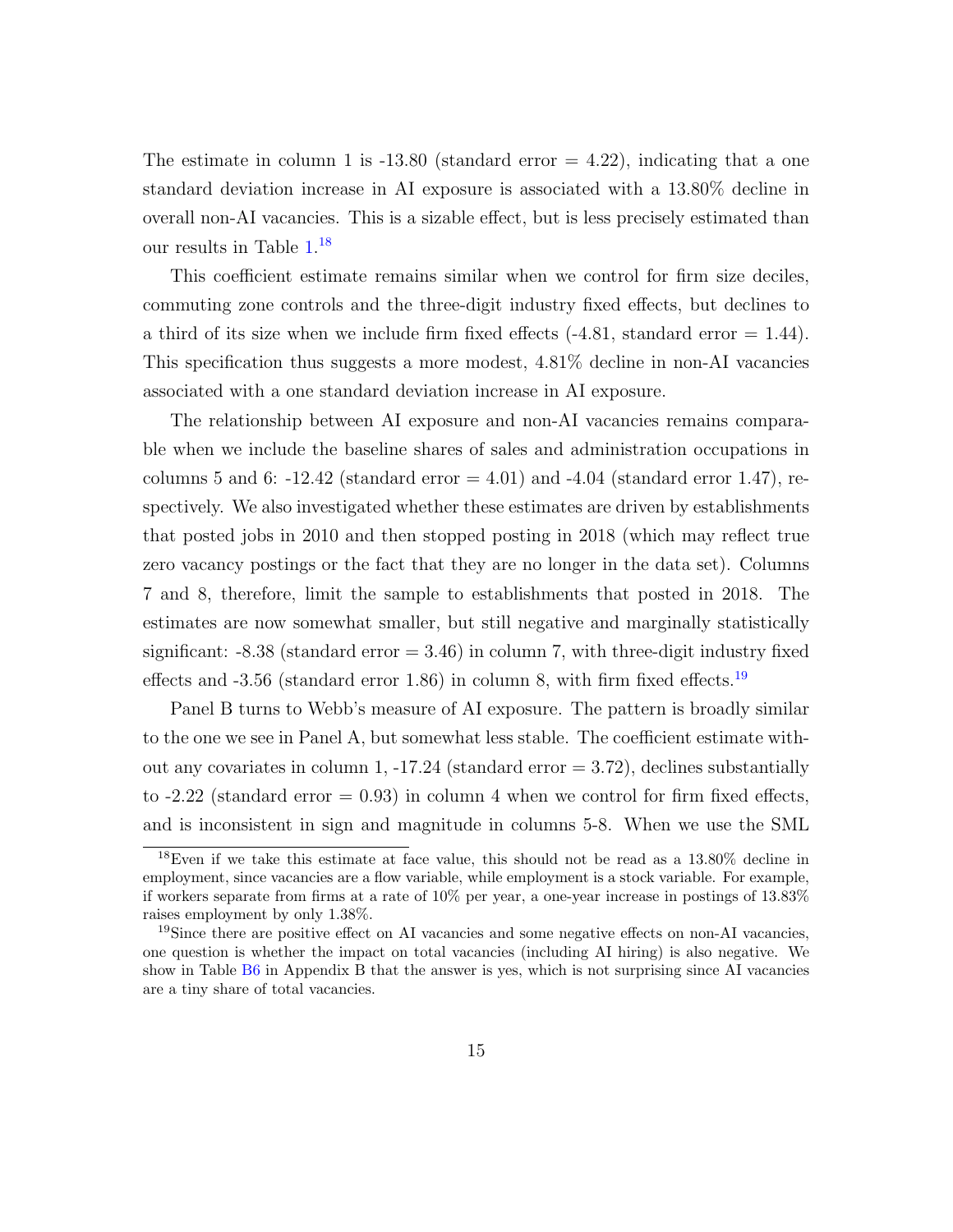The estimate in column 1 is -13.80 (standard error = 4.22), indicating that a one standard deviation increase in AI exposure is associated with a 13.80% decline in overall non-AI vacancies. This is a sizable effect, but is less precisely estimated than our results in Table 1.[18]

This coefficient estimate remains similar when we control for firm size deciles, commuting zone controls and the three-digit industry fixed effects, but declines to a third of its size when we include firm fixed effects (-4.81, standard error = 1.44). This specification thus suggests a more modest, 4.81% decline in non-AI vacancies associated with a one standard deviation increase in AI exposure.

The relationship between AI exposure and non-AI vacancies remains comparable when we include the baseline shares of sales and administration occupations in columns 5 and 6: -12.42 (standard error = 4.01) and -4.04 (standard error 1.47), respectively. We also investigated whether these estimates are driven by establishments that posted jobs in 2010 and then stopped posting in 2018 (which may reflect true zero vacancy postings or the fact that they are no longer in the data set). Columns 7 and 8, therefore, limit the sample to establishments that posted in 2018. The estimates are now somewhat smaller, but still negative and marginally statistically significant: -8.38 (standard error = 3.46) in column 7, with three-digit industry fixed effects and -3.56 (standard error 1.86) in column 8, with firm fixed effects.[19]

Panel B turns to Webb's measure of AI exposure. The pattern is broadly similar to the one we see in Panel A, but somewhat less stable. The coefficient estimate without any covariates in column 1, -17.24 (standard error = 3.72), declines substantially to -2.22 (standard error = 0.93) in column 4 when we control for firm fixed effects, and is inconsistent in sign and magnitude in columns 5-8. When we use the SML

[18] Even if we take this estimate at face value, this should not be read as a 13.80% decline in employment, since vacancies are a flow variable, while employment is a stock variable. For example, if workers separate from firms at a rate of 10% per year, a one-year increase in postings of 13.83% raises employment by only 1.38%.

[19] Since there are positive effect on AI vacancies and some negative effects on non-AI vacancies, one question is whether the impact on total vacancies (including AI hiring) is also negative. We show in Table B6 in Appendix B that the answer is yes, which is not surprising since AI vacancies are a tiny share of total vacancies.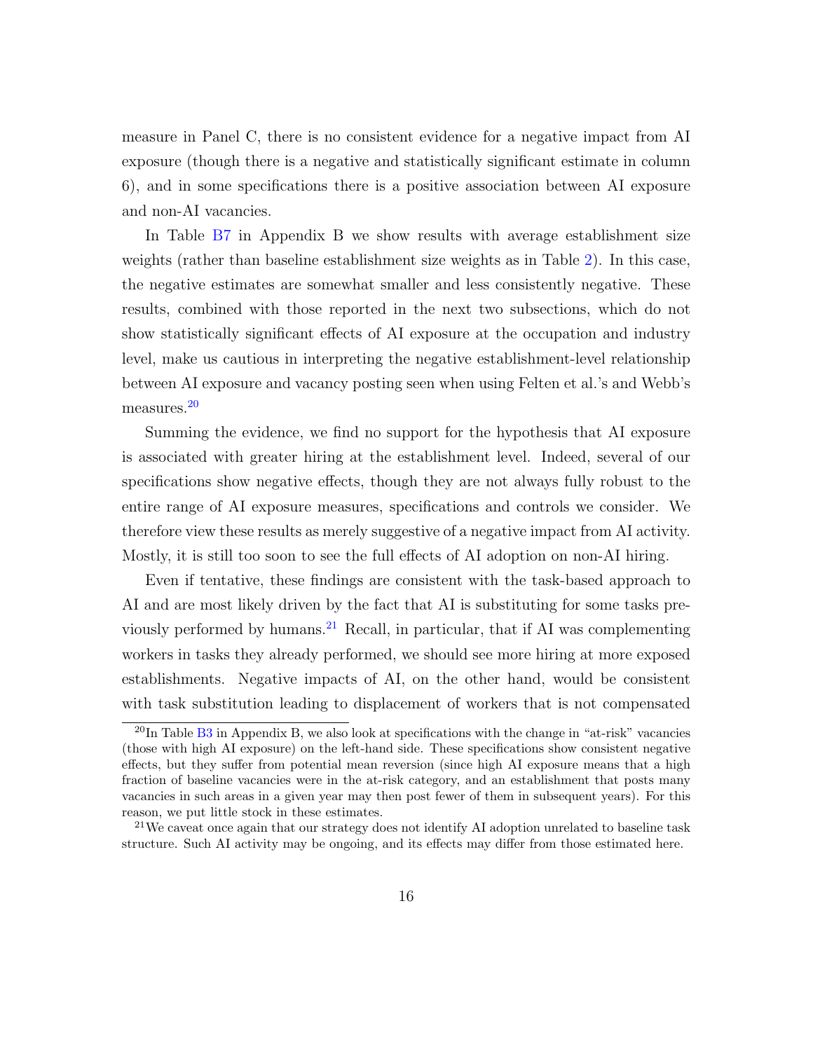measure in Panel C, there is no consistent evidence for a negative impact from AI exposure (though there is a negative and statistically significant estimate in column 6), and in some specifications there is a positive association between AI exposure and non-AI vacancies.

In Table B7 in Appendix B we show results with average establishment size weights (rather than baseline establishment size weights as in Table 2). In this case, the negative estimates are somewhat smaller and less consistently negative. These results, combined with those reported in the next two subsections, which do not show statistically significant effects of AI exposure at the occupation and industry level, make us cautious in interpreting the negative establishment-level relationship between AI exposure and vacancy posting seen when using Felten et al.'s and Webb's measures.[20]

Summing the evidence, we find no support for the hypothesis that AI exposure is associated with greater hiring at the establishment level. Indeed, several of our specifications show negative effects, though they are not always fully robust to the entire range of AI exposure measures, specifications and controls we consider. We therefore view these results as merely suggestive of a negative impact from AI activity. Mostly, it is still too soon to see the full effects of AI adoption on non-AI hiring.

Even if tentative, these findings are consistent with the task-based approach to AI and are most likely driven by the fact that AI is substituting for some tasks previously performed by humans.[21] Recall, in particular, that if AI was complementing workers in tasks they already performed, we should see more hiring at more exposed establishments. Negative impacts of AI, on the other hand, would be consistent with task substitution leading to displacement of workers that is not compensated

[20] In Table B3 in Appendix B, we also look at specifications with the change in "at-risk" vacancies (those with high AI exposure) on the left-hand side. These specifications show consistent negative effects, but they suffer from potential mean reversion (since high AI exposure means that a high fraction of baseline vacancies were in the at-risk category, and an establishment that posts many vacancies in such areas in a given year may then post fewer of them in subsequent years). For this reason, we put little stock in these estimates.

[21] We caveat once again that our strategy does not identify AI adoption unrelated to baseline task structure. Such AI activity may be ongoing, and its effects may differ from those estimated here.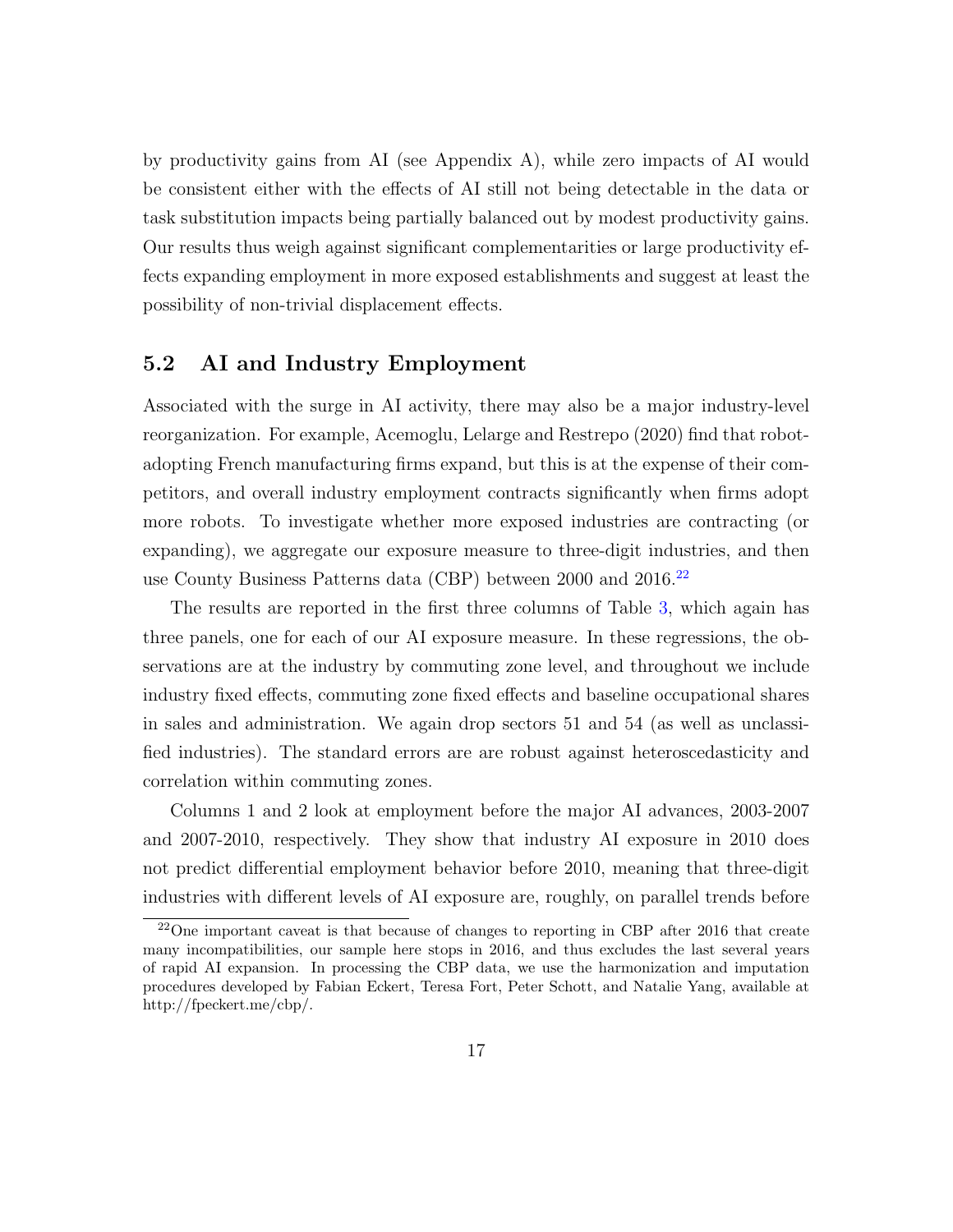by productivity gains from AI (see Appendix A), while zero impacts of AI would be consistent either with the effects of AI still not being detectable in the data or task substitution impacts being partially balanced out by modest productivity gains. Our results thus weigh against significant complementarities or large productivity effects expanding employment in more exposed establishments and suggest at least the possibility of non-trivial displacement effects.

## 5.2 AI and Industry Employment

Associated with the surge in AI activity, there may also be a major industry-level reorganization. For example, Acemoglu, Lelarge and Restrepo (2020) find that robot-adopting French manufacturing firms expand, but this is at the expense of their competitors, and overall industry employment contracts significantly when firms adopt more robots. To investigate whether more exposed industries are contracting (or expanding), we aggregate our exposure measure to three-digit industries, and then use County Business Patterns data (CBP) between 2000 and 2016.[22]

The results are reported in the first three columns of Table 3, which again has three panels, one for each of our AI exposure measure. In these regressions, the observations are at the industry by commuting zone level, and throughout we include industry fixed effects, commuting zone fixed effects and baseline occupational shares in sales and administration. We again drop sectors 51 and 54 (as well as unclassified industries). The standard errors are are robust against heteroscedasticity and correlation within commuting zones.

Columns 1 and 2 look at employment before the major AI advances, 2003-2007 and 2007-2010, respectively. They show that industry AI exposure in 2010 does not predict differential employment behavior before 2010, meaning that three-digit industries with different levels of AI exposure are, roughly, on parallel trends before

[22] One important caveat is that because of changes to reporting in CBP after 2016 that create many incompatibilities, our sample here stops in 2016, and thus excludes the last several years of rapid AI expansion. In processing the CBP data, we use the harmonization and imputation procedures developed by Fabian Eckert, Teresa Fort, Peter Schott, and Natalie Yang, available at http://fpeckert.me/cbp/.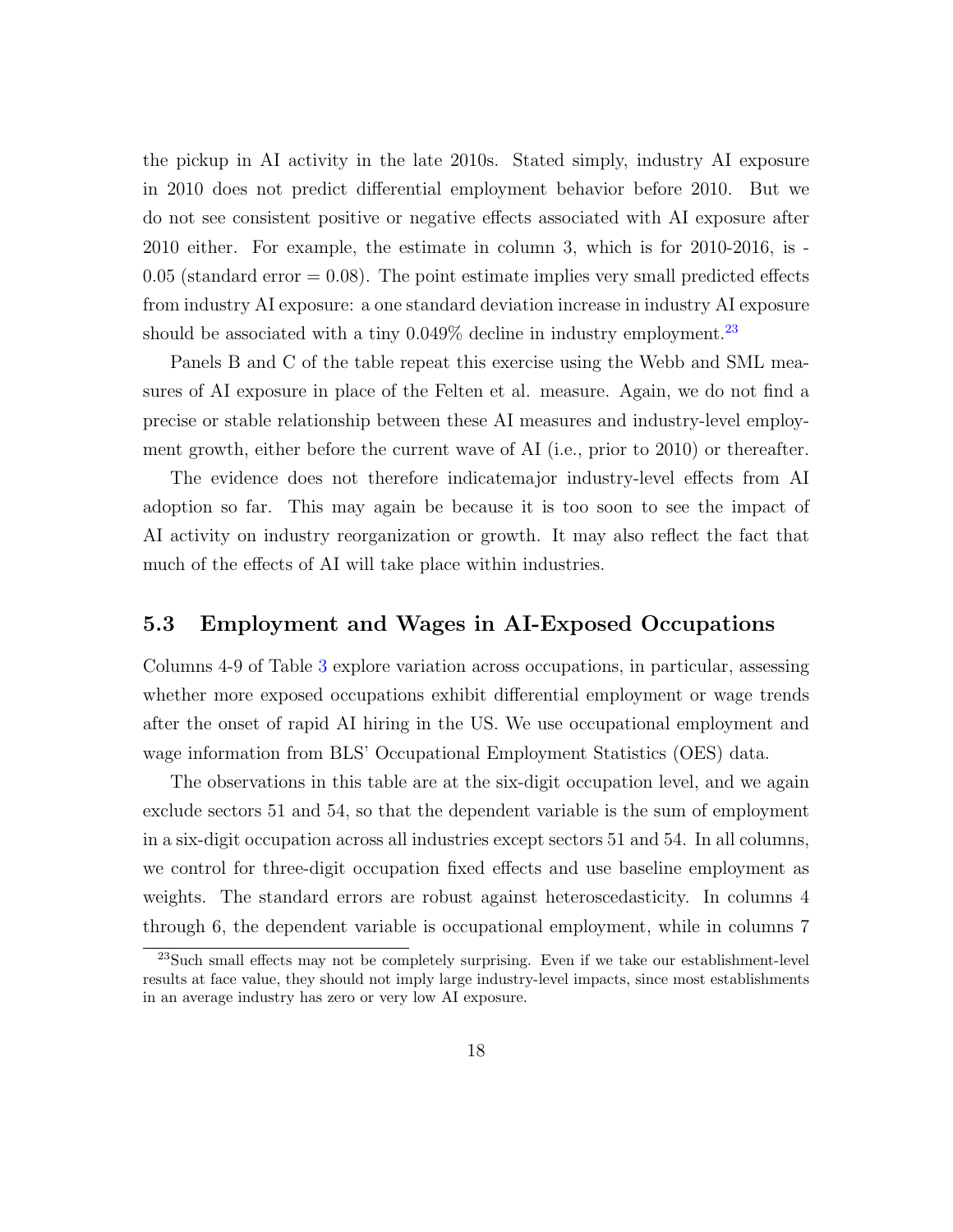the pickup in AI activity in the late 2010s. Stated simply, industry AI exposure in 2010 does not predict differential employment behavior before 2010. But we do not see consistent positive or negative effects associated with AI exposure after 2010 either. For example, the estimate in column 3, which is for 2010-2016, is -0.05 (standard error = 0.08). The point estimate implies very small predicted effects from industry AI exposure: a one standard deviation increase in industry AI exposure should be associated with a tiny 0.049% decline in industry employment.[23]

Panels B and C of the table repeat this exercise using the Webb and SML measures of AI exposure in place of the Felten et al. measure. Again, we do not find a precise or stable relationship between these AI measures and industry-level employment growth, either before the current wave of AI (i.e., prior to 2010) or thereafter.

The evidence does not therefore indicatemajor industry-level effects from AI adoption so far. This may again be because it is too soon to see the impact of AI activity on industry reorganization or growth. It may also reflect the fact that much of the effects of AI will take place within industries.

## 5.3 Employment and Wages in AI-Exposed Occupations

Columns 4-9 of Table 3 explore variation across occupations, in particular, assessing whether more exposed occupations exhibit differential employment or wage trends after the onset of rapid AI hiring in the US. We use occupational employment and wage information from BLS' Occupational Employment Statistics (OES) data.

The observations in this table are at the six-digit occupation level, and we again exclude sectors 51 and 54, so that the dependent variable is the sum of employment in a six-digit occupation across all industries except sectors 51 and 54. In all columns, we control for three-digit occupation fixed effects and use baseline employment as weights. The standard errors are robust against heteroscedasticity. In columns 4 through 6, the dependent variable is occupational employment, while in columns 7

[23] Such small effects may not be completely surprising. Even if we take our establishment-level results at face value, they should not imply large industry-level impacts, since most establishments in an average industry has zero or very low AI exposure.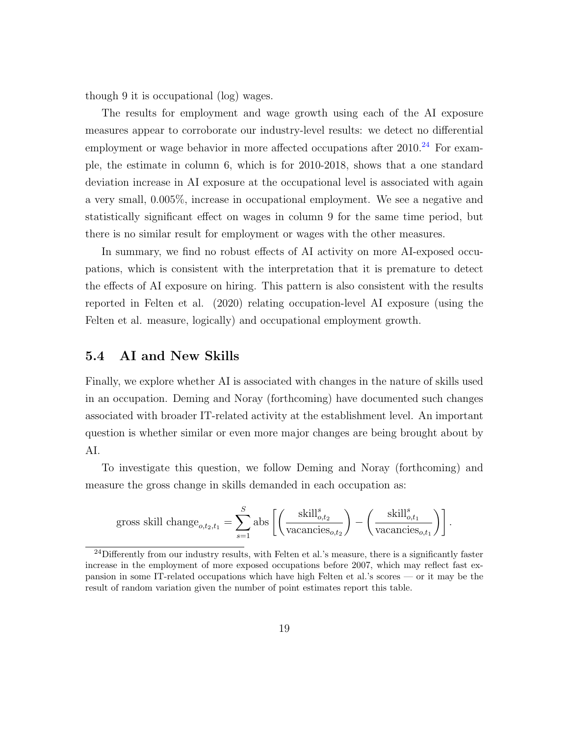though 9 it is occupational (log) wages.

The results for employment and wage growth using each of the AI exposure measures appear to corroborate our industry-level results: we detect no differential employment or wage behavior in more affected occupations after 2010.[24] For example, the estimate in column 6, which is for 2010-2018, shows that a one standard deviation increase in AI exposure at the occupational level is associated with again a very small, 0.005%, increase in occupational employment. We see a negative and statistically significant effect on wages in column 9 for the same time period, but there is no similar result for employment or wages with the other measures.

In summary, we find no robust effects of AI activity on more AI-exposed occupations, which is consistent with the interpretation that it is premature to detect the effects of AI exposure on hiring. This pattern is also consistent with the results reported in Felten et al. (2020) relating occupation-level AI exposure (using the Felten et al. measure, logically) and occupational employment growth.

## 5.4 AI and New Skills

Finally, we explore whether AI is associated with changes in the nature of skills used in an occupation. Deming and Noray (forthcoming) have documented such changes associated with broader IT-related activity at the establishment level. An important question is whether similar or even more major changes are being brought about by AI.

To investigate this question, we follow Deming and Noray (forthcoming) and measure the gross change in skills demanded in each occupation as:

$$\text{gross skill change}_{o,t_2,t_1} = \sum_{s=1}^{S} \text{abs}\left[ \left( \frac{\text{skill}^s_{o,t_2}}{\text{vacancies}_{o,t_2}} \right) - \left( \frac{\text{skill}^s_{o,t_1}}{\text{vacancies}_{o,t_1}} \right) \right].$$

[24] Differently from our industry results, with Felten et al.'s measure, there is a significantly faster increase in the employment of more exposed occupations before 2007, which may reflect fast expansion in some IT-related occupations which have high Felten et al.'s scores — or it may be the result of random variation given the number of point estimates report this table.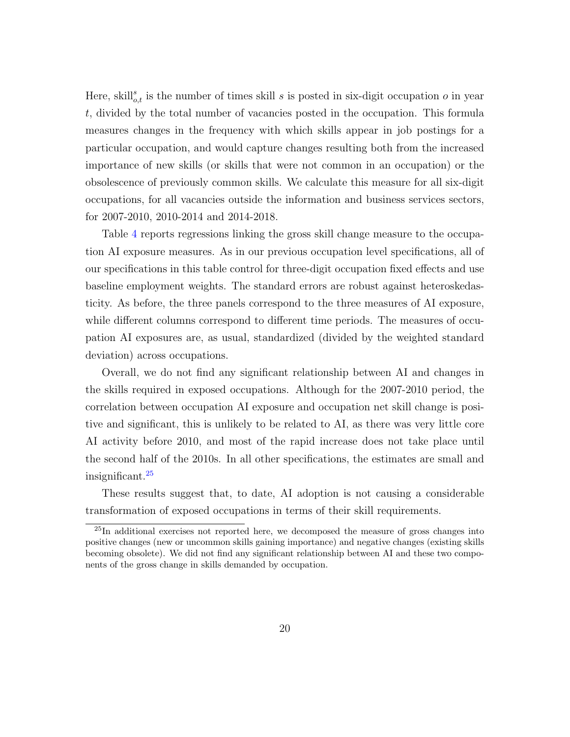Here, $\text{skill}_{o,t}^{s}$ is the number of times skill $s$ is posted in six-digit occupation $o$ in year $t$, divided by the total number of vacancies posted in the occupation. This formula measures changes in the frequency with which skills appear in job postings for a particular occupation, and would capture changes resulting both from the increased importance of new skills (or skills that were not common in an occupation) or the obsolescence of previously common skills. We calculate this measure for all six-digit occupations, for all vacancies outside the information and business services sectors, for 2007-2010, 2010-2014 and 2014-2018.

Table 4 reports regressions linking the gross skill change measure to the occupation AI exposure measures. As in our previous occupation level specifications, all of our specifications in this table control for three-digit occupation fixed effects and use baseline employment weights. The standard errors are robust against heteroskedasticity. As before, the three panels correspond to the three measures of AI exposure, while different columns correspond to different time periods. The measures of occupation AI exposures are, as usual, standardized (divided by the weighted standard deviation) across occupations.

Overall, we do not find any significant relationship between AI and changes in the skills required in exposed occupations. Although for the 2007-2010 period, the correlation between occupation AI exposure and occupation net skill change is positive and significant, this is unlikely to be related to AI, as there was very little core AI activity before 2010, and most of the rapid increase does not take place until the second half of the 2010s. In all other specifications, the estimates are small and insignificant.[25]

These results suggest that, to date, AI adoption is not causing a considerable transformation of exposed occupations in terms of their skill requirements.

[25] In additional exercises not reported here, we decomposed the measure of gross changes into positive changes (new or uncommon skills gaining importance) and negative changes (existing skills becoming obsolete). We did not find any significant relationship between AI and these two components of the gross change in skills demanded by occupation.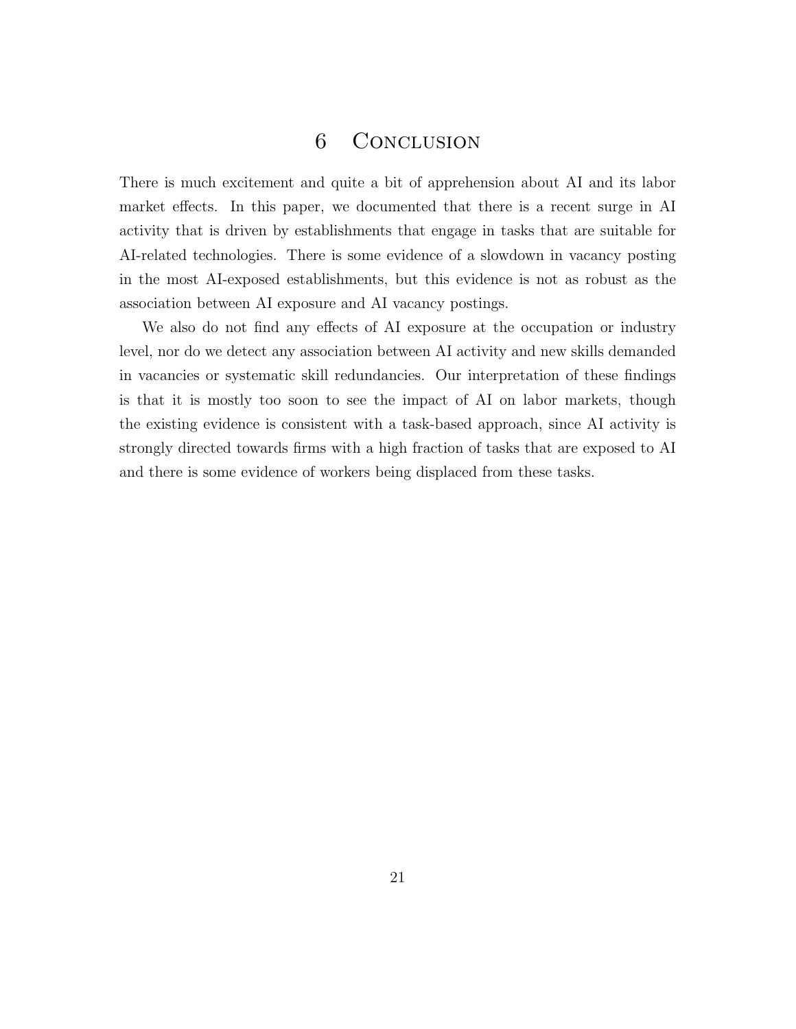# 6 Conclusion

There is much excitement and quite a bit of apprehension about AI and its labor market effects. In this paper, we documented that there is a recent surge in AI activity that is driven by establishments that engage in tasks that are suitable for AI-related technologies. There is some evidence of a slowdown in vacancy posting in the most AI-exposed establishments, but this evidence is not as robust as the association between AI exposure and AI vacancy postings.

We also do not find any effects of AI exposure at the occupation or industry level, nor do we detect any association between AI activity and new skills demanded in vacancies or systematic skill redundancies. Our interpretation of these findings is that it is mostly too soon to see the impact of AI on labor markets, though the existing evidence is consistent with a task-based approach, since AI activity is strongly directed towards firms with a high fraction of tasks that are exposed to AI and there is some evidence of workers being displaced from these tasks.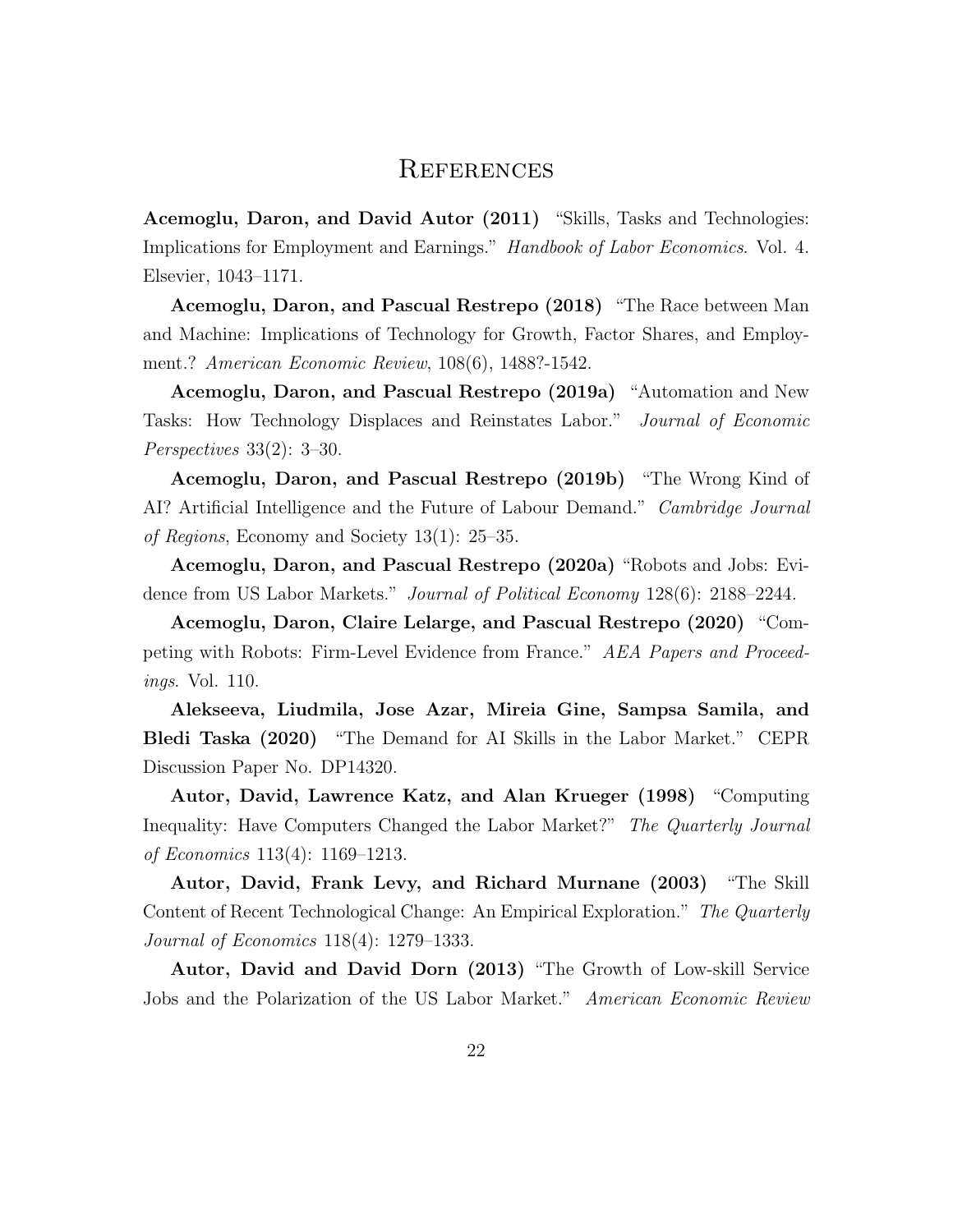# References

**Acemoglu, Daron, and David Autor (2011)** "Skills, Tasks and Technologies: Implications for Employment and Earnings." *Handbook of Labor Economics*. Vol. 4. Elsevier, 1043–1171.

**Acemoglu, Daron, and Pascual Restrepo (2018)** "The Race between Man and Machine: Implications of Technology for Growth, Factor Shares, and Employment.? *American Economic Review*, 108(6), 1488?-1542.

**Acemoglu, Daron, and Pascual Restrepo (2019a)** "Automation and New Tasks: How Technology Displaces and Reinstates Labor." *Journal of Economic Perspectives* 33(2): 3–30.

**Acemoglu, Daron, and Pascual Restrepo (2019b)** "The Wrong Kind of AI? Artificial Intelligence and the Future of Labour Demand." *Cambridge Journal of Regions*, Economy and Society 13(1): 25–35.

**Acemoglu, Daron, and Pascual Restrepo (2020a)** "Robots and Jobs: Evidence from US Labor Markets." *Journal of Political Economy* 128(6): 2188–2244.

**Acemoglu, Daron, Claire Lelarge, and Pascual Restrepo (2020)** "Competing with Robots: Firm-Level Evidence from France." *AEA Papers and Proceedings*. Vol. 110.

**Alekseeva, Liudmila, Jose Azar, Mireia Gine, Sampsa Samila, and Bledi Taska (2020)** "The Demand for AI Skills in the Labor Market." CEPR Discussion Paper No. DP14320.

**Autor, David, Lawrence Katz, and Alan Krueger (1998)** "Computing Inequality: Have Computers Changed the Labor Market?" *The Quarterly Journal of Economics* 113(4): 1169–1213.

**Autor, David, Frank Levy, and Richard Murnane (2003)** "The Skill Content of Recent Technological Change: An Empirical Exploration." *The Quarterly Journal of Economics* 118(4): 1279–1333.

**Autor, David and David Dorn (2013)** "The Growth of Low-skill Service Jobs and the Polarization of the US Labor Market." *American Economic Review*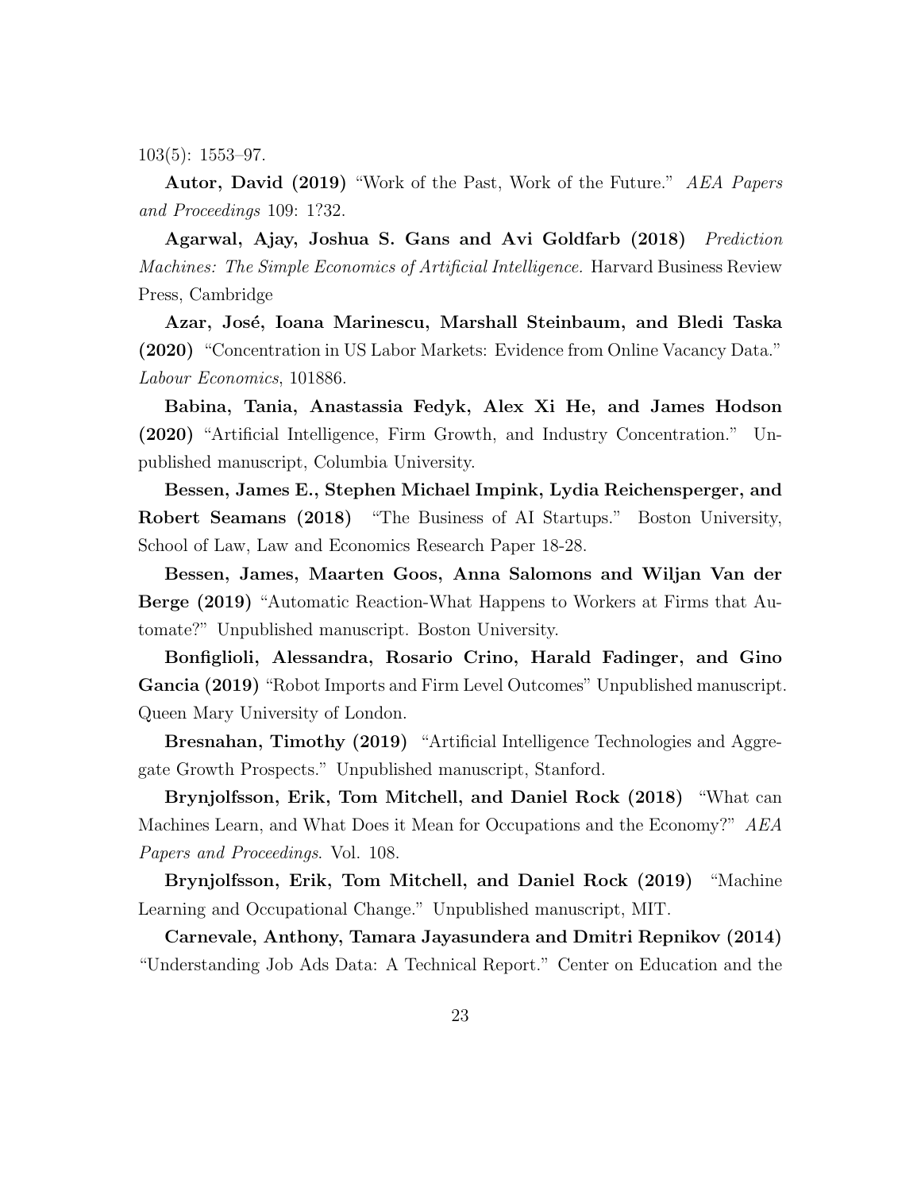103(5): 1553–97.

**Autor, David (2019)** “Work of the Past, Work of the Future.” *AEA Papers and Proceedings* 109: 1?32.

**Agarwal, Ajay, Joshua S. Gans and Avi Goldfarb (2018)** *Prediction Machines: The Simple Economics of Artificial Intelligence.* Harvard Business Review Press, Cambridge

**Azar, José, Ioana Marinescu, Marshall Steinbaum, and Bledi Taska (2020)** “Concentration in US Labor Markets: Evidence from Online Vacancy Data.” *Labour Economics*, 101886.

**Babina, Tania, Anastassia Fedyk, Alex Xi He, and James Hodson (2020)** “Artificial Intelligence, Firm Growth, and Industry Concentration.” Unpublished manuscript, Columbia University.

**Bessen, James E., Stephen Michael Impink, Lydia Reichensperger, and Robert Seamans (2018)** “The Business of AI Startups.” Boston University, School of Law, Law and Economics Research Paper 18-28.

**Bessen, James, Maarten Goos, Anna Salomons and Wiljan Van der Berge (2019)** “Automatic Reaction-What Happens to Workers at Firms that Automate?” Unpublished manuscript. Boston University.

**Bonfiglioli, Alessandra, Rosario Crino, Harald Fadinger, and Gino Gancia (2019)** “Robot Imports and Firm Level Outcomes” Unpublished manuscript. Queen Mary University of London.

**Bresnahan, Timothy (2019)** “Artificial Intelligence Technologies and Aggregate Growth Prospects.” Unpublished manuscript, Stanford.

**Brynjolfsson, Erik, Tom Mitchell, and Daniel Rock (2018)** “What can Machines Learn, and What Does it Mean for Occupations and the Economy?” *AEA Papers and Proceedings*. Vol. 108.

**Brynjolfsson, Erik, Tom Mitchell, and Daniel Rock (2019)** “Machine Learning and Occupational Change.” Unpublished manuscript, MIT.

**Carnevale, Anthony, Tamara Jayasundera and Dmitri Repnikov (2014)** “Understanding Job Ads Data: A Technical Report.” Center on Education and the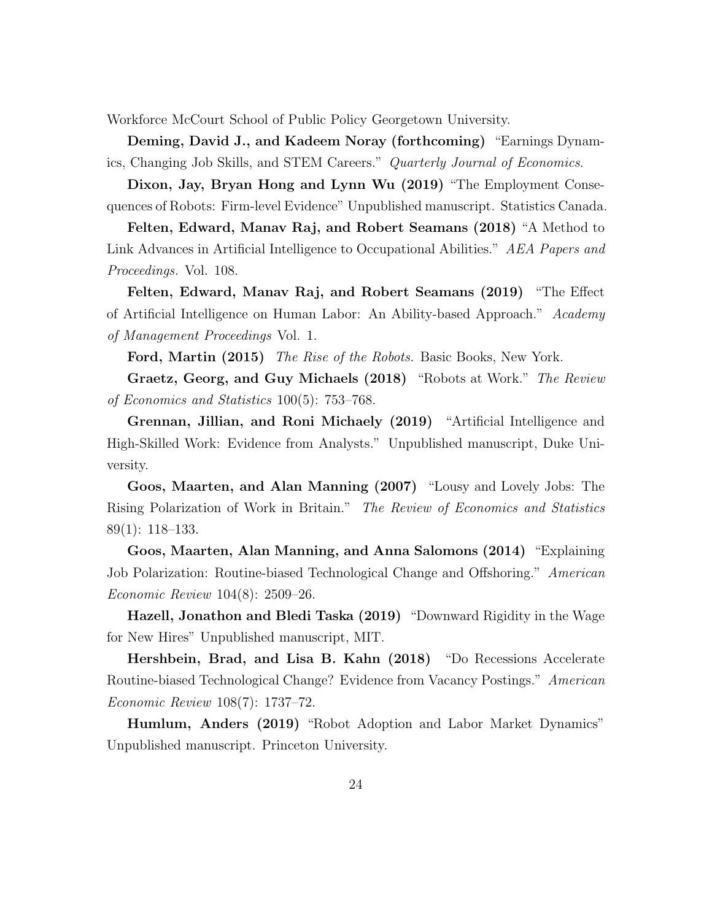Workforce McCourt School of Public Policy Georgetown University.

**Deming, David J., and Kadeem Noray (forthcoming)** "Earnings Dynamics, Changing Job Skills, and STEM Careers." *Quarterly Journal of Economics*.

**Dixon, Jay, Bryan Hong and Lynn Wu (2019)** "The Employment Consequences of Robots: Firm-level Evidence" Unpublished manuscript. Statistics Canada.

**Felten, Edward, Manav Raj, and Robert Seamans (2018)** "A Method to Link Advances in Artificial Intelligence to Occupational Abilities." *AEA Papers and Proceedings.* Vol. 108.

**Felten, Edward, Manav Raj, and Robert Seamans (2019)** "The Effect of Artificial Intelligence on Human Labor: An Ability-based Approach." *Academy of Management Proceedings* Vol. 1.

**Ford, Martin (2015)** *The Rise of the Robots.* Basic Books, New York.

**Graetz, Georg, and Guy Michaels (2018)** "Robots at Work." *The Review of Economics and Statistics* 100(5): 753–768.

**Grennan, Jillian, and Roni Michaely (2019)** "Artificial Intelligence and High-Skilled Work: Evidence from Analysts." Unpublished manuscript, Duke University.

**Goos, Maarten, and Alan Manning (2007)** "Lousy and Lovely Jobs: The Rising Polarization of Work in Britain." *The Review of Economics and Statistics* 89(1): 118–133.

**Goos, Maarten, Alan Manning, and Anna Salomons (2014)** "Explaining Job Polarization: Routine-biased Technological Change and Offshoring." *American Economic Review* 104(8): 2509–26.

**Hazell, Jonathon and Bledi Taska (2019)** "Downward Rigidity in the Wage for New Hires" Unpublished manuscript, MIT.

**Hershbein, Brad, and Lisa B. Kahn (2018)** "Do Recessions Accelerate Routine-biased Technological Change? Evidence from Vacancy Postings." *American Economic Review* 108(7): 1737–72.

**Humlum, Anders (2019)** "Robot Adoption and Labor Market Dynamics" Unpublished manuscript. Princeton University.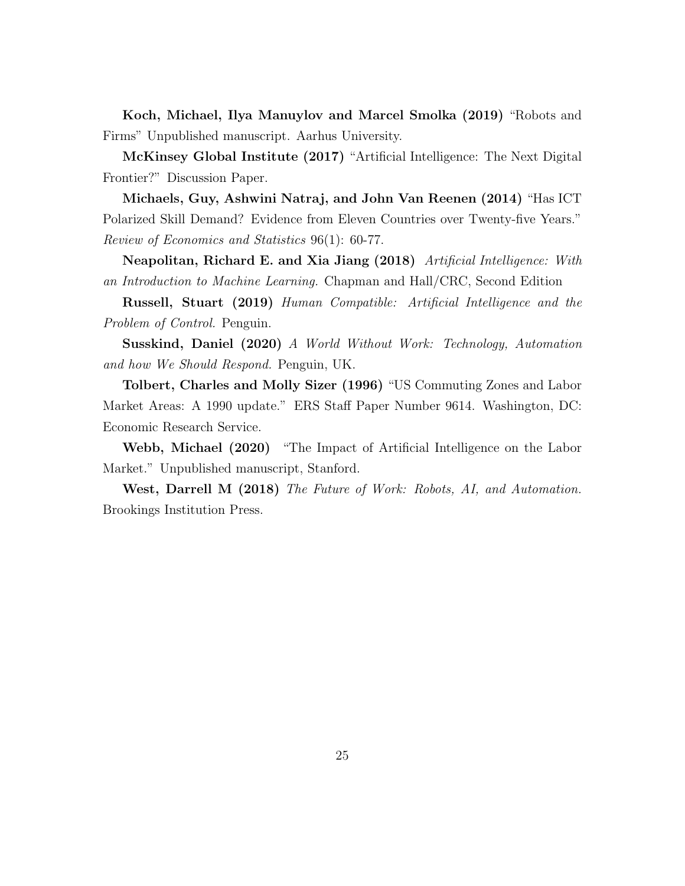**Koch, Michael, Ilya Manuylov and Marcel Smolka (2019)** "Robots and Firms" Unpublished manuscript. Aarhus University.

**McKinsey Global Institute (2017)** "Artificial Intelligence: The Next Digital Frontier?" Discussion Paper.

**Michaels, Guy, Ashwini Natraj, and John Van Reenen (2014)** "Has ICT Polarized Skill Demand? Evidence from Eleven Countries over Twenty-five Years." *Review of Economics and Statistics* 96(1): 60-77.

**Neapolitan, Richard E. and Xia Jiang (2018)** *Artificial Intelligence: With an Introduction to Machine Learning.* Chapman and Hall/CRC, Second Edition

**Russell, Stuart (2019)** *Human Compatible: Artificial Intelligence and the Problem of Control.* Penguin.

**Susskind, Daniel (2020)** *A World Without Work: Technology, Automation and how We Should Respond.* Penguin, UK.

**Tolbert, Charles and Molly Sizer (1996)** "US Commuting Zones and Labor Market Areas: A 1990 update." ERS Staff Paper Number 9614. Washington, DC: Economic Research Service.

**Webb, Michael (2020)** "The Impact of Artificial Intelligence on the Labor Market." Unpublished manuscript, Stanford.

**West, Darrell M (2018)** *The Future of Work: Robots, AI, and Automation.* Brookings Institution Press.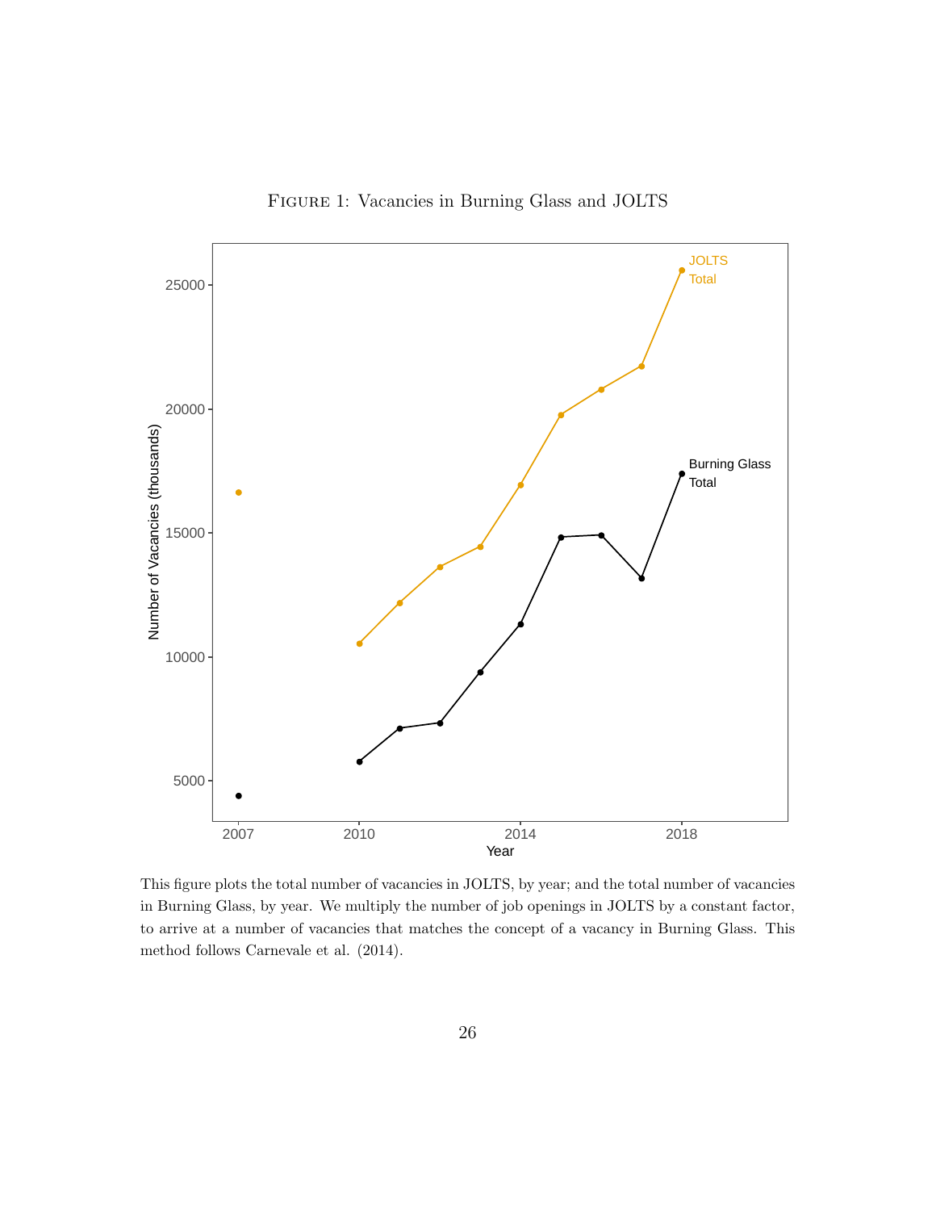FIGURE 1: Vacancies in Burning Glass and JOLTS

This figure plots the total number of vacancies in JOLTS, by year; and the total number of vacancies in Burning Glass, by year. We multiply the number of job openings in JOLTS by a constant factor, to arrive at a number of vacancies that matches the concept of a vacancy in Burning Glass. This method follows Carnevale et al. (2014).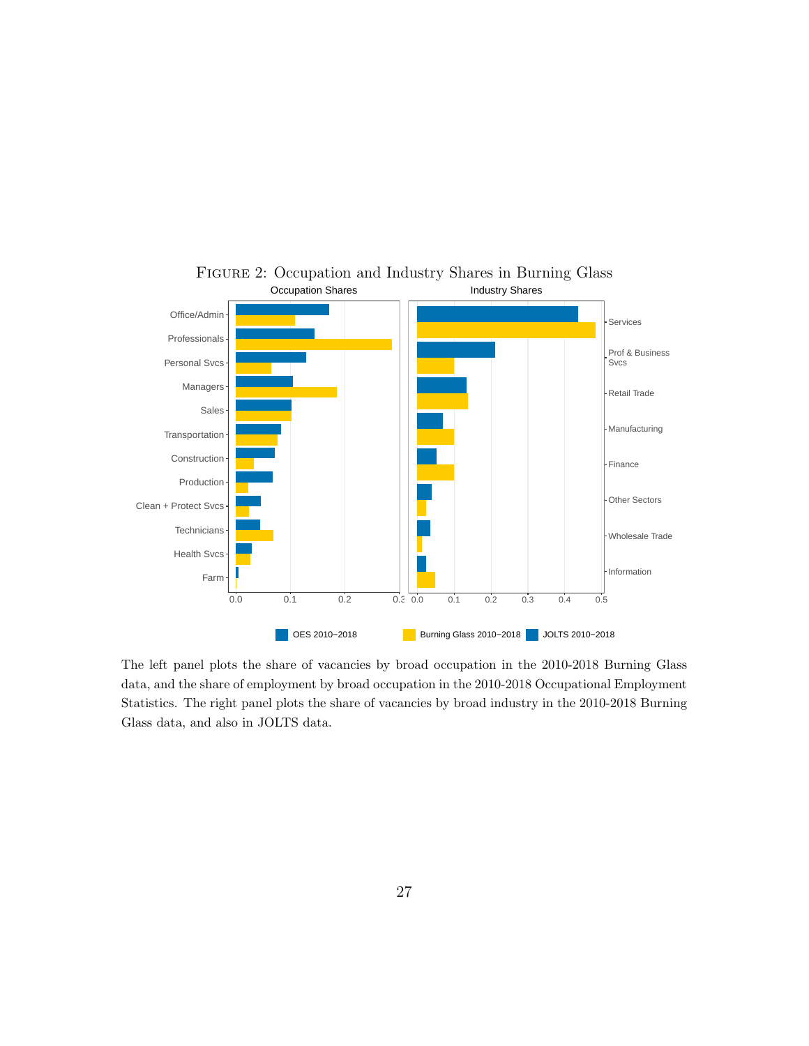FIGURE 2: Occupation and Industry Shares in Burning Glass

The left panel plots the share of vacancies by broad occupation in the 2010-2018 Burning Glass data, and the share of employment by broad occupation in the 2010-2018 Occupational Employment Statistics. The right panel plots the share of vacancies by broad industry in the 2010-2018 Burning Glass data, and also in JOLTS data.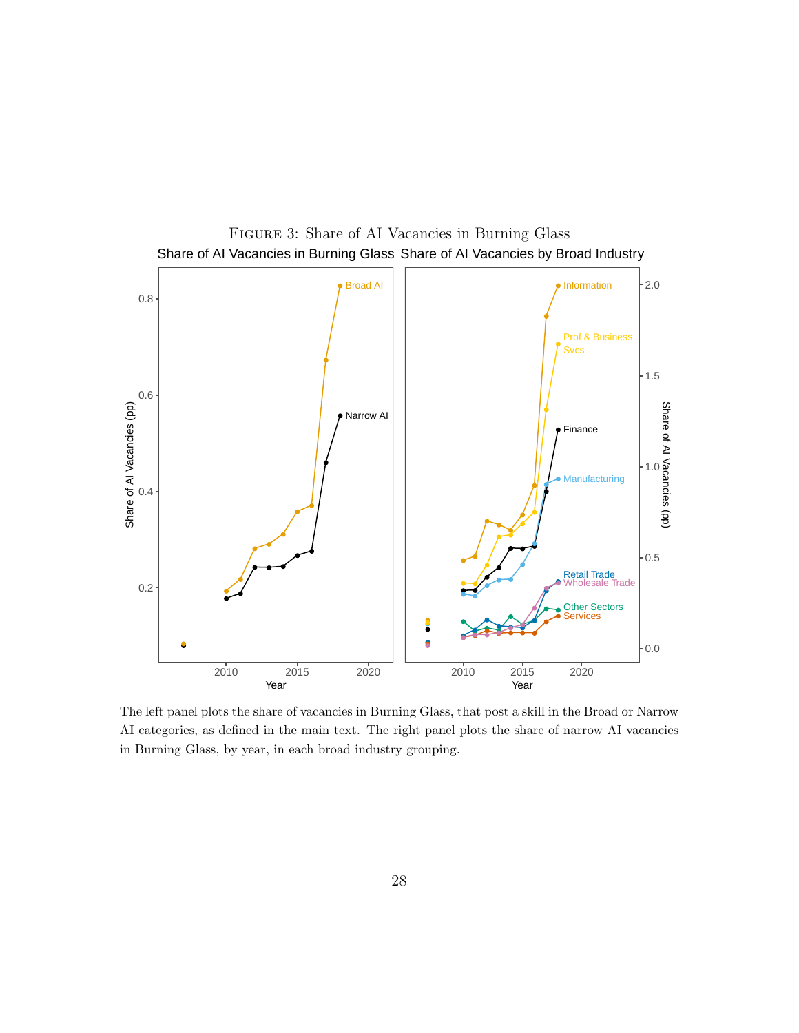Figure 3: Share of AI Vacancies in Burning Glass

The left panel plots the share of vacancies in Burning Glass, that post a skill in the Broad or Narrow AI categories, as defined in the main text. The right panel plots the share of narrow AI vacancies in Burning Glass, by year, in each broad industry grouping.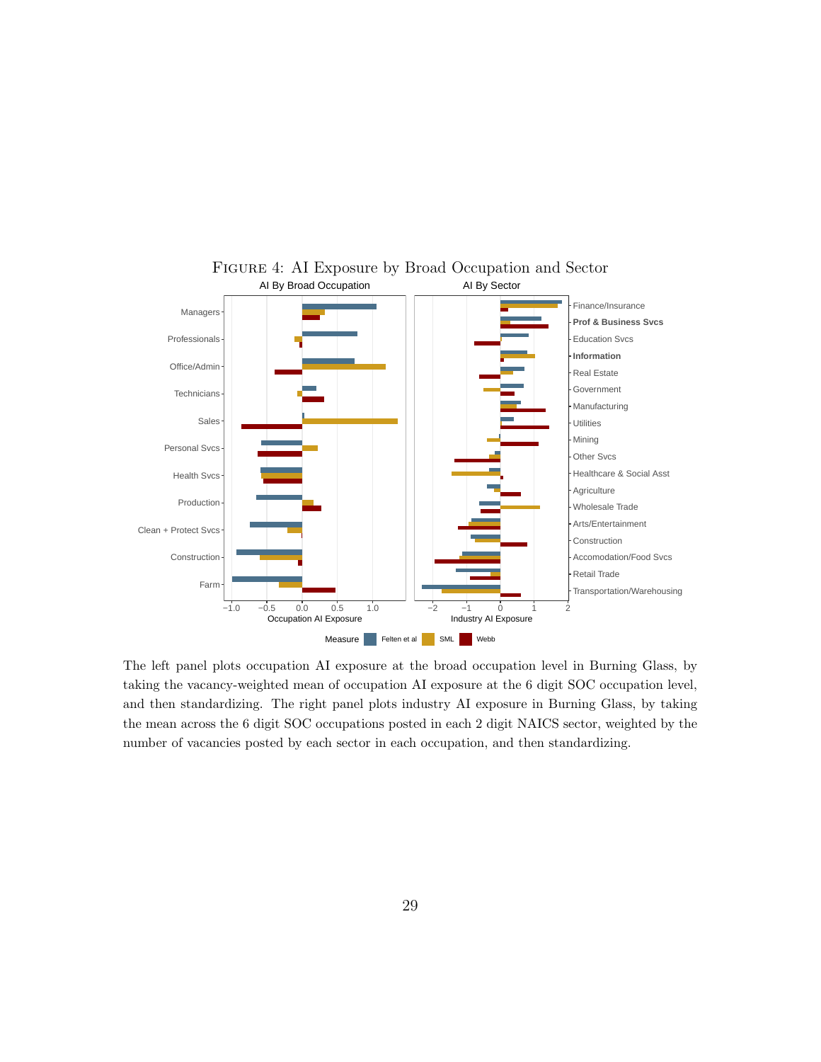FIGURE 4: AI Exposure by Broad Occupation and Sector

The left panel plots occupation AI exposure at the broad occupation level in Burning Glass, by taking the vacancy-weighted mean of occupation AI exposure at the 6 digit SOC occupation level, and then standardizing. The right panel plots industry AI exposure in Burning Glass, by taking the mean across the 6 digit SOC occupations posted in each 2 digit NAICS sector, weighted by the number of vacancies posted by each sector in each occupation, and then standardizing.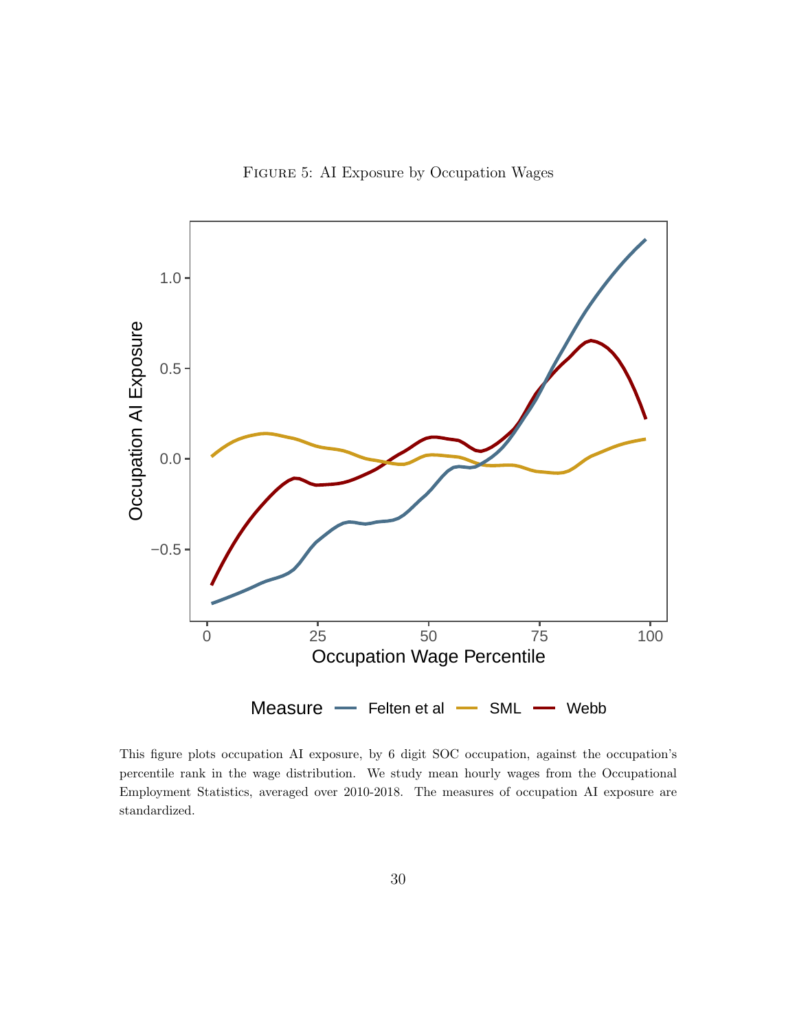FIGURE 5: AI Exposure by Occupation Wages

This figure plots occupation AI exposure, by 6 digit SOC occupation, against the occupation's percentile rank in the wage distribution. We study mean hourly wages from the Occupational Employment Statistics, averaged over 2010-2018. The measures of occupation AI exposure are standardized.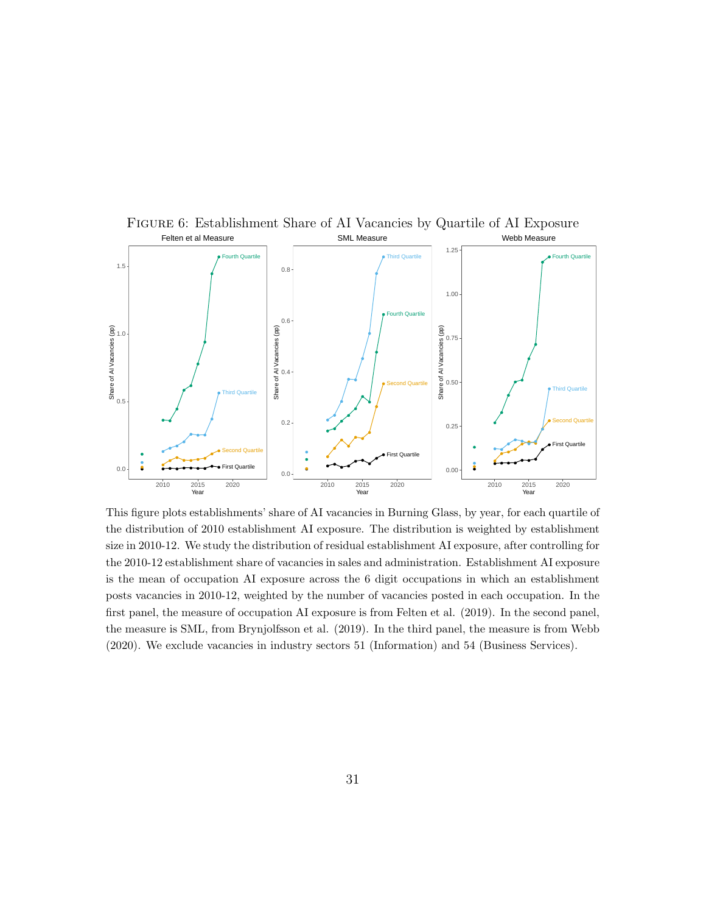FIGURE 6: Establishment Share of AI Vacancies by Quartile of AI Exposure

This figure plots establishments' share of AI vacancies in Burning Glass, by year, for each quartile of the distribution of 2010 establishment AI exposure. The distribution is weighted by establishment size in 2010-12. We study the distribution of residual establishment AI exposure, after controlling for the 2010-12 establishment share of vacancies in sales and administration. Establishment AI exposure is the mean of occupation AI exposure across the 6 digit occupations in which an establishment posts vacancies in 2010-12, weighted by the number of vacancies posted in each occupation. In the first panel, the measure of occupation AI exposure is from Felten et al. (2019). In the second panel, the measure is SML, from Brynjolfsson et al. (2019). In the third panel, the measure is from Webb (2020). We exclude vacancies in industry sectors 51 (Information) and 54 (Business Services).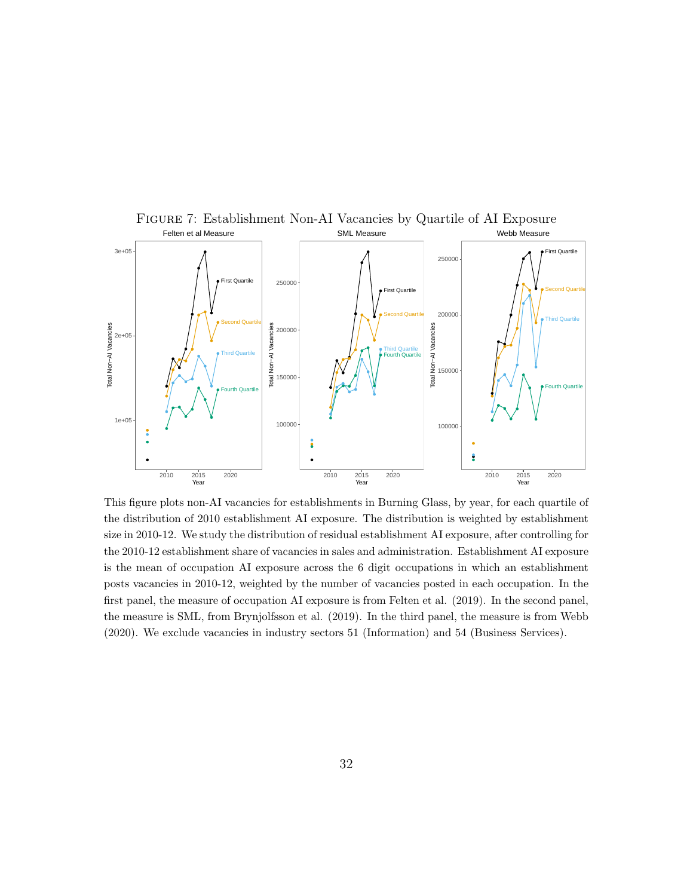Figure 7: Establishment Non-AI Vacancies by Quartile of AI Exposure

This figure plots non-AI vacancies for establishments in Burning Glass, by year, for each quartile of the distribution of 2010 establishment AI exposure. The distribution is weighted by establishment size in 2010-12. We study the distribution of residual establishment AI exposure, after controlling for the 2010-12 establishment share of vacancies in sales and administration. Establishment AI exposure is the mean of occupation AI exposure across the 6 digit occupations in which an establishment posts vacancies in 2010-12, weighted by the number of vacancies posted in each occupation. In the first panel, the measure of occupation AI exposure is from Felten et al. (2019). In the second panel, the measure is SML, from Brynjolfsson et al. (2019). In the third panel, the measure is from Webb (2020). We exclude vacancies in industry sectors 51 (Information) and 54 (Business Services).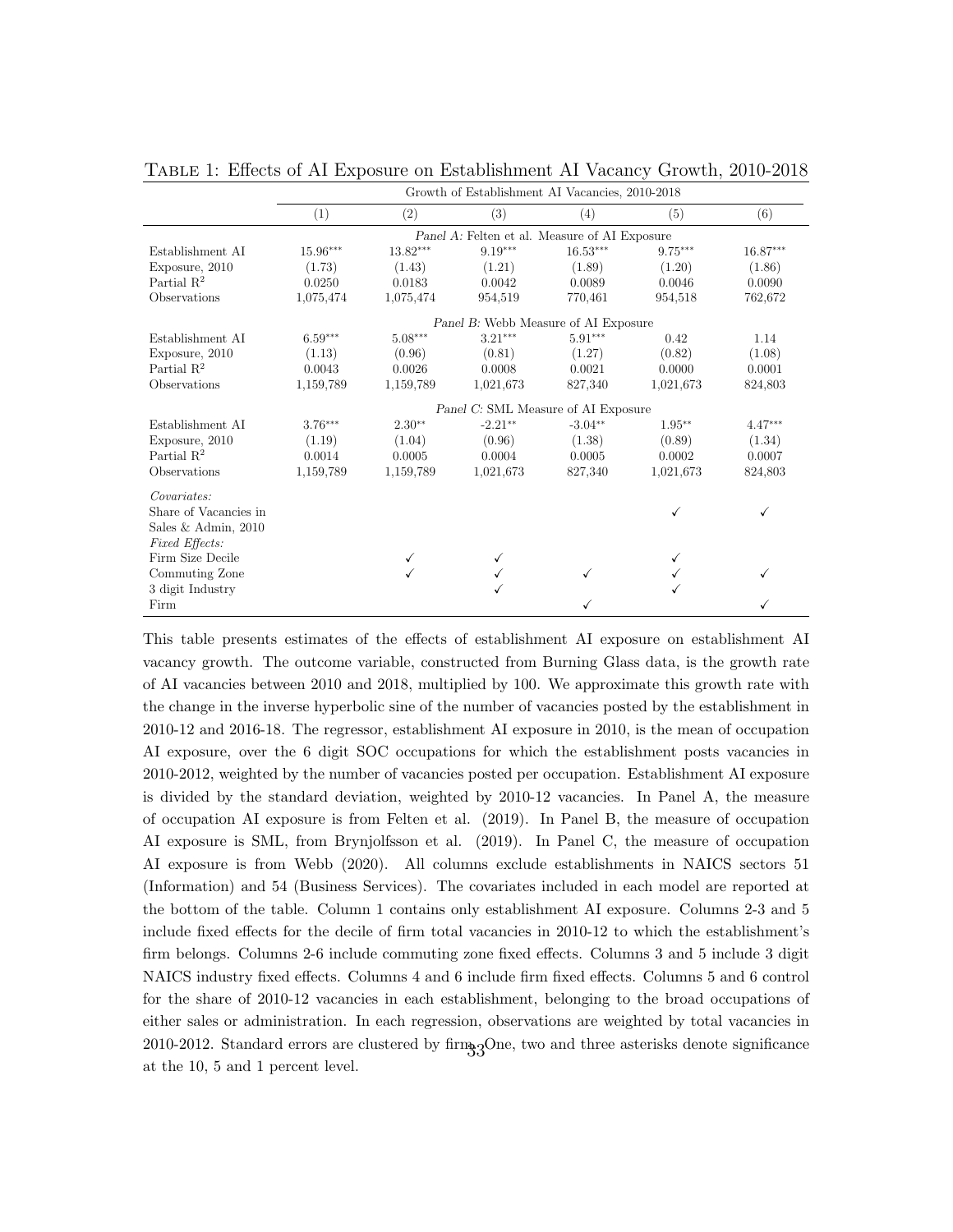TABLE 1: Effects of AI Exposure on Establishment AI Vacancy Growth, 2010-2018

| | Growth of Establishment AI Vacancies, 2010-2018 | | | | | |
|---|---|---|---|---|---|---|
| | (1) | (2) | (3) | (4) | (5) | (6) |
| | *Panel A:* Felten et al. Measure of AI Exposure | | | | | |
| Establishment AI | 15.96*** | 13.82*** | 9.19*** | 16.53*** | 9.75*** | 16.87*** |
| Exposure, 2010 | (1.73) | (1.43) | (1.21) | (1.89) | (1.20) | (1.86) |
| Partial $R^2$ | 0.0250 | 0.0183 | 0.0042 | 0.0089 | 0.0046 | 0.0090 |
| Observations | 1,075,474 | 1,075,474 | 954,519 | 770,461 | 954,518 | 762,672 |
| | *Panel B:* Webb Measure of AI Exposure | | | | | |
| Establishment AI | 6.59*** | 5.08*** | 3.21*** | 5.91*** | 0.42 | 1.14 |
| Exposure, 2010 | (1.13) | (0.96) | (0.81) | (1.27) | (0.82) | (1.08) |
| Partial $R^2$ | 0.0043 | 0.0026 | 0.0008 | 0.0021 | 0.0000 | 0.0001 |
| Observations | 1,159,789 | 1,159,789 | 1,021,673 | 827,340 | 1,021,673 | 824,803 |
| | *Panel C:* SML Measure of AI Exposure | | | | | |
| Establishment AI | 3.76*** | 2.30** | -2.21** | -3.04** | 1.95** | 4.47*** |
| Exposure, 2010 | (1.19) | (1.04) | (0.96) | (1.38) | (0.89) | (1.34) |
| Partial $R^2$ | 0.0014 | 0.0005 | 0.0004 | 0.0005 | 0.0002 | 0.0007 |
| Observations | 1,159,789 | 1,159,789 | 1,021,673 | 827,340 | 1,021,673 | 824,803 |
| *Covariates:* | | | | | | |
| Share of Vacancies in Sales & Admin, 2010 | | | | | ✓ | ✓ |
| *Fixed Effects:* | | | | | | |
| Firm Size Decile | | ✓ | ✓ | | ✓ | |
| Commuting Zone | | ✓ | ✓ | ✓ | ✓ | ✓ |
| 3 digit Industry | | | ✓ | | ✓ | |
| Firm | | | | ✓ | | ✓ |

This table presents estimates of the effects of establishment AI exposure on establishment AI vacancy growth. The outcome variable, constructed from Burning Glass data, is the growth rate of AI vacancies between 2010 and 2018, multiplied by 100. We approximate this growth rate with the change in the inverse hyperbolic sine of the number of vacancies posted by the establishment in 2010-12 and 2016-18. The regressor, establishment AI exposure in 2010, is the mean of occupation AI exposure, over the 6 digit SOC occupations for which the establishment posts vacancies in 2010-2012, weighted by the number of vacancies posted per occupation. Establishment AI exposure is divided by the standard deviation, weighted by 2010-12 vacancies. In Panel A, the measure of occupation AI exposure is from Felten et al. (2019). In Panel B, the measure of occupation AI exposure is SML, from Brynjolfsson et al. (2019). In Panel C, the measure of occupation AI exposure is from Webb (2020). All columns exclude establishments in NAICS sectors 51 (Information) and 54 (Business Services). The covariates included in each model are reported at the bottom of the table. Column 1 contains only establishment AI exposure. Columns 2-3 and 5 include fixed effects for the decile of firm total vacancies in 2010-12 to which the establishment's firm belongs. Columns 2-6 include commuting zone fixed effects. Columns 3 and 5 include 3 digit NAICS industry fixed effects. Columns 4 and 6 include firm fixed effects. Columns 5 and 6 control for the share of 2010-12 vacancies in each establishment, belonging to the broad occupations of either sales or administration. In each regression, observations are weighted by total vacancies in 2010-2012. Standard errors are clustered by firm. One, two and three asterisks denote significance at the 10, 5 and 1 percent level.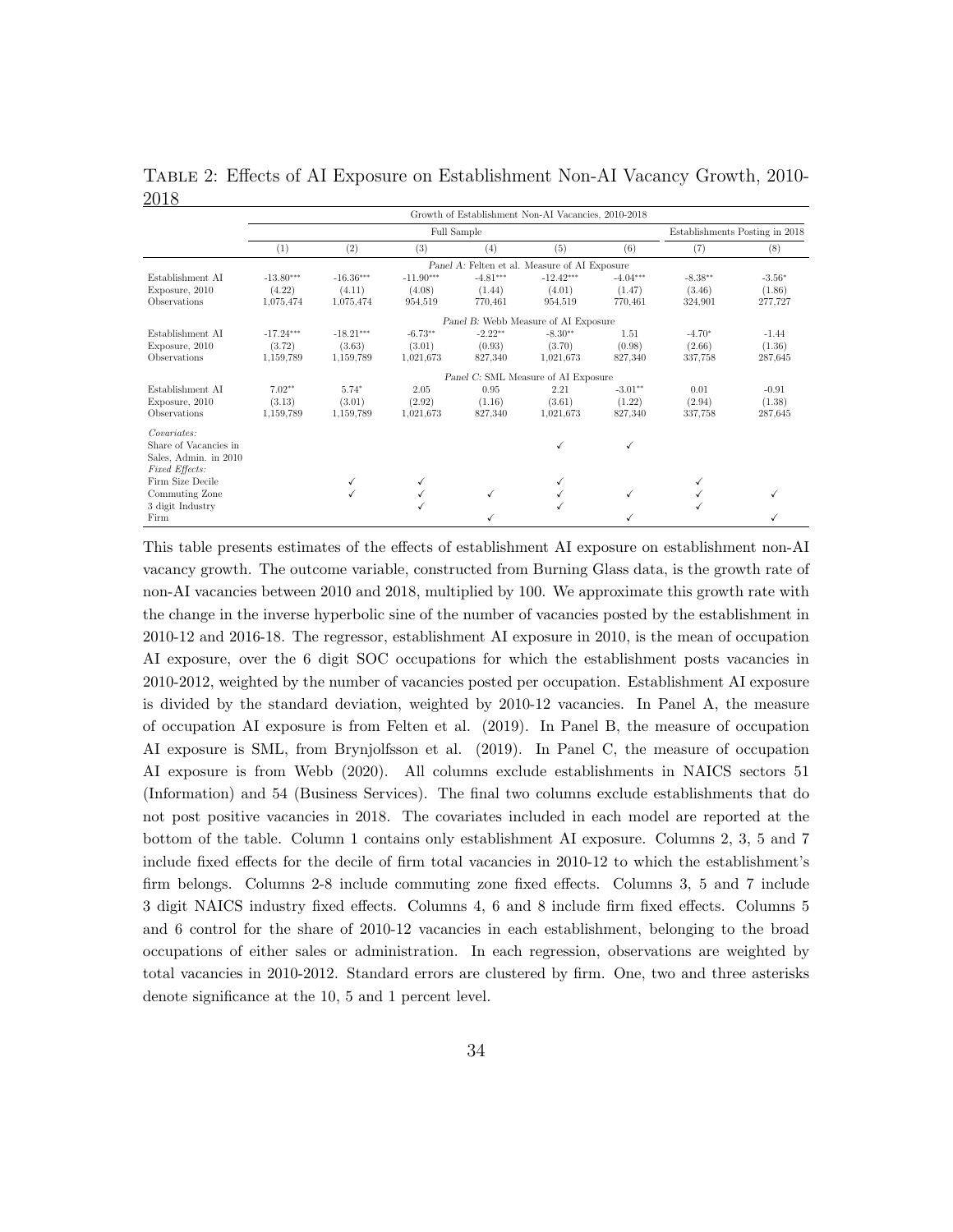Table 2: Effects of AI Exposure on Establishment Non-AI Vacancy Growth, 2010-2018

| | Growth of Establishment Non-AI Vacancies, 2010-2018 | | | | | | | |
|---|---|---|---|---|---|---|---|---|
| | Full Sample | | | | | | Establishments Posting in 2018 | |
| | (1) | (2) | (3) | (4) | (5) | (6) | (7) | (8) |
| | *Panel A:* Felten et al. Measure of AI Exposure | | | | | | | |
| Establishment AI | -13.80*** | -16.36*** | -11.90*** | -4.81*** | -12.42*** | -4.04*** | -8.38** | -3.56* |
| Exposure, 2010 | (4.22) | (4.11) | (4.08) | (1.44) | (4.01) | (1.47) | (3.46) | (1.86) |
| Observations | 1,075,474 | 1,075,474 | 954,519 | 770,461 | 954,519 | 770,461 | 324,901 | 277,727 |
| | *Panel B:* Webb Measure of AI Exposure | | | | | | | |
| Establishment AI | -17.24*** | -18.21*** | -6.73** | -2.22** | -8.30** | 1.51 | -4.70* | -1.44 |
| Exposure, 2010 | (3.72) | (3.63) | (3.01) | (0.93) | (3.70) | (0.98) | (2.66) | (1.36) |
| Observations | 1,159,789 | 1,159,789 | 1,021,673 | 827,340 | 1,021,673 | 827,340 | 337,758 | 287,645 |
| | *Panel C:* SML Measure of AI Exposure | | | | | | | |
| Establishment AI | 7.02** | 5.74* | 2.05 | 0.95 | 2.21 | -3.01** | 0.01 | -0.91 |
| Exposure, 2010 | (3.13) | (3.01) | (2.92) | (1.16) | (3.61) | (1.22) | (2.94) | (1.38) |
| Observations | 1,159,789 | 1,159,789 | 1,021,673 | 827,340 | 1,021,673 | 827,340 | 337,758 | 287,645 |
| *Covariates:* | | | | | | | | |
| Share of Vacancies in Sales, Admin. in 2010 | | | | | ✓ | ✓ | | |
| *Fixed Effects:* | | | | | | | | |
| Firm Size Decile | | ✓ | ✓ | | ✓ | | ✓ | |
| Commuting Zone | | ✓ | ✓ | ✓ | ✓ | ✓ | ✓ | ✓ |
| 3 digit Industry | | | ✓ | | ✓ | | ✓ | |
| Firm | | | | ✓ | | ✓ | | ✓ |

This table presents estimates of the effects of establishment AI exposure on establishment non-AI vacancy growth. The outcome variable, constructed from Burning Glass data, is the growth rate of non-AI vacancies between 2010 and 2018, multiplied by 100. We approximate this growth rate with the change in the inverse hyperbolic sine of the number of vacancies posted by the establishment in 2010-12 and 2016-18. The regressor, establishment AI exposure in 2010, is the mean of occupation AI exposure, over the 6 digit SOC occupations for which the establishment posts vacancies in 2010-2012, weighted by the number of vacancies posted per occupation. Establishment AI exposure is divided by the standard deviation, weighted by 2010-12 vacancies. In Panel A, the measure of occupation AI exposure is from Felten et al. (2019). In Panel B, the measure of occupation AI exposure is SML, from Brynjolfsson et al. (2019). In Panel C, the measure of occupation AI exposure is from Webb (2020). All columns exclude establishments in NAICS sectors 51 (Information) and 54 (Business Services). The final two columns exclude establishments that do not post positive vacancies in 2018. The covariates included in each model are reported at the bottom of the table. Column 1 contains only establishment AI exposure. Columns 2, 3, 5 and 7 include fixed effects for the decile of firm total vacancies in 2010-12 to which the establishment's firm belongs. Columns 2-8 include commuting zone fixed effects. Columns 3, 5 and 7 include 3 digit NAICS industry fixed effects. Columns 4, 6 and 8 include firm fixed effects. Columns 5 and 6 control for the share of 2010-12 vacancies in each establishment, belonging to the broad occupations of either sales or administration. In each regression, observations are weighted by total vacancies in 2010-2012. Standard errors are clustered by firm. One, two and three asterisks denote significance at the 10, 5 and 1 percent level.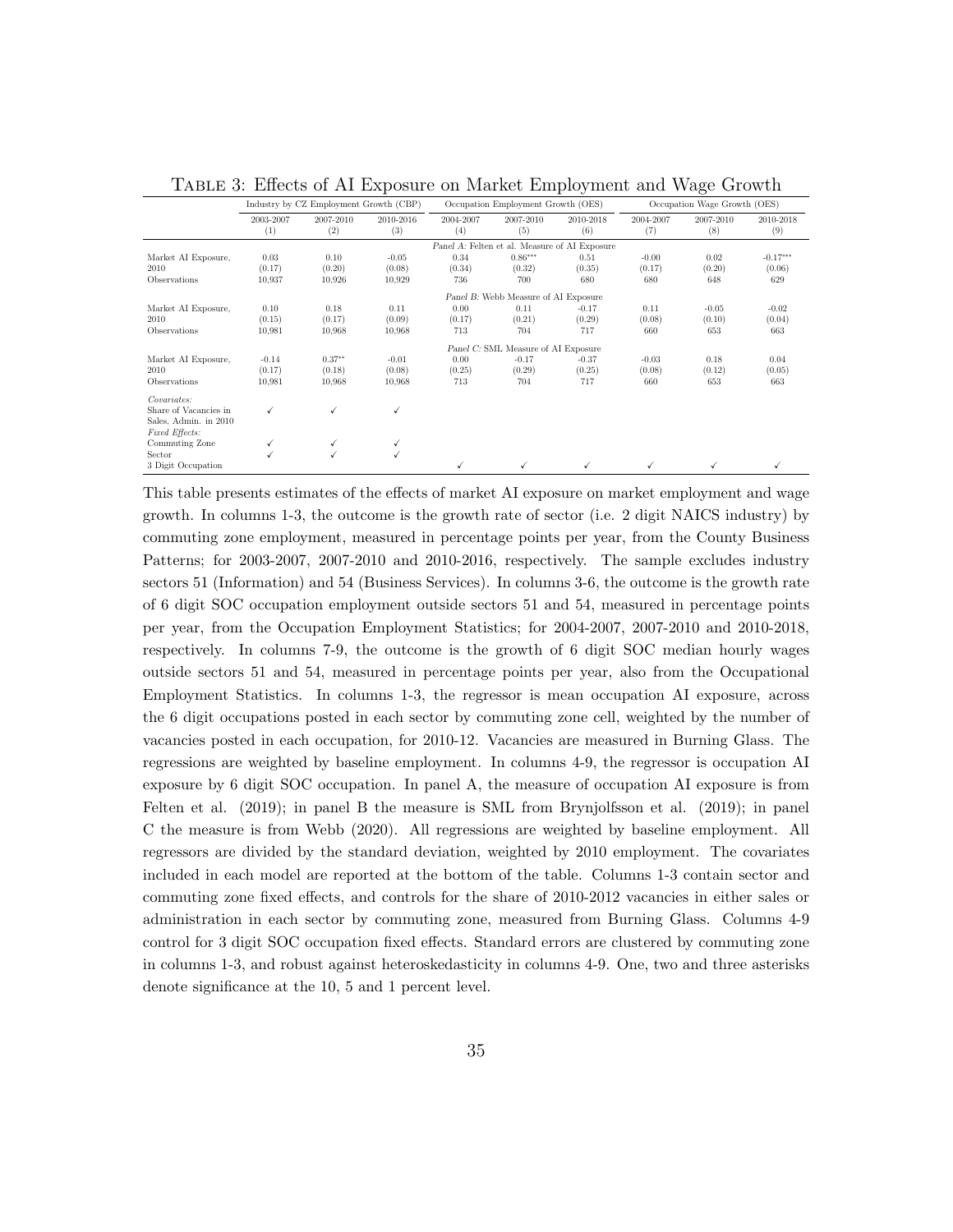TABLE 3: Effects of AI Exposure on Market Employment and Wage Growth

| | Industry by CZ Employment Growth (CBP) | | | Occupation Employment Growth (OES) | | | Occupation Wage Growth (OES) | | |
|---|---|---|---|---|---|---|---|---|---|
| | 2003-2007 | 2007-2010 | 2010-2016 | 2004-2007 | 2007-2010 | 2010-2018 | 2004-2007 | 2007-2010 | 2010-2018 |
| | (1) | (2) | (3) | (4) | (5) | (6) | (7) | (8) | (9) |
| | *Panel A:* Felten et al. Measure of AI Exposure | | | | | | | | |
| Market AI Exposure, | 0.03 | 0.10 | -0.05 | 0.34 | 0.86*** | 0.51 | -0.00 | 0.02 | -0.17*** |
| 2010 | (0.17) | (0.20) | (0.08) | (0.34) | (0.32) | (0.35) | (0.17) | (0.20) | (0.06) |
| Observations | 10,937 | 10,926 | 10,929 | 736 | 700 | 680 | 680 | 648 | 629 |
| | *Panel B:* Webb Measure of AI Exposure | | | | | | | | |
| Market AI Exposure, | 0.10 | 0.18 | 0.11 | 0.00 | 0.11 | -0.17 | 0.11 | -0.05 | -0.02 |
| 2010 | (0.15) | (0.17) | (0.09) | (0.17) | (0.21) | (0.29) | (0.08) | (0.10) | (0.04) |
| Observations | 10,981 | 10,968 | 10,968 | 713 | 704 | 717 | 660 | 653 | 663 |
| | *Panel C:* SML Measure of AI Exposure | | | | | | | | |
| Market AI Exposure, | -0.14 | 0.37** | -0.01 | 0.00 | -0.17 | -0.37 | -0.03 | 0.18 | 0.04 |
| 2010 | (0.17) | (0.18) | (0.08) | (0.25) | (0.29) | (0.25) | (0.08) | (0.12) | (0.05) |
| Observations | 10,981 | 10,968 | 10,968 | 713 | 704 | 717 | 660 | 653 | 663 |
| *Covariates:* | | | | | | | | | |
| Share of Vacancies in Sales, Admin. in 2010 | ✓ | ✓ | ✓ | | | | | | |
| *Fixed Effects:* | | | | | | | | | |
| Commuting Zone | ✓ | ✓ | ✓ | | | | | | |
| Sector | ✓ | ✓ | ✓ | | | | | | |
| 3 Digit Occupation | | | | ✓ | ✓ | ✓ | ✓ | ✓ | ✓ |

This table presents estimates of the effects of market AI exposure on market employment and wage growth. In columns 1-3, the outcome is the growth rate of sector (i.e. 2 digit NAICS industry) by commuting zone employment, measured in percentage points per year, from the County Business Patterns; for 2003-2007, 2007-2010 and 2010-2016, respectively. The sample excludes industry sectors 51 (Information) and 54 (Business Services). In columns 3-6, the outcome is the growth rate of 6 digit SOC occupation employment outside sectors 51 and 54, measured in percentage points per year, from the Occupation Employment Statistics; for 2004-2007, 2007-2010 and 2010-2018, respectively. In columns 7-9, the outcome is the growth of 6 digit SOC median hourly wages outside sectors 51 and 54, measured in percentage points per year, also from the Occupational Employment Statistics. In columns 1-3, the regressor is mean occupation AI exposure, across the 6 digit occupations posted in each sector by commuting zone cell, weighted by the number of vacancies posted in each occupation, for 2010-12. Vacancies are measured in Burning Glass. The regressions are weighted by baseline employment. In columns 4-9, the regressor is occupation AI exposure by 6 digit SOC occupation. In panel A, the measure of occupation AI exposure is from Felten et al. (2019); in panel B the measure is SML from Brynjolfsson et al. (2019); in panel C the measure is from Webb (2020). All regressions are weighted by baseline employment. All regressors are divided by the standard deviation, weighted by 2010 employment. The covariates included in each model are reported at the bottom of the table. Columns 1-3 contain sector and commuting zone fixed effects, and controls for the share of 2010-2012 vacancies in either sales or administration in each sector by commuting zone, measured from Burning Glass. Columns 4-9 control for 3 digit SOC occupation fixed effects. Standard errors are clustered by commuting zone in columns 1-3, and robust against heteroskedasticity in columns 4-9. One, two and three asterisks denote significance at the 10, 5 and 1 percent level.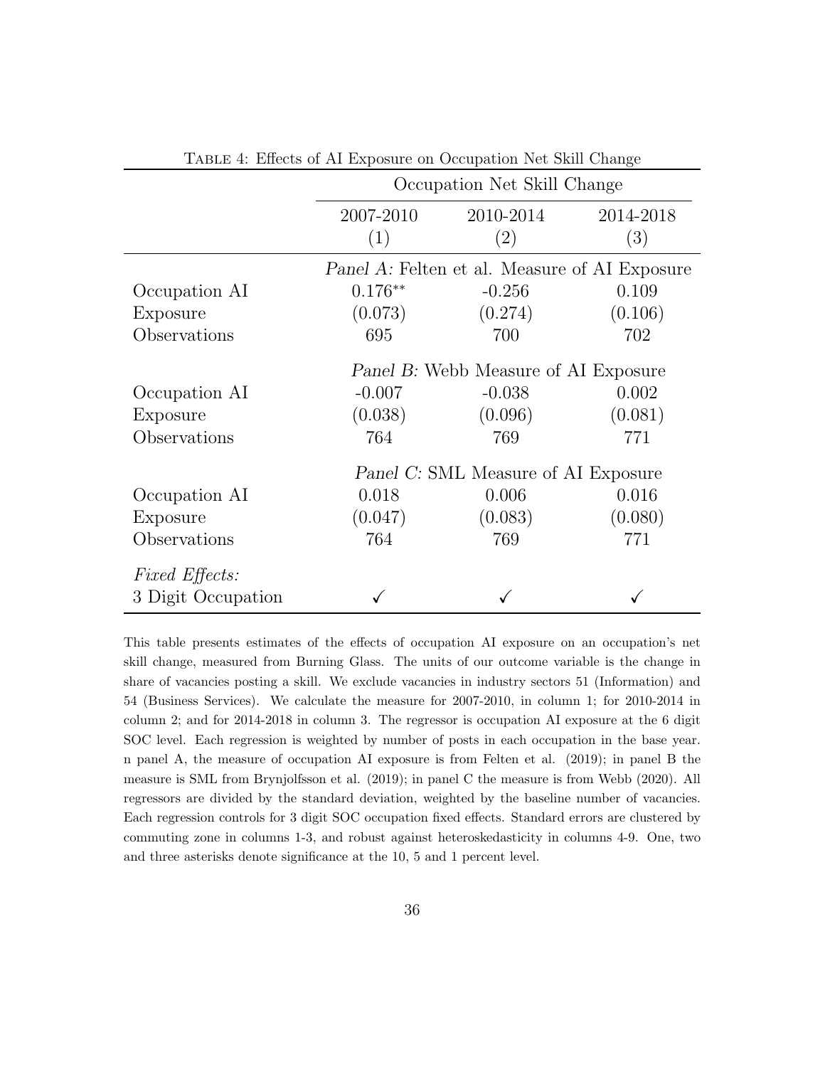Table 4: Effects of AI Exposure on Occupation Net Skill Change

| | Occupation Net Skill Change | | |
|---|---|---|---|
| | 2007-2010 | 2010-2014 | 2014-2018 |
| | (1) | (2) | (3) |
| | *Panel A:* Felten et al. Measure of AI Exposure | | |
| Occupation AI | 0.176** | -0.256 | 0.109 |
| Exposure | (0.073) | (0.274) | (0.106) |
| Observations | 695 | 700 | 702 |
| | *Panel B:* Webb Measure of AI Exposure | | |
| Occupation AI | -0.007 | -0.038 | 0.002 |
| Exposure | (0.038) | (0.096) | (0.081) |
| Observations | 764 | 769 | 771 |
| | *Panel C:* SML Measure of AI Exposure | | |
| Occupation AI | 0.018 | 0.006 | 0.016 |
| Exposure | (0.047) | (0.083) | (0.080) |
| Observations | 764 | 769 | 771 |
| *Fixed Effects:* | | | |
| 3 Digit Occupation | ✓ | ✓ | ✓ |

This table presents estimates of the effects of occupation AI exposure on an occupation's net skill change, measured from Burning Glass. The units of our outcome variable is the change in share of vacancies posting a skill. We exclude vacancies in industry sectors 51 (Information) and 54 (Business Services). We calculate the measure for 2007-2010, in column 1; for 2010-2014 in column 2; and for 2014-2018 in column 3. The regressor is occupation AI exposure at the 6 digit SOC level. Each regression is weighted by number of posts in each occupation in the base year. n panel A, the measure of occupation AI exposure is from Felten et al. (2019); in panel B the measure is SML from Brynjolfsson et al. (2019); in panel C the measure is from Webb (2020). All regressors are divided by the standard deviation, weighted by the baseline number of vacancies. Each regression controls for 3 digit SOC occupation fixed effects. Standard errors are clustered by commuting zone in columns 1-3, and robust against heteroskedasticity in columns 4-9. One, two and three asterisks denote significance at the 10, 5 and 1 percent level.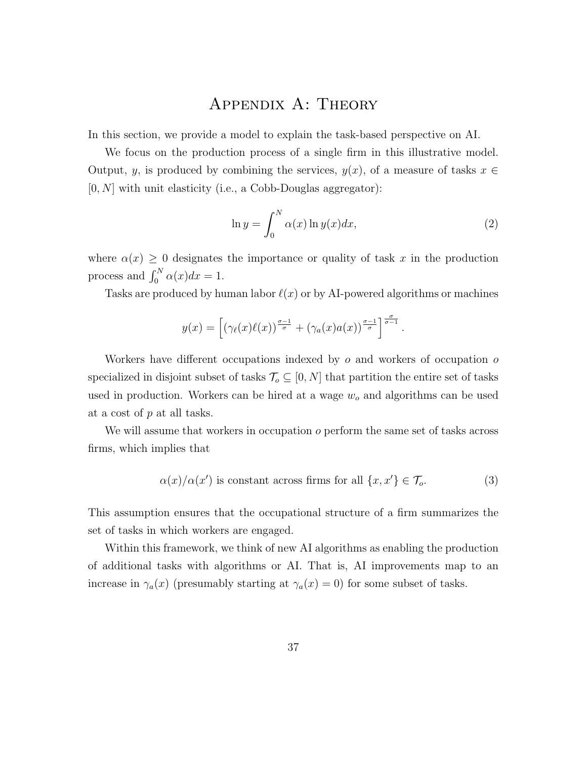# Appendix A: Theory

In this section, we provide a model to explain the task-based perspective on AI.

We focus on the production process of a single firm in this illustrative model. Output, $y$, is produced by combining the services, $y(x)$, of a measure of tasks $x \in [0, N]$ with unit elasticity (i.e., a Cobb-Douglas aggregator):

$$\ln y = \int_0^N \alpha(x) \ln y(x) dx, \tag{2}$$

where $\alpha(x) \geq 0$ designates the importance or quality of task $x$ in the production process and $\int_0^N \alpha(x)dx = 1$.

Tasks are produced by human labor $\ell(x)$ or by AI-powered algorithms or machines

$$y(x) = \left[ (\gamma_\ell(x)\ell(x))^{\frac{\sigma-1}{\sigma}} + (\gamma_a(x)a(x))^{\frac{\sigma-1}{\sigma}} \right]^{\frac{\sigma}{\sigma-1}}.$$

Workers have different occupations indexed by $o$ and workers of occupation $o$ specialized in disjoint subset of tasks $\mathcal{T}_o \subseteq [0, N]$ that partition the entire set of tasks used in production. Workers can be hired at a wage $w_o$ and algorithms can be used at a cost of $p$ at all tasks.

We will assume that workers in occupation $o$ perform the same set of tasks across firms, which implies that

$$\alpha(x)/\alpha(x') \text{ is constant across firms for all } \{x, x'\} \in \mathcal{T}_o. \tag{3}$$

This assumption ensures that the occupational structure of a firm summarizes the set of tasks in which workers are engaged.

Within this framework, we think of new AI algorithms as enabling the production of additional tasks with algorithms or AI. That is, AI improvements map to an increase in $\gamma_a(x)$ (presumably starting at $\gamma_a(x) = 0$) for some subset of tasks.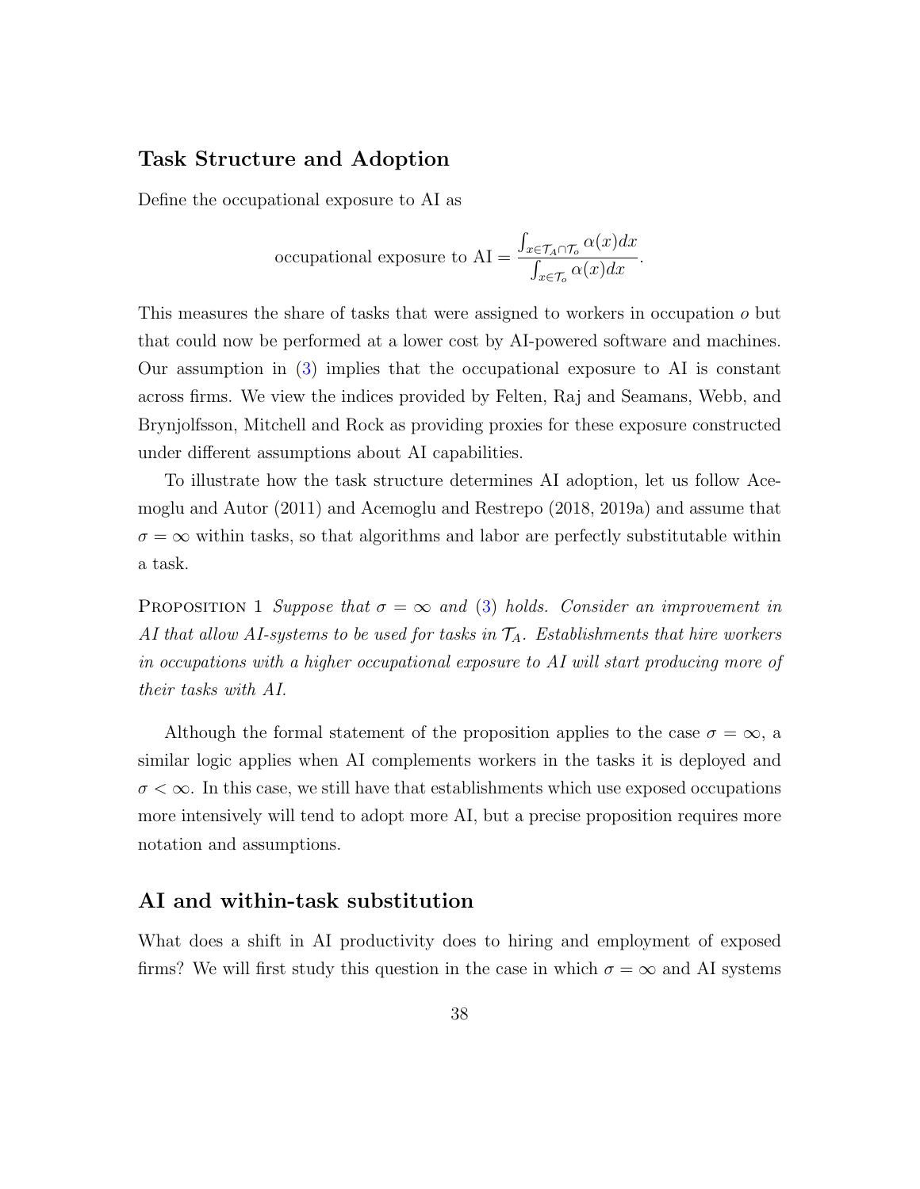## Task Structure and Adoption

Define the occupational exposure to AI as

$$\text{occupational exposure to AI} = \frac{\int_{x \in \mathcal{T}_A \cap \mathcal{T}_o} \alpha(x) dx}{\int_{x \in \mathcal{T}_o} \alpha(x) dx}.$$

This measures the share of tasks that were assigned to workers in occupation $o$ but that could now be performed at a lower cost by AI-powered software and machines. Our assumption in (3) implies that the occupational exposure to AI is constant across firms. We view the indices provided by Felten, Raj and Seamans, Webb, and Brynjolfsson, Mitchell and Rock as providing proxies for these exposure constructed under different assumptions about AI capabilities.

To illustrate how the task structure determines AI adoption, let us follow Acemoglu and Autor (2011) and Acemoglu and Restrepo (2018, 2019a) and assume that $\sigma = \infty$ within tasks, so that algorithms and labor are perfectly substitutable within a task.

Proposition 1 *Suppose that $\sigma = \infty$ and (3) holds. Consider an improvement in AI that allow AI-systems to be used for tasks in $\mathcal{T}_A$. Establishments that hire workers in occupations with a higher occupational exposure to AI will start producing more of their tasks with AI.*

Although the formal statement of the proposition applies to the case $\sigma = \infty$, a similar logic applies when AI complements workers in the tasks it is deployed and $\sigma < \infty$. In this case, we still have that establishments which use exposed occupations more intensively will tend to adopt more AI, but a precise proposition requires more notation and assumptions.

## AI and within-task substitution

What does a shift in AI productivity does to hiring and employment of exposed firms? We will first study this question in the case in which $\sigma = \infty$ and AI systems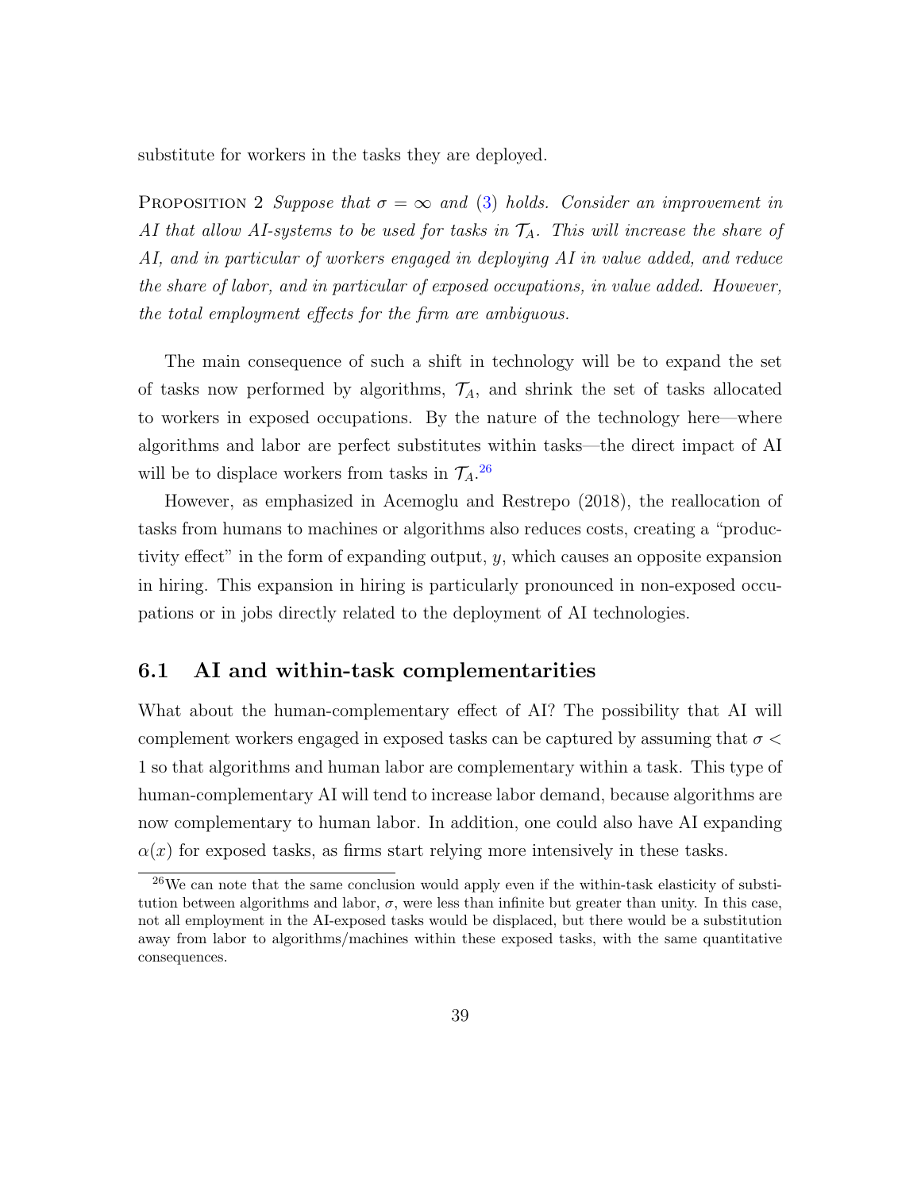substitute for workers in the tasks they are deployed.

Proposition 2 *Suppose that $\sigma = \infty$ and (3) holds. Consider an improvement in AI that allow AI-systems to be used for tasks in $\mathcal{T}_A$. This will increase the share of AI, and in particular of workers engaged in deploying AI in value added, and reduce the share of labor, and in particular of exposed occupations, in value added. However, the total employment effects for the firm are ambiguous.*

The main consequence of such a shift in technology will be to expand the set of tasks now performed by algorithms, $\mathcal{T}_A$, and shrink the set of tasks allocated to workers in exposed occupations. By the nature of the technology here—where algorithms and labor are perfect substitutes within tasks—the direct impact of AI will be to displace workers from tasks in $\mathcal{T}_A$.[26]

However, as emphasized in Acemoglu and Restrepo (2018), the reallocation of tasks from humans to machines or algorithms also reduces costs, creating a "productivity effect" in the form of expanding output, $y$, which causes an opposite expansion in hiring. This expansion in hiring is particularly pronounced in non-exposed occupations or in jobs directly related to the deployment of AI technologies.

## 6.1 AI and within-task complementarities

What about the human-complementary effect of AI? The possibility that AI will complement workers engaged in exposed tasks can be captured by assuming that $\sigma < 1$ so that algorithms and human labor are complementary within a task. This type of human-complementary AI will tend to increase labor demand, because algorithms are now complementary to human labor. In addition, one could also have AI expanding $\alpha(x)$ for exposed tasks, as firms start relying more intensively in these tasks.

[26] We can note that the same conclusion would apply even if the within-task elasticity of substitution between algorithms and labor, $\sigma$, were less than infinite but greater than unity. In this case, not all employment in the AI-exposed tasks would be displaced, but there would be a substitution away from labor to algorithms/machines within these exposed tasks, with the same quantitative consequences.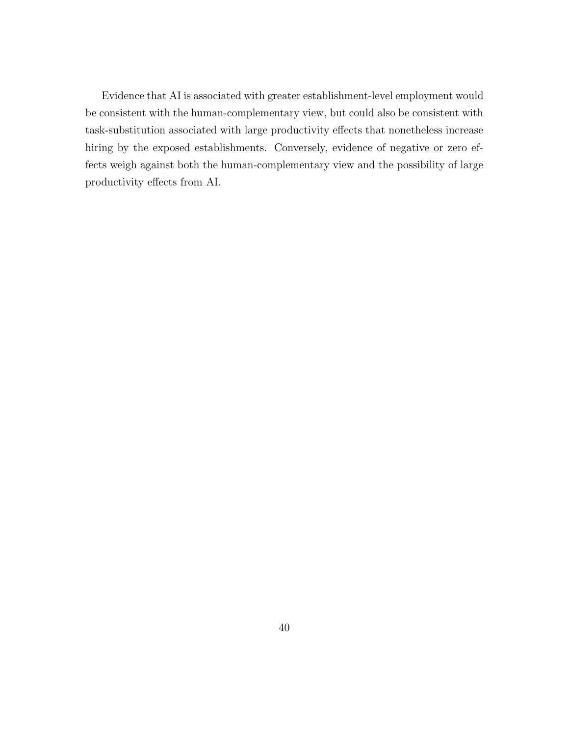Evidence that AI is associated with greater establishment-level employment would be consistent with the human-complementary view, but could also be consistent with task-substitution associated with large productivity effects that nonetheless increase hiring by the exposed establishments. Conversely, evidence of negative or zero effects weigh against both the human-complementary view and the possibility of large productivity effects from AI.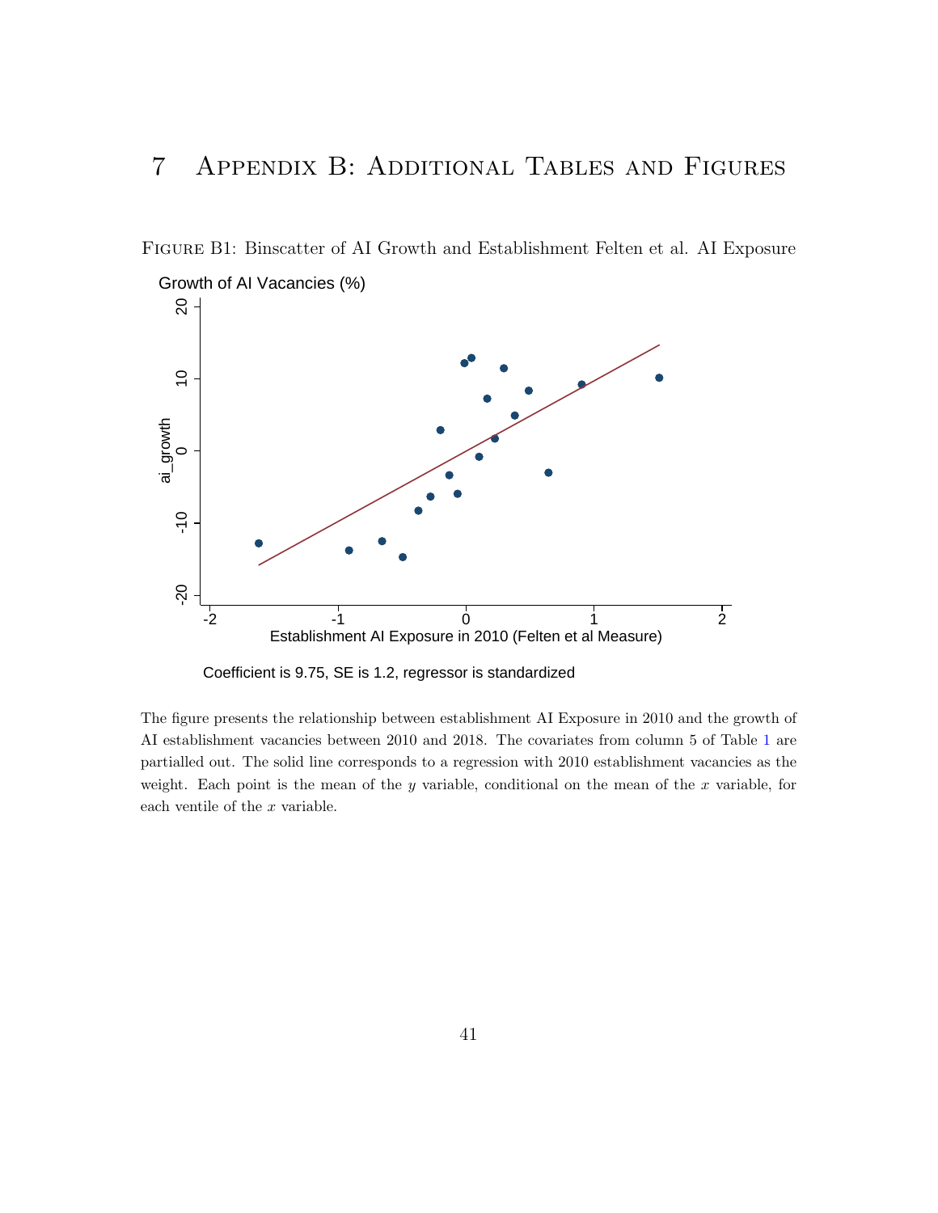# 7 Appendix B: Additional Tables and Figures

Figure B1: Binscatter of AI Growth and Establishment Felten et al. AI Exposure

Growth of AI Vacancies (%)

Coefficient is 9.75, SE is 1.2, regressor is standardized

The figure presents the relationship between establishment AI Exposure in 2010 and the growth of AI establishment vacancies between 2010 and 2018. The covariates from column 5 of Table 1 are partialled out. The solid line corresponds to a regression with 2010 establishment vacancies as the weight. Each point is the mean of the $y$ variable, conditional on the mean of the $x$ variable, for each ventile of the $x$ variable.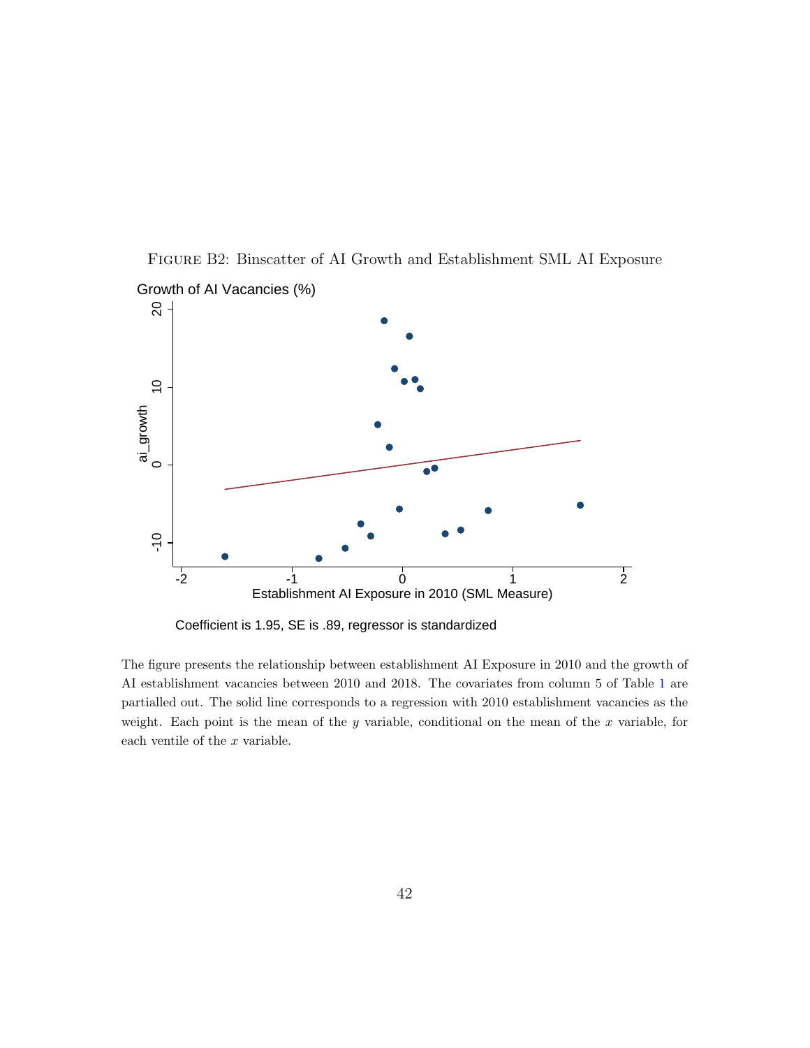Figure B2: Binscatter of AI Growth and Establishment SML AI Exposure

Growth of AI Vacancies (%)

Coefficient is 1.95, SE is .89, regressor is standardized

The figure presents the relationship between establishment AI Exposure in 2010 and the growth of AI establishment vacancies between 2010 and 2018. The covariates from column 5 of Table 1 are partialled out. The solid line corresponds to a regression with 2010 establishment vacancies as the weight. Each point is the mean of the $y$ variable, conditional on the mean of the $x$ variable, for each ventile of the $x$ variable.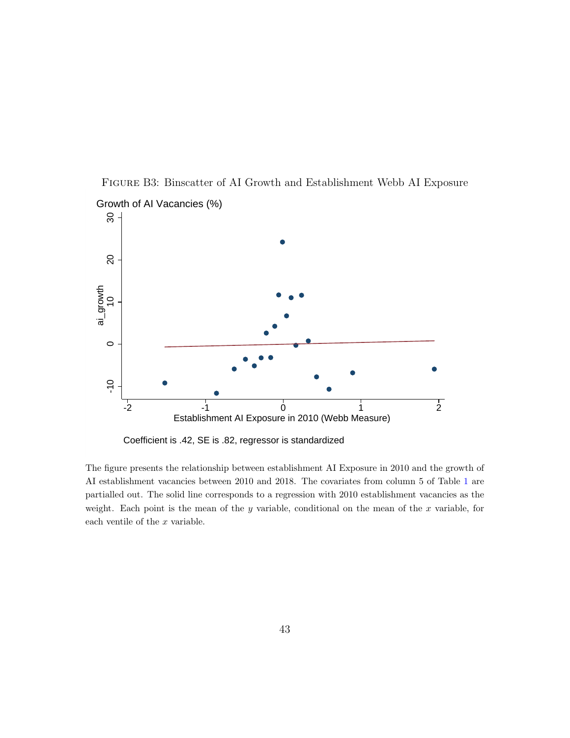FIGURE B3: Binscatter of AI Growth and Establishment Webb AI Exposure

Coefficient is .42, SE is .82, regressor is standardized

The figure presents the relationship between establishment AI Exposure in 2010 and the growth of AI establishment vacancies between 2010 and 2018. The covariates from column 5 of Table 1 are partialled out. The solid line corresponds to a regression with 2010 establishment vacancies as the weight. Each point is the mean of the $y$ variable, conditional on the mean of the $x$ variable, for each ventile of the $x$ variable.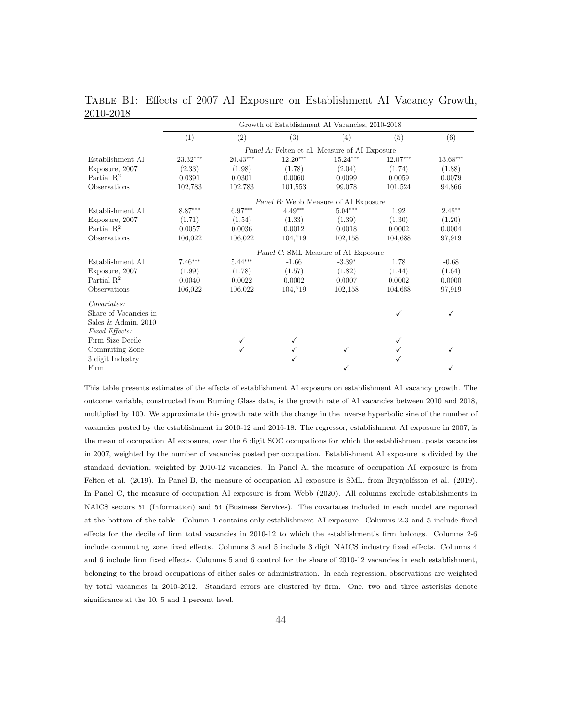TABLE B1: Effects of 2007 AI Exposure on Establishment AI Vacancy Growth, 2010-2018

| | Growth of Establishment AI Vacancies, 2010-2018 | | | | | |
|---|---|---|---|---|---|---|
| | (1) | (2) | (3) | (4) | (5) | (6) |
| | *Panel A:* Felten et al. Measure of AI Exposure | | | | | |
| Establishment AI | 23.32*** | 20.43*** | 12.20*** | 15.24*** | 12.07*** | 13.68*** |
| Exposure, 2007 | (2.33) | (1.98) | (1.78) | (2.04) | (1.74) | (1.88) |
| Partial $R^2$ | 0.0391 | 0.0301 | 0.0060 | 0.0099 | 0.0059 | 0.0079 |
| Observations | 102,783 | 102,783 | 101,553 | 99,078 | 101,524 | 94,866 |
| | *Panel B:* Webb Measure of AI Exposure | | | | | |
| Establishment AI | 8.87*** | 6.97*** | 4.49*** | 5.04*** | 1.92 | 2.48** |
| Exposure, 2007 | (1.71) | (1.54) | (1.33) | (1.39) | (1.30) | (1.20) |
| Partial $R^2$ | 0.0057 | 0.0036 | 0.0012 | 0.0018 | 0.0002 | 0.0004 |
| Observations | 106,022 | 106,022 | 104,719 | 102,158 | 104,688 | 97,919 |
| | *Panel C:* SML Measure of AI Exposure | | | | | |
| Establishment AI | 7.46*** | 5.44*** | -1.66 | -3.39* | 1.78 | -0.68 |
| Exposure, 2007 | (1.99) | (1.78) | (1.57) | (1.82) | (1.44) | (1.64) |
| Partial $R^2$ | 0.0040 | 0.0022 | 0.0002 | 0.0007 | 0.0002 | 0.0000 |
| Observations | 106,022 | 106,022 | 104,719 | 102,158 | 104,688 | 97,919 |
| *Covariates:* | | | | | | |
| Share of Vacancies in Sales & Admin, 2010 | | | | | ✓ | ✓ |
| *Fixed Effects:* | | | | | | |
| Firm Size Decile | | ✓ | ✓ | | ✓ | |
| Commuting Zone | | ✓ | ✓ | ✓ | ✓ | ✓ |
| 3 digit Industry | | | ✓ | | ✓ | |
| Firm | | | | ✓ | | ✓ |

This table presents estimates of the effects of establishment AI exposure on establishment AI vacancy growth. The outcome variable, constructed from Burning Glass data, is the growth rate of AI vacancies between 2010 and 2018, multiplied by 100. We approximate this growth rate with the change in the inverse hyperbolic sine of the number of vacancies posted by the establishment in 2010-12 and 2016-18. The regressor, establishment AI exposure in 2007, is the mean of occupation AI exposure, over the 6 digit SOC occupations for which the establishment posts vacancies in 2007, weighted by the number of vacancies posted per occupation. Establishment AI exposure is divided by the standard deviation, weighted by 2010-12 vacancies. In Panel A, the measure of occupation AI exposure is from Felten et al. (2019). In Panel B, the measure of occupation AI exposure is SML, from Brynjolfsson et al. (2019). In Panel C, the measure of occupation AI exposure is from Webb (2020). All columns exclude establishments in NAICS sectors 51 (Information) and 54 (Business Services). The covariates included in each model are reported at the bottom of the table. Column 1 contains only establishment AI exposure. Columns 2-3 and 5 include fixed effects for the decile of firm total vacancies in 2010-12 to which the establishment's firm belongs. Columns 2-6 include commuting zone fixed effects. Columns 3 and 5 include 3 digit NAICS industry fixed effects. Columns 4 and 6 include firm fixed effects. Columns 5 and 6 control for the share of 2010-12 vacancies in each establishment, belonging to the broad occupations of either sales or administration. In each regression, observations are weighted by total vacancies in 2010-2012. Standard errors are clustered by firm. One, two and three asterisks denote significance at the 10, 5 and 1 percent level.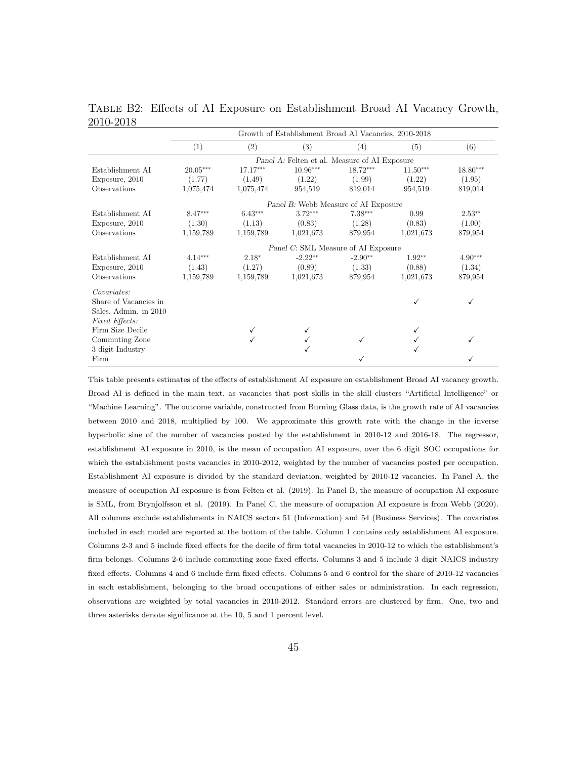Table B2: Effects of AI Exposure on Establishment Broad AI Vacancy Growth, 2010-2018

| | Growth of Establishment Broad AI Vacancies, 2010-2018 | | | | | |
|---|---|---|---|---|---|---|
| | (1) | (2) | (3) | (4) | (5) | (6) |
| | *Panel A:* Felten et al. Measure of AI Exposure | | | | | |
| Establishment AI | 20.05*** | 17.17*** | 10.96*** | 18.72*** | 11.50*** | 18.80*** |
| Exposure, 2010 | (1.77) | (1.49) | (1.22) | (1.99) | (1.22) | (1.95) |
| Observations | 1,075,474 | 1,075,474 | 954,519 | 819,014 | 954,519 | 819,014 |
| | *Panel B:* Webb Measure of AI Exposure | | | | | |
| Establishment AI | 8.47*** | 6.43*** | 3.72*** | 7.38*** | 0.99 | 2.53** |
| Exposure, 2010 | (1.30) | (1.13) | (0.83) | (1.28) | (0.83) | (1.00) |
| Observations | 1,159,789 | 1,159,789 | 1,021,673 | 879,954 | 1,021,673 | 879,954 |
| | *Panel C:* SML Measure of AI Exposure | | | | | |
| Establishment AI | 4.14*** | 2.18* | -2.22** | -2.90** | 1.92** | 4.90*** |
| Exposure, 2010 | (1.43) | (1.27) | (0.89) | (1.33) | (0.88) | (1.34) |
| Observations | 1,159,789 | 1,159,789 | 1,021,673 | 879,954 | 1,021,673 | 879,954 |
| *Covariates:* | | | | | | |
| Share of Vacancies in Sales, Admin. in 2010 | | | | | ✓ | ✓ |
| *Fixed Effects:* | | | | | | |
| Firm Size Decile | | ✓ | ✓ | | ✓ | |
| Commuting Zone | | ✓ | ✓ | ✓ | ✓ | ✓ |
| 3 digit Industry | | | ✓ | | ✓ | |
| Firm | | | | ✓ | | ✓ |

This table presents estimates of the effects of establishment AI exposure on establishment Broad AI vacancy growth. Broad AI is defined in the main text, as vacancies that post skills in the skill clusters "Artificial Intelligence" or "Machine Learning". The outcome variable, constructed from Burning Glass data, is the growth rate of AI vacancies between 2010 and 2018, multiplied by 100. We approximate this growth rate with the change in the inverse hyperbolic sine of the number of vacancies posted by the establishment in 2010-12 and 2016-18. The regressor, establishment AI exposure in 2010, is the mean of occupation AI exposure, over the 6 digit SOC occupations for which the establishment posts vacancies in 2010-2012, weighted by the number of vacancies posted per occupation. Establishment AI exposure is divided by the standard deviation, weighted by 2010-12 vacancies. In Panel A, the measure of occupation AI exposure is from Felten et al. (2019). In Panel B, the measure of occupation AI exposure is SML, from Brynjolfsson et al. (2019). In Panel C, the measure of occupation AI exposure is from Webb (2020). All columns exclude establishments in NAICS sectors 51 (Information) and 54 (Business Services). The covariates included in each model are reported at the bottom of the table. Column 1 contains only establishment AI exposure. Columns 2-3 and 5 include fixed effects for the decile of firm total vacancies in 2010-12 to which the establishment's firm belongs. Columns 2-6 include commuting zone fixed effects. Columns 3 and 5 include 3 digit NAICS industry fixed effects. Columns 4 and 6 include firm fixed effects. Columns 5 and 6 control for the share of 2010-12 vacancies in each establishment, belonging to the broad occupations of either sales or administration. In each regression, observations are weighted by total vacancies in 2010-2012. Standard errors are clustered by firm. One, two and three asterisks denote significance at the 10, 5 and 1 percent level.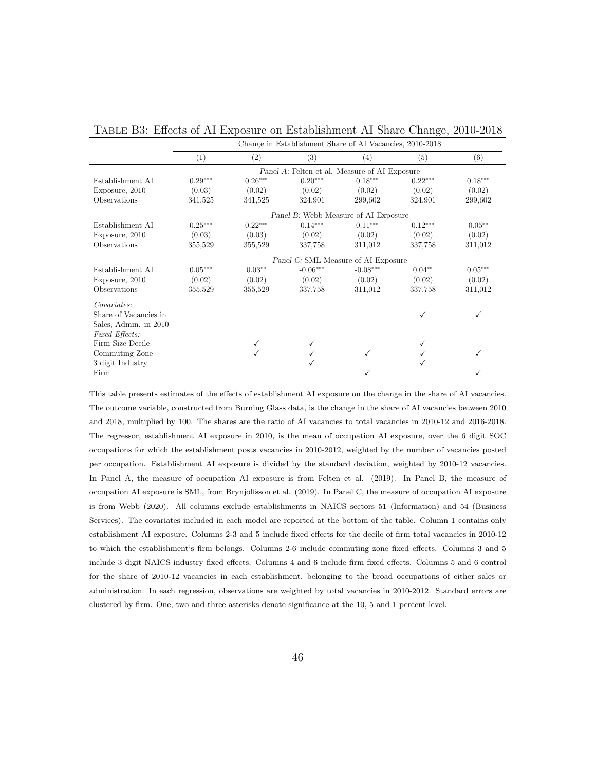Table B3: Effects of AI Exposure on Establishment AI Share Change, 2010-2018

| | Change in Establishment Share of AI Vacancies, 2010-2018 | | | | | |
|---|---|---|---|---|---|---|
| | (1) | (2) | (3) | (4) | (5) | (6) |
| | *Panel A:* Felten et al. Measure of AI Exposure | | | | | |
| Establishment AI Exposure, 2010 | 0.29*** | 0.26*** | 0.20*** | 0.18*** | 0.22*** | 0.18*** |
| | (0.03) | (0.02) | (0.02) | (0.02) | (0.02) | (0.02) |
| Observations | 341,525 | 341,525 | 324,901 | 299,602 | 324,901 | 299,602 |
| | *Panel B:* Webb Measure of AI Exposure | | | | | |
| Establishment AI Exposure, 2010 | 0.25*** | 0.22*** | 0.14*** | 0.11*** | 0.12*** | 0.05** |
| | (0.03) | (0.03) | (0.02) | (0.02) | (0.02) | (0.02) |
| Observations | 355,529 | 355,529 | 337,758 | 311,012 | 337,758 | 311,012 |
| | *Panel C:* SML Measure of AI Exposure | | | | | |
| Establishment AI Exposure, 2010 | 0.05*** | 0.03** | -0.06*** | -0.08*** | 0.04** | 0.05*** |
| | (0.02) | (0.02) | (0.02) | (0.02) | (0.02) | (0.02) |
| Observations | 355,529 | 355,529 | 337,758 | 311,012 | 337,758 | 311,012 |
| *Covariates:* | | | | | | |
| Share of Vacancies in Sales, Admin. in 2010 | | | | | ✓ | ✓ |
| *Fixed Effects:* | | | | | | |
| Firm Size Decile | | ✓ | ✓ | | ✓ | |
| Commuting Zone | | ✓ | ✓ | ✓ | ✓ | ✓ |
| 3 digit Industry | | | ✓ | | ✓ | |
| Firm | | | | ✓ | | ✓ |

This table presents estimates of the effects of establishment AI exposure on the change in the share of AI vacancies. The outcome variable, constructed from Burning Glass data, is the change in the share of AI vacancies between 2010 and 2018, multiplied by 100. The shares are the ratio of AI vacancies to total vacancies in 2010-12 and 2016-2018. The regressor, establishment AI exposure in 2010, is the mean of occupation AI exposure, over the 6 digit SOC occupations for which the establishment posts vacancies in 2010-2012, weighted by the number of vacancies posted per occupation. Establishment AI exposure is divided by the standard deviation, weighted by 2010-12 vacancies. In Panel A, the measure of occupation AI exposure is from Felten et al. (2019). In Panel B, the measure of occupation AI exposure is SML, from Brynjolfsson et al. (2019). In Panel C, the measure of occupation AI exposure is from Webb (2020). All columns exclude establishments in NAICS sectors 51 (Information) and 54 (Business Services). The covariates included in each model are reported at the bottom of the table. Column 1 contains only establishment AI exposure. Columns 2-3 and 5 include fixed effects for the decile of firm total vacancies in 2010-12 to which the establishment's firm belongs. Columns 2-6 include commuting zone fixed effects. Columns 3 and 5 include 3 digit NAICS industry fixed effects. Columns 4 and 6 include firm fixed effects. Columns 5 and 6 control for the share of 2010-12 vacancies in each establishment, belonging to the broad occupations of either sales or administration. In each regression, observations are weighted by total vacancies in 2010-2012. Standard errors are clustered by firm. One, two and three asterisks denote significance at the 10, 5 and 1 percent level.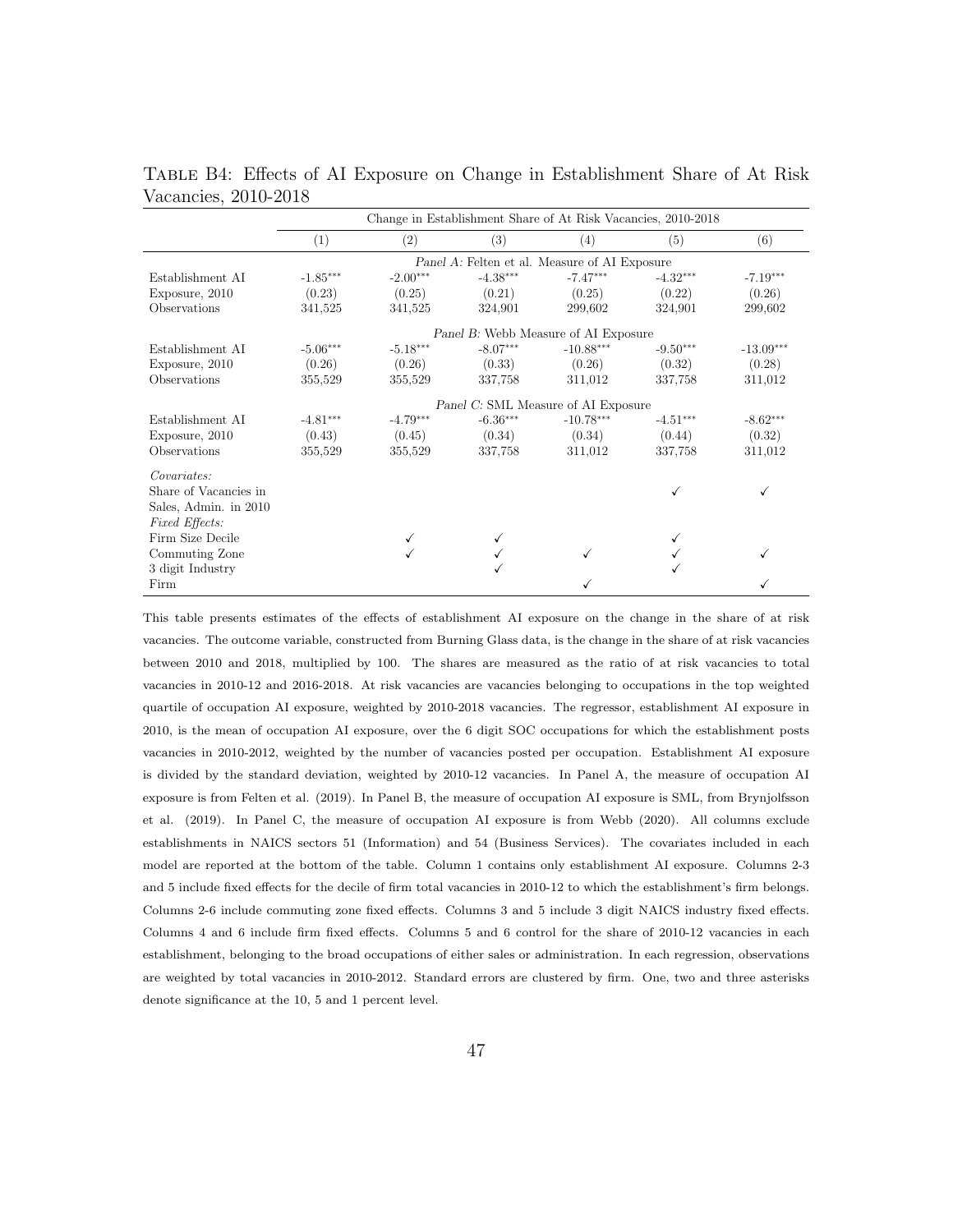Table B4: Effects of AI Exposure on Change in Establishment Share of At Risk Vacancies, 2010-2018

| | Change in Establishment Share of At Risk Vacancies, 2010-2018 | | | | | |
|---|---|---|---|---|---|---|
| | (1) | (2) | (3) | (4) | (5) | (6) |
| | *Panel A:* Felten et al. Measure of AI Exposure | | | | | |
| Establishment AI Exposure, 2010 | -1.85*** | -2.00*** | -4.38*** | -7.47*** | -4.32*** | -7.19*** |
| | (0.23) | (0.25) | (0.21) | (0.25) | (0.22) | (0.26) |
| Observations | 341,525 | 341,525 | 324,901 | 299,602 | 324,901 | 299,602 |
| | *Panel B:* Webb Measure of AI Exposure | | | | | |
| Establishment AI Exposure, 2010 | -5.06*** | -5.18*** | -8.07*** | -10.88*** | -9.50*** | -13.09*** |
| | (0.26) | (0.26) | (0.33) | (0.26) | (0.32) | (0.28) |
| Observations | 355,529 | 355,529 | 337,758 | 311,012 | 337,758 | 311,012 |
| | *Panel C:* SML Measure of AI Exposure | | | | | |
| Establishment AI Exposure, 2010 | -4.81*** | -4.79*** | -6.36*** | -10.78*** | -4.51*** | -8.62*** |
| | (0.43) | (0.45) | (0.34) | (0.34) | (0.44) | (0.32) |
| Observations | 355,529 | 355,529 | 337,758 | 311,012 | 337,758 | 311,012 |
| *Covariates:* | | | | | | |
| Share of Vacancies in Sales, Admin. in 2010 | | | | | ✓ | ✓ |
| *Fixed Effects:* | | | | | | |
| Firm Size Decile | | ✓ | ✓ | | ✓ | |
| Commuting Zone | | ✓ | ✓ | ✓ | ✓ | ✓ |
| 3 digit Industry | | | ✓ | | ✓ | |
| Firm | | | | ✓ | | ✓ |

This table presents estimates of the effects of establishment AI exposure on the change in the share of at risk vacancies. The outcome variable, constructed from Burning Glass data, is the change in the share of at risk vacancies between 2010 and 2018, multiplied by 100. The shares are measured as the ratio of at risk vacancies to total vacancies in 2010-12 and 2016-2018. At risk vacancies are vacancies belonging to occupations in the top weighted quartile of occupation AI exposure, weighted by 2010-2018 vacancies. The regressor, establishment AI exposure in 2010, is the mean of occupation AI exposure, over the 6 digit SOC occupations for which the establishment posts vacancies in 2010-2012, weighted by the number of vacancies posted per occupation. Establishment AI exposure is divided by the standard deviation, weighted by 2010-12 vacancies. In Panel A, the measure of occupation AI exposure is from Felten et al. (2019). In Panel B, the measure of occupation AI exposure is SML, from Brynjolfsson et al. (2019). In Panel C, the measure of occupation AI exposure is from Webb (2020). All columns exclude establishments in NAICS sectors 51 (Information) and 54 (Business Services). The covariates included in each model are reported at the bottom of the table. Column 1 contains only establishment AI exposure. Columns 2-3 and 5 include fixed effects for the decile of firm total vacancies in 2010-12 to which the establishment's firm belongs. Columns 2-6 include commuting zone fixed effects. Columns 3 and 5 include 3 digit NAICS industry fixed effects. Columns 4 and 6 include firm fixed effects. Columns 5 and 6 control for the share of 2010-12 vacancies in each establishment, belonging to the broad occupations of either sales or administration. In each regression, observations are weighted by total vacancies in 2010-2012. Standard errors are clustered by firm. One, two and three asterisks denote significance at the 10, 5 and 1 percent level.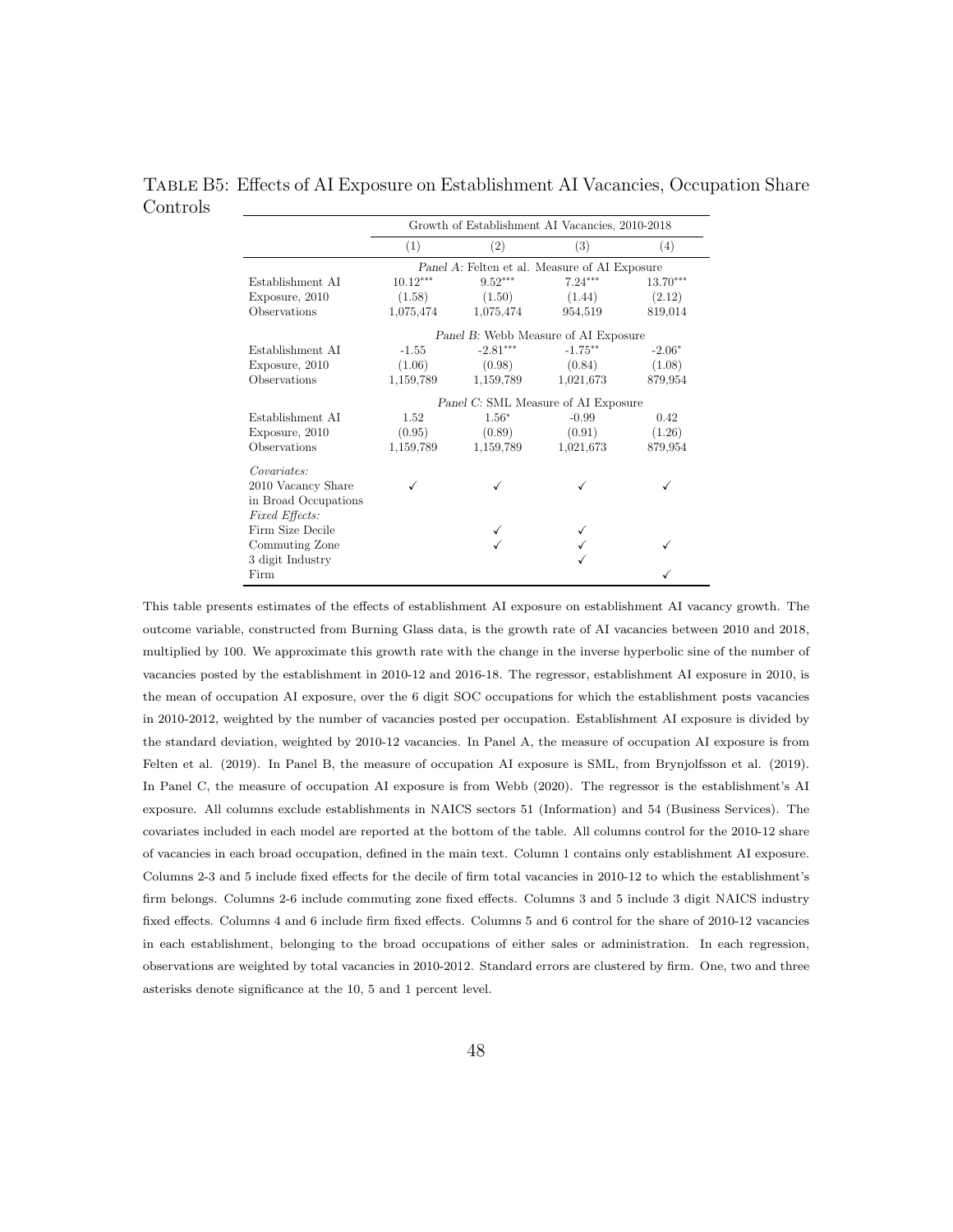Table B5: Effects of AI Exposure on Establishment AI Vacancies, Occupation Share Controls

| | Growth of Establishment AI Vacancies, 2010-2018 | | | |
|---|---|---|---|---|
| | (1) | (2) | (3) | (4) |
| | *Panel A:* Felten et al. Measure of AI Exposure | | | |
| Establishment AI Exposure, 2010 | 10.12*** | 9.52*** | 7.24*** | 13.70*** |
| | (1.58) | (1.50) | (1.44) | (2.12) |
| Observations | 1,075,474 | 1,075,474 | 954,519 | 819,014 |
| | *Panel B:* Webb Measure of AI Exposure | | | |
| Establishment AI Exposure, 2010 | -1.55 | -2.81*** | -1.75** | -2.06* |
| | (1.06) | (0.98) | (0.84) | (1.08) |
| Observations | 1,159,789 | 1,159,789 | 1,021,673 | 879,954 |
| | *Panel C:* SML Measure of AI Exposure | | | |
| Establishment AI Exposure, 2010 | 1.52 | 1.56* | -0.99 | 0.42 |
| | (0.95) | (0.89) | (0.91) | (1.26) |
| Observations | 1,159,789 | 1,159,789 | 1,021,673 | 879,954 |
| *Covariates:* | | | | |
| 2010 Vacancy Share in Broad Occupations | ✓ | ✓ | ✓ | ✓ |
| *Fixed Effects:* | | | | |
| Firm Size Decile | | ✓ | ✓ | |
| Commuting Zone | | ✓ | ✓ | ✓ |
| 3 digit Industry | | | ✓ | |
| Firm | | | | ✓ |

This table presents estimates of the effects of establishment AI exposure on establishment AI vacancy growth. The outcome variable, constructed from Burning Glass data, is the growth rate of AI vacancies between 2010 and 2018, multiplied by 100. We approximate this growth rate with the change in the inverse hyperbolic sine of the number of vacancies posted by the establishment in 2010-12 and 2016-18. The regressor, establishment AI exposure in 2010, is the mean of occupation AI exposure, over the 6 digit SOC occupations for which the establishment posts vacancies in 2010-2012, weighted by the number of vacancies posted per occupation. Establishment AI exposure is divided by the standard deviation, weighted by 2010-12 vacancies. In Panel A, the measure of occupation AI exposure is from Felten et al. (2019). In Panel B, the measure of occupation AI exposure is SML, from Brynjolfsson et al. (2019). In Panel C, the measure of occupation AI exposure is from Webb (2020). The regressor is the establishment's AI exposure. All columns exclude establishments in NAICS sectors 51 (Information) and 54 (Business Services). The covariates included in each model are reported at the bottom of the table. All columns control for the 2010-12 share of vacancies in each broad occupation, defined in the main text. Column 1 contains only establishment AI exposure. Columns 2-3 and 5 include fixed effects for the decile of firm total vacancies in 2010-12 to which the establishment's firm belongs. Columns 2-6 include commuting zone fixed effects. Columns 3 and 5 include 3 digit NAICS industry fixed effects. Columns 4 and 6 include firm fixed effects. Columns 5 and 6 control for the share of 2010-12 vacancies in each establishment, belonging to the broad occupations of either sales or administration. In each regression, observations are weighted by total vacancies in 2010-2012. Standard errors are clustered by firm. One, two and three asterisks denote significance at the 10, 5 and 1 percent level.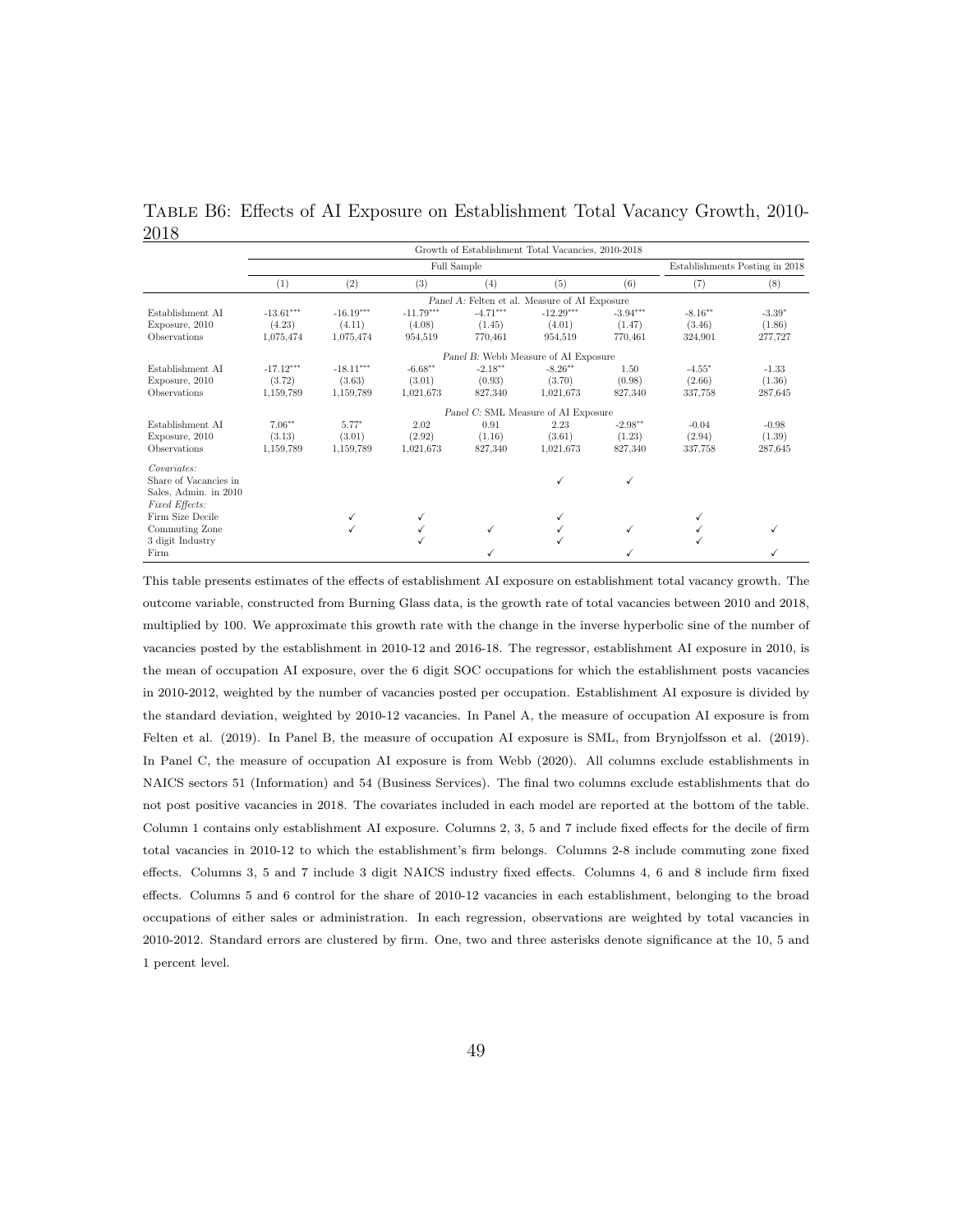TABLE B6: Effects of AI Exposure on Establishment Total Vacancy Growth, 2010-2018

| | Growth of Establishment Total Vacancies, 2010-2018 | | | | | | | |
|---|---|---|---|---|---|---|---|---|
| | Full Sample | | | | | | Establishments Posting in 2018 | |
| | (1) | (2) | (3) | (4) | (5) | (6) | (7) | (8) |
| | *Panel A:* Felten et al. Measure of AI Exposure | | | | | | | |
| Establishment AI | -13.61*** | -16.19*** | -11.79*** | -4.71*** | -12.29*** | -3.94*** | -8.16** | -3.39* |
| Exposure, 2010 | (4.23) | (4.11) | (4.08) | (1.45) | (4.01) | (1.47) | (3.46) | (1.86) |
| Observations | 1,075,474 | 1,075,474 | 954,519 | 770,461 | 954,519 | 770,461 | 324,901 | 277,727 |
| | *Panel B:* Webb Measure of AI Exposure | | | | | | | |
| Establishment AI | -17.12*** | -18.11*** | -6.68** | -2.18** | -8.26** | 1.50 | -4.55* | -1.33 |
| Exposure, 2010 | (3.72) | (3.63) | (3.01) | (0.93) | (3.70) | (0.98) | (2.66) | (1.36) |
| Observations | 1,159,789 | 1,159,789 | 1,021,673 | 827,340 | 1,021,673 | 827,340 | 337,758 | 287,645 |
| | *Panel C:* SML Measure of AI Exposure | | | | | | | |
| Establishment AI | 7.06** | 5.77* | 2.02 | 0.91 | 2.23 | -2.98** | -0.04 | -0.98 |
| Exposure, 2010 | (3.13) | (3.01) | (2.92) | (1.16) | (3.61) | (1.23) | (2.94) | (1.39) |
| Observations | 1,159,789 | 1,159,789 | 1,021,673 | 827,340 | 1,021,673 | 827,340 | 337,758 | 287,645 |
| *Covariates:* | | | | | | | | |
| Share of Vacancies in Sales, Admin. in 2010 | | | | | ✓ | ✓ | | |
| *Fixed Effects:* | | | | | | | | |
| Firm Size Decile | | ✓ | ✓ | | ✓ | | ✓ | |
| Commuting Zone | | ✓ | ✓ | ✓ | ✓ | ✓ | ✓ | ✓ |
| 3 digit Industry | | | ✓ | | ✓ | | ✓ | |
| Firm | | | | ✓ | | ✓ | | ✓ |

This table presents estimates of the effects of establishment AI exposure on establishment total vacancy growth. The outcome variable, constructed from Burning Glass data, is the growth rate of total vacancies between 2010 and 2018, multiplied by 100. We approximate this growth rate with the change in the inverse hyperbolic sine of the number of vacancies posted by the establishment in 2010-12 and 2016-18. The regressor, establishment AI exposure in 2010, is the mean of occupation AI exposure, over the 6 digit SOC occupations for which the establishment posts vacancies in 2010-2012, weighted by the number of vacancies posted per occupation. Establishment AI exposure is divided by the standard deviation, weighted by 2010-12 vacancies. In Panel A, the measure of occupation AI exposure is from Felten et al. (2019). In Panel B, the measure of occupation AI exposure is SML, from Brynjolfsson et al. (2019). In Panel C, the measure of occupation AI exposure is from Webb (2020). All columns exclude establishments in NAICS sectors 51 (Information) and 54 (Business Services). The final two columns exclude establishments that do not post positive vacancies in 2018. The covariates included in each model are reported at the bottom of the table. Column 1 contains only establishment AI exposure. Columns 2, 3, 5 and 7 include fixed effects for the decile of firm total vacancies in 2010-12 to which the establishment's firm belongs. Columns 2-8 include commuting zone fixed effects. Columns 3, 5 and 7 include 3 digit NAICS industry fixed effects. Columns 4, 6 and 8 include firm fixed effects. Columns 5 and 6 control for the share of 2010-12 vacancies in each establishment, belonging to the broad occupations of either sales or administration. In each regression, observations are weighted by total vacancies in 2010-2012. Standard errors are clustered by firm. One, two and three asterisks denote significance at the 10, 5 and 1 percent level.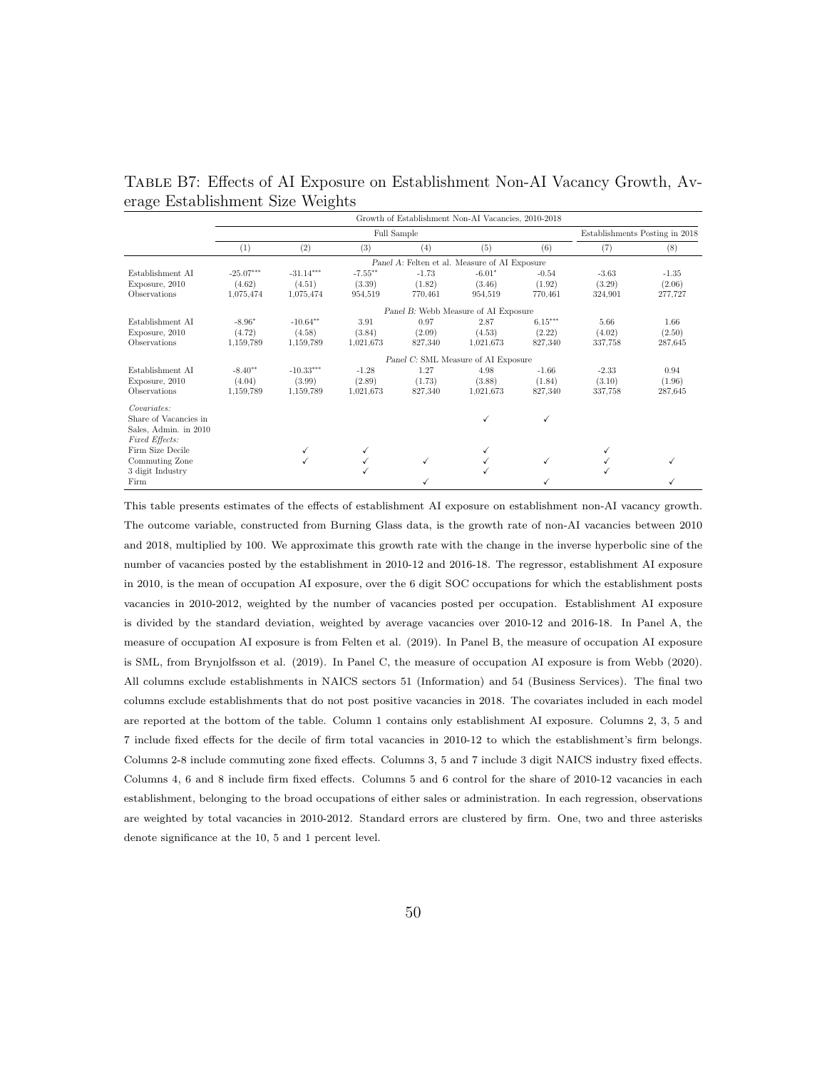Table B7: Effects of AI Exposure on Establishment Non-AI Vacancy Growth, Average Establishment Size Weights

| | Growth of Establishment Non-AI Vacancies, 2010-2018 | | | | | | | |
|---|---|---|---|---|---|---|---|---|
| | Full Sample | | | | | | Establishments Posting in 2018 | |
| | (1) | (2) | (3) | (4) | (5) | (6) | (7) | (8) |
| | *Panel A:* Felten et al. Measure of AI Exposure | | | | | | | |
| Establishment AI Exposure, 2010 | -25.07*** | -31.14*** | -7.55** | -1.73 | -6.01* | -0.54 | -3.63 | -1.35 |
| | (4.62) | (4.51) | (3.39) | (1.82) | (3.46) | (1.92) | (3.29) | (2.06) |
| Observations | 1,075,474 | 1,075,474 | 954,519 | 770,461 | 954,519 | 770,461 | 324,901 | 277,727 |
| | *Panel B:* Webb Measure of AI Exposure | | | | | | | |
| Establishment AI Exposure, 2010 | -8.96* | -10.64** | 3.91 | 0.97 | 2.87 | 6.15*** | 5.66 | 1.66 |
| | (4.72) | (4.58) | (3.84) | (2.09) | (4.53) | (2.22) | (4.02) | (2.50) |
| Observations | 1,159,789 | 1,159,789 | 1,021,673 | 827,340 | 1,021,673 | 827,340 | 337,758 | 287,645 |
| | *Panel C:* SML Measure of AI Exposure | | | | | | | |
| Establishment AI Exposure, 2010 | -8.40** | -10.33*** | -1.28 | 1.27 | 4.98 | -1.66 | -2.33 | 0.94 |
| | (4.04) | (3.99) | (2.89) | (1.73) | (3.88) | (1.84) | (3.10) | (1.96) |
| Observations | 1,159,789 | 1,159,789 | 1,021,673 | 827,340 | 1,021,673 | 827,340 | 337,758 | 287,645 |
| *Covariates:* | | | | | | | | |
| Share of Vacancies in Sales, Admin. in 2010 | | | | | ✓ | ✓ | | |
| *Fixed Effects:* | | | | | | | | |
| Firm Size Decile | | ✓ | ✓ | | ✓ | | ✓ | |
| Commuting Zone | | ✓ | ✓ | ✓ | ✓ | ✓ | ✓ | ✓ |
| 3 digit Industry | | | ✓ | | ✓ | | ✓ | |
| Firm | | | | ✓ | | ✓ | | ✓ |

This table presents estimates of the effects of establishment AI exposure on establishment non-AI vacancy growth. The outcome variable, constructed from Burning Glass data, is the growth rate of non-AI vacancies between 2010 and 2018, multiplied by 100. We approximate this growth rate with the change in the inverse hyperbolic sine of the number of vacancies posted by the establishment in 2010-12 and 2016-18. The regressor, establishment AI exposure in 2010, is the mean of occupation AI exposure, over the 6 digit SOC occupations for which the establishment posts vacancies in 2010-2012, weighted by the number of vacancies posted per occupation. Establishment AI exposure is divided by the standard deviation, weighted by average vacancies over 2010-12 and 2016-18. In Panel A, the measure of occupation AI exposure is from Felten et al. (2019). In Panel B, the measure of occupation AI exposure is SML, from Brynjolfsson et al. (2019). In Panel C, the measure of occupation AI exposure is from Webb (2020). All columns exclude establishments in NAICS sectors 51 (Information) and 54 (Business Services). The final two columns exclude establishments that do not post positive vacancies in 2018. The covariates included in each model are reported at the bottom of the table. Column 1 contains only establishment AI exposure. Columns 2, 3, 5 and 7 include fixed effects for the decile of firm total vacancies in 2010-12 to which the establishment's firm belongs. Columns 2-8 include commuting zone fixed effects. Columns 3, 5 and 7 include 3 digit NAICS industry fixed effects. Columns 4, 6 and 8 include firm fixed effects. Columns 5 and 6 control for the share of 2010-12 vacancies in each establishment, belonging to the broad occupations of either sales or administration. In each regression, observations are weighted by total vacancies in 2010-2012. Standard errors are clustered by firm. One, two and three asterisks denote significance at the 10, 5 and 1 percent level.